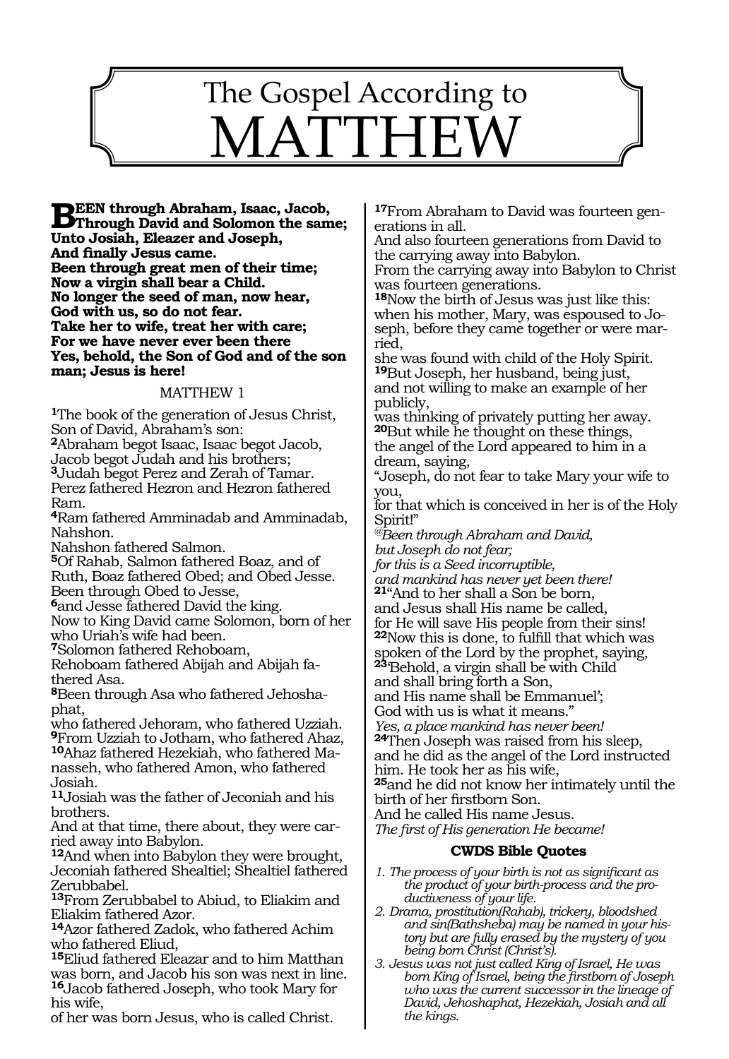# The Gospel According to MATTHEW

**BEEN through Abraham, Isaac, Jacob,**
**Through David and Solomon the same;**
**Unto Josiah, Eleazer and Joseph,**
**And finally Jesus came.**
**Been through great men of their time;**
**Now a virgin shall bear a Child.**
**No longer the seed of man, now hear,**
**God with us, so do not fear.**
**Take her to wife, treat her with care;**
**For we have never ever been there**
**Yes, behold, the Son of God and of the son man; Jesus is here!**

MATTHEW 1

**1**The book of the generation of Jesus Christ, Son of David, Abraham's son:
**2**Abraham begot Isaac, Isaac begot Jacob, Jacob begot Judah and his brothers;
**3**Judah begot Perez and Zerah of Tamar. Perez fathered Hezron and Hezron fathered Ram.
**4**Ram fathered Amminadab and Amminadab, Nahshon.
Nahshon fathered Salmon.
**5**Of Rahab, Salmon fathered Boaz, and of Ruth, Boaz fathered Obed; and Obed Jesse. Been through Obed to Jesse,
**6**and Jesse fathered David the king.
Now to King David came Solomon, born of her who Uriah's wife had been.
**7**Solomon fathered Rehoboam,
Rehoboam fathered Abijah and Abijah fathered Asa.
**8**Been through Asa who fathered Jehoshaphat,
who fathered Jehoram, who fathered Uzziah.
**9**From Uzziah to Jotham, who fathered Ahaz,
**10**Ahaz fathered Hezekiah, who fathered Manasseh, who fathered Amon, who fathered Josiah.
**11**Josiah was the father of Jeconiah and his brothers.
And at that time, there about, they were carried away into Babylon.
**12**And when into Babylon they were brought, Jeconiah fathered Shealtiel; Shealtiel fathered Zerubbabel.
**13**From Zerubbabel to Abiud, to Eliakim and Eliakim fathered Azor.
**14**Azor fathered Zadok, who fathered Achim who fathered Eliud,
**15**Eliud fathered Eleazar and to him Matthan was born, and Jacob his son was next in line.
**16**Jacob fathered Joseph, who took Mary for his wife,
of her was born Jesus, who is called Christ.
**17**From Abraham to David was fourteen generations in all.
And also fourteen generations from David to the carrying away into Babylon.
From the carrying away into Babylon to Christ was fourteen generations.
**18**Now the birth of Jesus was just like this: when his mother, Mary, was espoused to Joseph, before they came together or were married,
she was found with child of the Holy Spirit.
**19**But Joseph, her husband, being just,
and not willing to make an example of her publicly,
was thinking of privately putting her away.
**20**But while he thought on these things,
the angel of the Lord appeared to him in a dream, saying,
"Joseph, do not fear to take Mary your wife to you,
for that which is conceived in her is of the Holy Spirit!"
*@Been through Abraham and David,*
*but Joseph do not fear;*
*for this is a Seed incorruptible,*
*and mankind has never yet been there!*
**21**"And to her shall a Son be born,
and Jesus shall His name be called,
for He will save His people from their sins!
**22**Now this is done, to fulfill that which was spoken of the Lord by the prophet, saying,
**23**'Behold, a virgin shall be with Child
and shall bring forth a Son,
and His name shall be Emmanuel';
God with us is what it means."
*Yes, a place mankind has never been!*
**24**Then Joseph was raised from his sleep,
and he did as the angel of the Lord instructed him. He took her as his wife,
**25**and he did not know her intimately until the birth of her firstborn Son.
And he called His name Jesus.
*The first of His generation He became!*

**CWDS Bible Quotes**

1. *The process of your birth is not as significant as the product of your birth-process and the productiveness of your life.*
2. *Drama, prostitution(Rahab), trickery, bloodshed and sin(Bathsheba) may be named in your history but are fully erased by the mystery of you being born Christ (Christ's).*
3. *Jesus was not just called King of Israel, He was born King of Israel, being the firstborn of Joseph who was the current successor in the lineage of David, Jehoshaphat, Hezekiah, Josiah and all the kings.*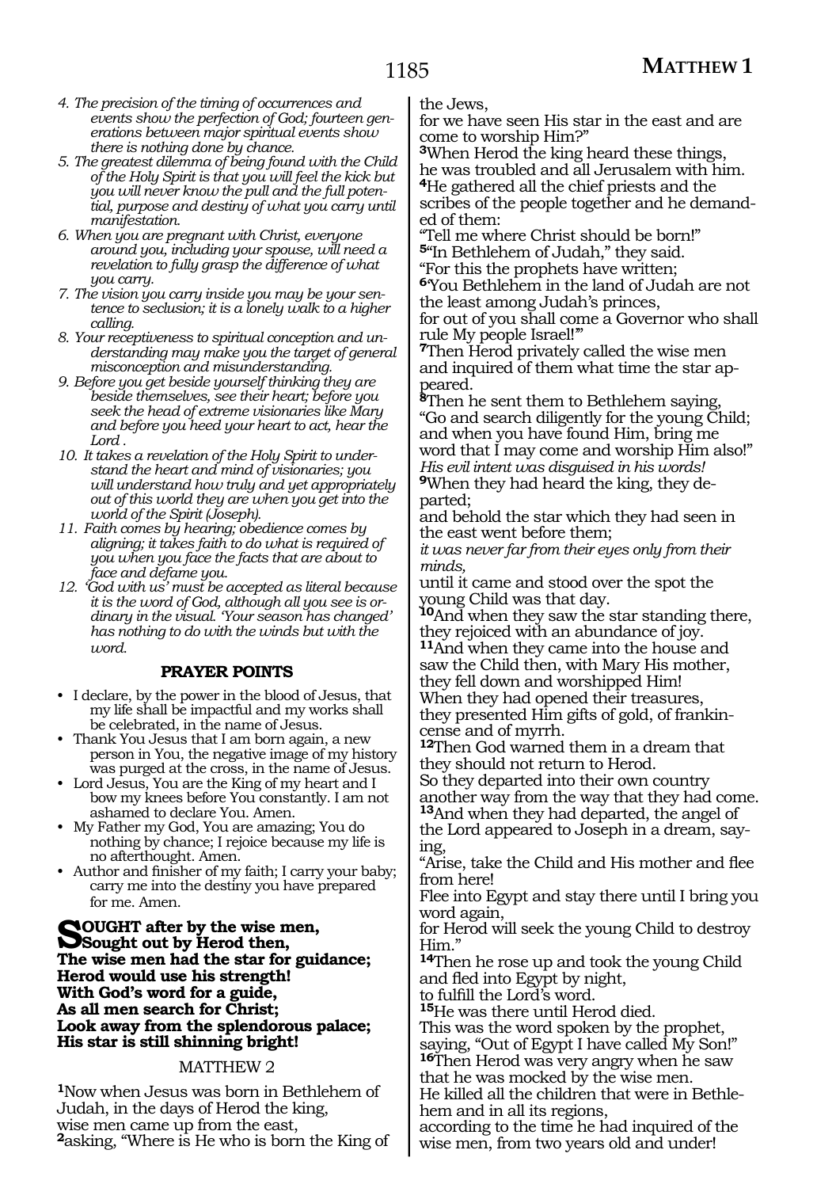4. *The precision of the timing of occurrences and events show the perfection of God; fourteen generations between major spiritual events show there is nothing done by chance.*
5. *The greatest dilemma of being found with the Child of the Holy Spirit is that you will feel the kick but you will never know the pull and the full potential, purpose and destiny of what you carry until manifestation.*
6. *When you are pregnant with Christ, everyone around you, including your spouse, will need a revelation to fully grasp the difference of what you carry.*
7. *The vision you carry inside you may be your sentence to seclusion; it is a lonely walk to a higher calling.*
8. *Your receptiveness to spiritual conception and understanding may make you the target of general misconception and misunderstanding.*
9. *Before you get beside yourself thinking they are beside themselves, see their heart; before you seek the head of extreme visionaries like Mary and before you heed your heart to act, hear the Lord .*
10. *It takes a revelation of the Holy Spirit to understand the heart and mind of visionaries; you will understand how truly and yet appropriately out of this world they are when you get into the world of the Spirit (Joseph).*
11. *Faith comes by hearing; obedience comes by aligning; it takes faith to do what is required of you when you face the facts that are about to face and defame you.*
12. *'God with us' must be accepted as literal because it is the word of God, although all you see is ordinary in the visual. 'Your season has changed' has nothing to do with the winds but with the word.*

**PRAYER POINTS**

- I declare, by the power in the blood of Jesus, that my life shall be impactful and my works shall be celebrated, in the name of Jesus.
- Thank You Jesus that I am born again, a new person in You, the negative image of my history was purged at the cross, in the name of Jesus.
- Lord Jesus, You are the King of my heart and I bow my knees before You constantly. I am not ashamed to declare You. Amen.
- My Father my God, You are amazing; You do nothing by chance; I rejoice because my life is no afterthought. Amen.
- Author and finisher of my faith; I carry your baby; carry me into the destiny you have prepared for me. Amen.

**SOUGHT after by the wise men,**
**Sought out by Herod then,**
**The wise men had the star for guidance;**
**Herod would use his strength!**
**With God's word for a guide,**
**As all men search for Christ;**
**Look away from the splendorous palace;**
**His star is still shinning bright!**

MATTHEW 2

**1**Now when Jesus was born in Bethlehem of Judah, in the days of Herod the king,
wise men came up from the east,
**2**asking, "Where is He who is born the King of the Jews,
for we have seen His star in the east and are come to worship Him?"
**3**When Herod the king heard these things,
he was troubled and all Jerusalem with him.
**4**He gathered all the chief priests and the scribes of the people together and he demanded of them:
"Tell me where Christ should be born!"
**5**"In Bethlehem of Judah," they said.
"For this the prophets have written;
**6**'You Bethlehem in the land of Judah are not the least among Judah's princes,
for out of you shall come a Governor who shall rule My people Israel!'"
**7**Then Herod privately called the wise men and inquired of them what time the star appeared.
**8**Then he sent them to Bethlehem saying,
"Go and search diligently for the young Child;
and when you have found Him, bring me word that I may come and worship Him also!"
*His evil intent was disguised in his words!*
**9**When they had heard the king, they departed;
and behold the star which they had seen in the east went before them;
*it was never far from their eyes only from their minds,*
until it came and stood over the spot the young Child was that day.
**10**And when they saw the star standing there,
they rejoiced with an abundance of joy.
**11**And when they came into the house and saw the Child then, with Mary His mother,
they fell down and worshipped Him!
When they had opened their treasures,
they presented Him gifts of gold, of frankincense and of myrrh.
**12**Then God warned them in a dream that they should not return to Herod.
So they departed into their own country
another way from the way that they had come.
**13**And when they had departed, the angel of the Lord appeared to Joseph in a dream, saying,
"Arise, take the Child and His mother and flee from here!
Flee into Egypt and stay there until I bring you word again,
for Herod will seek the young Child to destroy Him."
**14**Then he rose up and took the young Child and fled into Egypt by night,
to fulfill the Lord's word.
**15**He was there until Herod died.
This was the word spoken by the prophet,
saying, "Out of Egypt I have called My Son!"
**16**Then Herod was very angry when he saw that he was mocked by the wise men.
He killed all the children that were in Bethlehem and in all its regions,
according to the time he had inquired of the wise men, from two years old and under!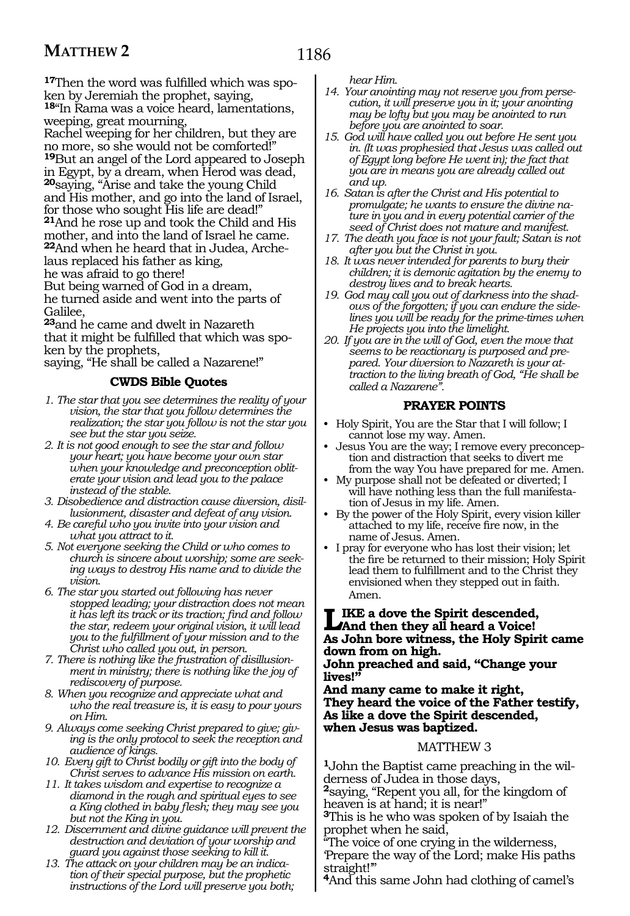[17]Then the word was fulfilled which was spoken by Jeremiah the prophet, saying,
[18]"In Rama was a voice heard, lamentations, weeping, great mourning,
Rachel weeping for her children, but they are no more, so she would not be comforted!"
[19]But an angel of the Lord appeared to Joseph in Egypt, by a dream, when Herod was dead,
[20]saying, "Arise and take the young Child and His mother, and go into the land of Israel, for those who sought His life are dead!"
[21]And he rose up and took the Child and His mother, and into the land of Israel he came.
[22]And when he heard that in Judea, Archelaus replaced his father as king,
he was afraid to go there!
But being warned of God in a dream,
he turned aside and went into the parts of Galilee,
[23]and he came and dwelt in Nazareth
that it might be fulfilled that which was spoken by the prophets,
saying, "He shall be called a Nazarene!"

### CWDS Bible Quotes

1. *The star that you see determines the reality of your vision, the star that you follow determines the realization; the star you follow is not the star you see but the star you seize.*
2. *It is not good enough to see the star and follow your heart; you have become your own star when your knowledge and preconception obliterate your vision and lead you to the palace instead of the stable.*
3. *Disobedience and distraction cause diversion, disillusionment, disaster and defeat of any vision.*
4. *Be careful who you invite into your vision and what you attract to it.*
5. *Not everyone seeking the Child or who comes to church is sincere about worship; some are seeking ways to destroy His name and to divide the vision.*
6. *The star you started out following has never stopped leading; your distraction does not mean it has left its track or its traction; find and follow the star, redeem your original vision, it will lead you to the fulfillment of your mission and to the Christ who called you out, in person.*
7. *There is nothing like the frustration of disillusionment in ministry; there is nothing like the joy of rediscovery of purpose.*
8. *When you recognize and appreciate what and who the real treasure is, it is easy to pour yours on Him.*
9. *Always come seeking Christ prepared to give; giving is the only protocol to seek the reception and audience of kings.*
10. *Every gift to Christ bodily or gift into the body of Christ serves to advance His mission on earth.*
11. *It takes wisdom and expertise to recognize a diamond in the rough and spiritual eyes to see a King clothed in baby flesh; they may see you but not the King in you.*
12. *Discernment and divine guidance will prevent the destruction and deviation of your worship and guard you against those seeking to kill it.*
13. *The attack on your children may be an indication of their special purpose, but the prophetic instructions of the Lord will preserve you both; hear Him.*
14. *Your anointing may not reserve you from persecution, it will preserve you in it; your anointing may be lofty but you may be anointed to run before you are anointed to soar.*
15. *God will have called you out before He sent you in. (It was prophesied that Jesus was called out of Egypt long before He went in); the fact that you are in means you are already called out and up.*
16. *Satan is after the Christ and His potential to promulgate; he wants to ensure the divine nature in you and in every potential carrier of the seed of Christ does not mature and manifest.*
17. *The death you face is not your fault; Satan is not after you but the Christ in you.*
18. *It was never intended for parents to bury their children; it is demonic agitation by the enemy to destroy lives and to break hearts.*
19. *God may call you out of darkness into the shadows of the forgotten; if you can endure the sidelines you will be ready for the prime-times when He projects you into the limelight.*
20. *If you are in the will of God, even the move that seems to be reactionary is purposed and prepared. Your diversion to Nazareth is your attraction to the living breath of God, "He shall be called a Nazarene".*

### PRAYER POINTS

- Holy Spirit, You are the Star that I will follow; I cannot lose my way. Amen.
- Jesus You are the way; I remove every preconception and distraction that seeks to divert me from the way You have prepared for me. Amen.
- My purpose shall not be defeated or diverted; I will have nothing less than the full manifestation of Jesus in my life. Amen.
- By the power of the Holy Spirit, every vision killer attached to my life, receive fire now, in the name of Jesus. Amen.
- I pray for everyone who has lost their vision; let the fire be returned to their mission; Holy Spirit lead them to fulfillment and to the Christ they envisioned when they stepped out in faith. Amen.

**LIKE a dove the Spirit descended,**
**And then they all heard a Voice!**
**As John bore witness, the Holy Spirit came down from on high.**
**John preached and said, "Change your lives!"**
**And many came to make it right,**
**They heard the voice of the Father testify,**
**As like a dove the Spirit descended,**
**when Jesus was baptized.**

## MATTHEW 3

[1]John the Baptist came preaching in the wilderness of Judea in those days,
[2]saying, "Repent you all, for the kingdom of heaven is at hand; it is near!"
[3]This is he who was spoken of by Isaiah the prophet when he said,
"The voice of one crying in the wilderness, 'Prepare the way of the Lord; make His paths straight!'"
[4]And this same John had clothing of camel's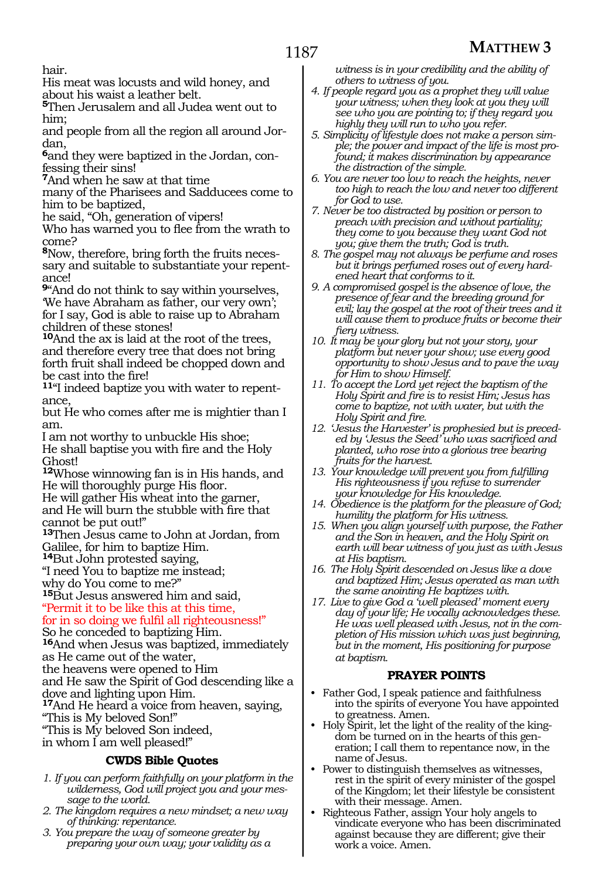hair.
His meat was locusts and wild honey, and about his waist a leather belt.
**5**Then Jerusalem and all Judea went out to him;
and people from all the region all around Jordan,
**6**and they were baptized in the Jordan, confessing their sins!
**7**And when he saw at that time
many of the Pharisees and Sadducees come to him to be baptized,
he said, "Oh, generation of vipers!
Who has warned you to flee from the wrath to come?
**8**Now, therefore, bring forth the fruits necessary and suitable to substantiate your repentance!
**9**"And do not think to say within yourselves, 'We have Abraham as father, our very own'; for I say, God is able to raise up to Abraham children of these stones!
**10**And the ax is laid at the root of the trees, and therefore every tree that does not bring forth fruit shall indeed be chopped down and be cast into the fire!
**11**"I indeed baptize you with water to repentance,
but He who comes after me is mightier than I am.
I am not worthy to unbuckle His shoe;
He shall baptise you with fire and the Holy Ghost!
**12**Whose winnowing fan is in His hands, and He will thoroughly purge His floor.
He will gather His wheat into the garner,
and He will burn the stubble with fire that cannot be put out!"
**13**Then Jesus came to John at Jordan, from Galilee, for him to baptize Him.
**14**But John protested saying,
"I need You to baptize me instead;
why do You come to me?"
**15**But Jesus answered him and said,
"Permit it to be like this at this time,
for in so doing we fulfil all righteousness!"
So he conceded to baptizing Him.
**16**And when Jesus was baptized, immediately as He came out of the water,
the heavens were opened to Him
and He saw the Spirit of God descending like a dove and lighting upon Him.
**17**And He heard a voice from heaven, saying,
"This is My beloved Son!"
"This is My beloved Son indeed,
in whom I am well pleased!"

### CWDS Bible Quotes

1. *If you can perform faithfully on your platform in the wilderness, God will project you and your message to the world.*
2. *The kingdom requires a new mindset; a new way of thinking: repentance.*
3. *You prepare the way of someone greater by preparing your own way; your validity as a witness is in your credibility and the ability of others to witness of you.*
4. *If people regard you as a prophet they will value your witness; when they look at you they will see who you are pointing to; if they regard you highly they will run to who you refer.*
5. *Simplicity of lifestyle does not make a person simple; the power and impact of the life is most profound; it makes discrimination by appearance the distraction of the simple.*
6. *You are never too low to reach the heights, never too high to reach the low and never too different for God to use.*
7. *Never be too distracted by position or person to preach with precision and without partiality; they come to you because they want God not you; give them the truth; God is truth.*
8. *The gospel may not always be perfume and roses but it brings perfumed roses out of every hardened heart that conforms to it.*
9. *A compromised gospel is the absence of love, the presence of fear and the breeding ground for evil; lay the gospel at the root of their trees and it will cause them to produce fruits or become their fiery witness.*
10. *It may be your glory but not your story, your platform but never your show; use every good opportunity to show Jesus and to pave the way for Him to show Himself.*
11. *To accept the Lord yet reject the baptism of the Holy Spirit and fire is to resist Him; Jesus has come to baptize, not with water, but with the Holy Spirit and fire.*
12. *'Jesus the Harvester' is prophesied but is preceded by 'Jesus the Seed' who was sacrificed and planted, who rose into a glorious tree bearing fruits for the harvest.*
13. *Your knowledge will prevent you from fulfilling His righteousness if you refuse to surrender your knowledge for His knowledge.*
14. *Obedience is the platform for the pleasure of God; humility the platform for His witness.*
15. *When you align yourself with purpose, the Father and the Son in heaven, and the Holy Spirit on earth will bear witness of you just as with Jesus at His baptism.*
16. *The Holy Spirit descended on Jesus like a dove and baptized Him; Jesus operated as man with the same anointing He baptizes with.*
17. *Live to give God a 'well pleased' moment every day of your life; He vocally acknowledges these. He was well pleased with Jesus, not in the completion of His mission which was just beginning, but in the moment, His positioning for purpose at baptism.*

### PRAYER POINTS

- Father God, I speak patience and faithfulness into the spirits of everyone You have appointed to greatness. Amen.
- Holy Spirit, let the light of the reality of the kingdom be turned on in the hearts of this generation; I call them to repentance now, in the name of Jesus.
- Power to distinguish themselves as witnesses, rest in the spirit of every minister of the gospel of the Kingdom; let their lifestyle be consistent with their message. Amen.
- Righteous Father, assign Your holy angels to vindicate everyone who has been discriminated against because they are different; give their work a voice. Amen.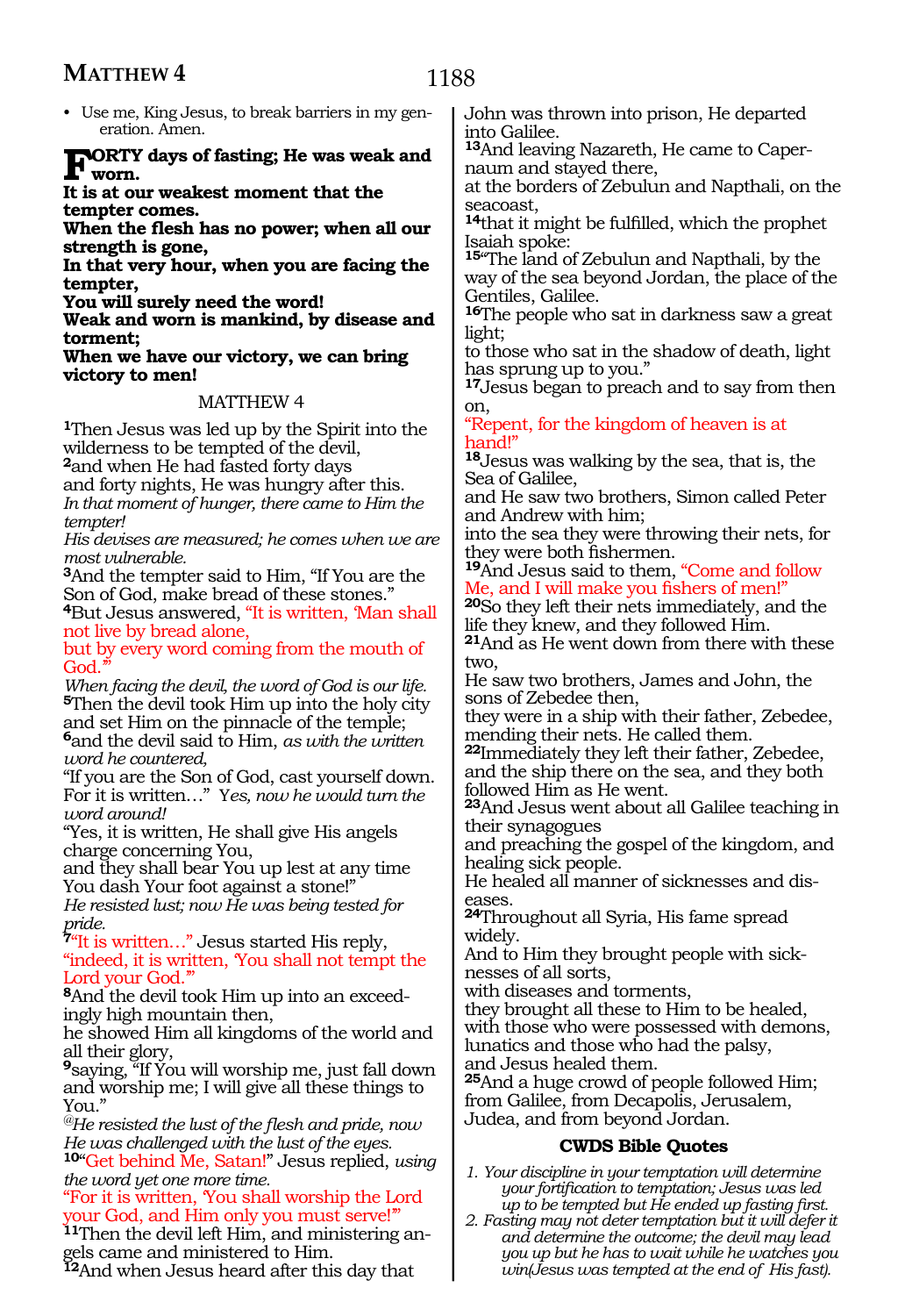- Use me, King Jesus, to break barriers in my generation. Amen.

**FORTY days of fasting; He was weak and worn.**
**It is at our weakest moment that the tempter comes.**
**When the flesh has no power; when all our strength is gone,**
**In that very hour, when you are facing the tempter,**
**You will surely need the word!**
**Weak and worn is mankind, by disease and torment;**
**When we have our victory, we can bring victory to men!**

MATTHEW 4

[1]Then Jesus was led up by the Spirit into the wilderness to be tempted of the devil,
[2]and when He had fasted forty days
and forty nights, He was hungry after this.
*In that moment of hunger, there came to Him the tempter!*
*His devises are measured; he comes when we are most vulnerable.*
[3]And the tempter said to Him, "If You are the Son of God, make bread of these stones."
[4]But Jesus answered, "It is written, 'Man shall not live by bread alone,
but by every word coming from the mouth of God.'"
*When facing the devil, the word of God is our life.*
[5]Then the devil took Him up into the holy city and set Him on the pinnacle of the temple;
[6]and the devil said to Him, *as with the written word he countered,*
"If you are the Son of God, cast yourself down. For it is written…" *Yes, now he would turn the word around!*
"Yes, it is written, He shall give His angels charge concerning You,
and they shall bear You up lest at any time You dash Your foot against a stone!"
*He resisted lust; now He was being tested for pride.*
[7]"It is written…" Jesus started His reply,
"indeed, it is written, 'You shall not tempt the Lord your God.'"
[8]And the devil took Him up into an exceedingly high mountain then,
he showed Him all kingdoms of the world and all their glory,
[9]saying, "If You will worship me, just fall down and worship me; I will give all these things to You."
*@He resisted the lust of the flesh and pride, now He was challenged with the lust of the eyes.*
[10]"Get behind Me, Satan!" Jesus replied, *using the word yet one more time.*
"For it is written, 'You shall worship the Lord your God, and Him only you must serve!'"
[11]Then the devil left Him, and ministering angels came and ministered to Him.
[12]And when Jesus heard after this day that John was thrown into prison, He departed into Galilee.
[13]And leaving Nazareth, He came to Capernaum and stayed there,
at the borders of Zebulun and Napthali, on the seacoast,
[14]that it might be fulfilled, which the prophet Isaiah spoke:
[15]"The land of Zebulun and Napthali, by the way of the sea beyond Jordan, the place of the Gentiles, Galilee.
[16]The people who sat in darkness saw a great light;
to those who sat in the shadow of death, light has sprung up to you."
[17]Jesus began to preach and to say from then on,
"Repent, for the kingdom of heaven is at hand!"
[18]Jesus was walking by the sea, that is, the Sea of Galilee,
and He saw two brothers, Simon called Peter and Andrew with him;
into the sea they were throwing their nets, for they were both fishermen.
[19]And Jesus said to them, "Come and follow Me, and I will make you fishers of men!"
[20]So they left their nets immediately, and the life they knew, and they followed Him.
[21]And as He went down from there with these two,
He saw two brothers, James and John, the sons of Zebedee then,
they were in a ship with their father, Zebedee, mending their nets. He called them.
[22]Immediately they left their father, Zebedee, and the ship there on the sea, and they both followed Him as He went.
[23]And Jesus went about all Galilee teaching in their synagogues
and preaching the gospel of the kingdom, and healing sick people.
He healed all manner of sicknesses and diseases.
[24]Throughout all Syria, His fame spread widely.
And to Him they brought people with sicknesses of all sorts,
with diseases and torments,
they brought all these to Him to be healed, with those who were possessed with demons, lunatics and those who had the palsy,
and Jesus healed them.
[25]And a huge crowd of people followed Him; from Galilee, from Decapolis, Jerusalem, Judea, and from beyond Jordan.

### CWDS Bible Quotes

1. *Your discipline in your temptation will determine your fortification to temptation; Jesus was led up to be tempted but He ended up fasting first.*
2. *Fasting may not deter temptation but it will defer it and determine the outcome; the devil may lead you up but he has to wait while he watches you win(Jesus was tempted at the end of His fast).*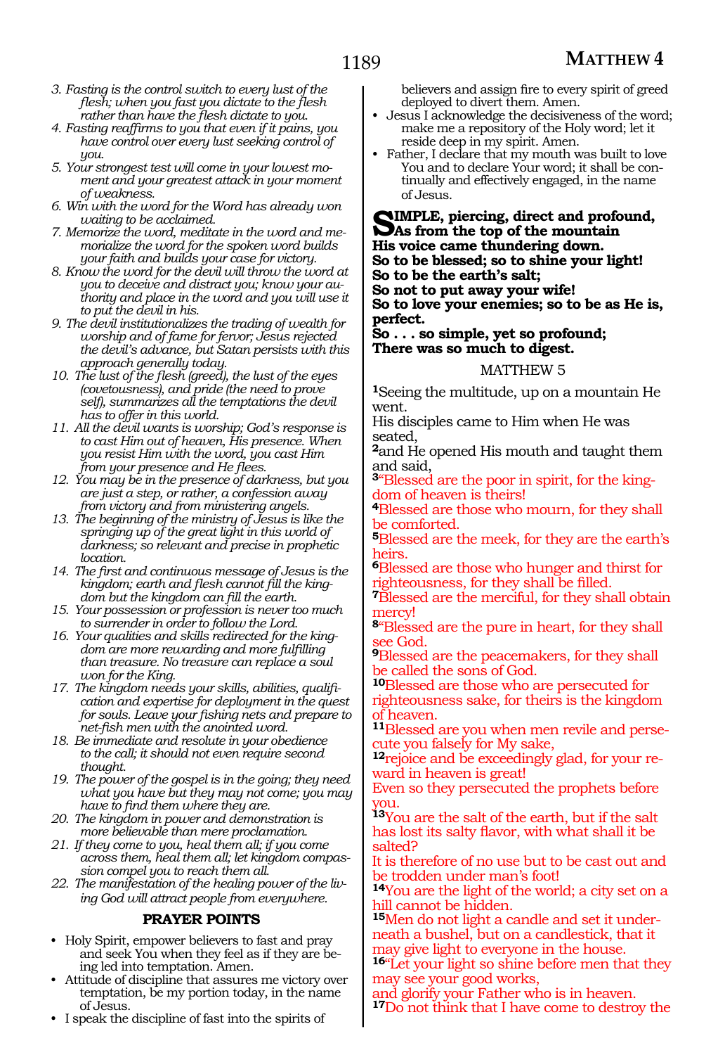3. *Fasting is the control switch to every lust of the flesh; when you fast you dictate to the flesh rather than have the flesh dictate to you.*
4. *Fasting reaffirms to you that even if it pains, you have control over every lust seeking control of you.*
5. *Your strongest test will come in your lowest moment and your greatest attack in your moment of weakness.*
6. *Win with the word for the Word has already won waiting to be acclaimed.*
7. *Memorize the word, meditate in the word and memorialize the word for the spoken word builds your faith and builds your case for victory.*
8. *Know the word for the devil will throw the word at you to deceive and distract you; know your authority and place in the word and you will use it to put the devil in his.*
9. *The devil institutionalizes the trading of wealth for worship and of fame for fervor; Jesus rejected the devil's advance, but Satan persists with this approach generally today.*
10. *The lust of the flesh (greed), the lust of the eyes (covetousness), and pride (the need to prove self), summarizes all the temptations the devil has to offer in this world.*
11. *All the devil wants is worship; God's response is to cast Him out of heaven, His presence. When you resist Him with the word, you cast Him from your presence and He flees.*
12. *You may be in the presence of darkness, but you are just a step, or rather, a confession away from victory and from ministering angels.*
13. *The beginning of the ministry of Jesus is like the springing up of the great light in this world of darkness; so relevant and precise in prophetic location.*
14. *The first and continuous message of Jesus is the kingdom; earth and flesh cannot fill the kingdom but the kingdom can fill the earth.*
15. *Your possession or profession is never too much to surrender in order to follow the Lord.*
16. *Your qualities and skills redirected for the kingdom are more rewarding and more fulfilling than treasure. No treasure can replace a soul won for the King.*
17. *The kingdom needs your skills, abilities, qualification and expertise for deployment in the quest for souls. Leave your fishing nets and prepare to net-fish men with the anointed word.*
18. *Be immediate and resolute in your obedience to the call; it should not even require second thought.*
19. *The power of the gospel is in the going; they need what you have but they may not come; you may have to find them where they are.*
20. *The kingdom in power and demonstration is more believable than mere proclamation.*
21. *If they come to you, heal them all; if you come across them, heal them all; let kingdom compassion compel you to reach them all.*
22. *The manifestation of the healing power of the living God will attract people from everywhere.*

## PRAYER POINTS

- Holy Spirit, empower believers to fast and pray and seek You when they feel as if they are being led into temptation. Amen.
- Attitude of discipline that assures me victory over temptation, be my portion today, in the name of Jesus.
- I speak the discipline of fast into the spirits of believers and assign fire to every spirit of greed deployed to divert them. Amen.
- Jesus I acknowledge the decisiveness of the word; make me a repository of the Holy word; let it reside deep in my spirit. Amen.
- Father, I declare that my mouth was built to love You and to declare Your word; it shall be continually and effectively engaged, in the name of Jesus.

**SIMPLE, piercing, direct and profound,**
**As from the top of the mountain**
**His voice came thundering down.**
**So to be blessed; so to shine your light!**
**So to be the earth's salt;**
**So not to put away your wife!**
**So to love your enemies; so to be as He is, perfect.**
**So . . . so simple, yet so profound;**
**There was so much to digest.**

## MATTHEW 5

[1]Seeing the multitude, up on a mountain He went.
His disciples came to Him when He was seated,
[2]and He opened His mouth and taught them and said,
[3]"Blessed are the poor in spirit, for the kingdom of heaven is theirs!
[4]Blessed are those who mourn, for they shall be comforted.
[5]Blessed are the meek, for they are the earth's heirs.
[6]Blessed are those who hunger and thirst for righteousness, for they shall be filled.
[7]Blessed are the merciful, for they shall obtain mercy!
[8]"Blessed are the pure in heart, for they shall see God.
[9]Blessed are the peacemakers, for they shall be called the sons of God.
[10]Blessed are those who are persecuted for righteousness sake, for theirs is the kingdom of heaven.
[11]Blessed are you when men revile and persecute you falsely for My sake,
[12]rejoice and be exceedingly glad, for your reward in heaven is great!
Even so they persecuted the prophets before you.
[13]You are the salt of the earth, but if the salt has lost its salty flavor, with what shall it be salted?
It is therefore of no use but to be cast out and be trodden under man's foot!
[14]You are the light of the world; a city set on a hill cannot be hidden.
[15]Men do not light a candle and set it underneath a bushel, but on a candlestick, that it may give light to everyone in the house.
[16]"Let your light so shine before men that they may see your good works,
and glorify your Father who is in heaven.
[17]Do not think that I have come to destroy the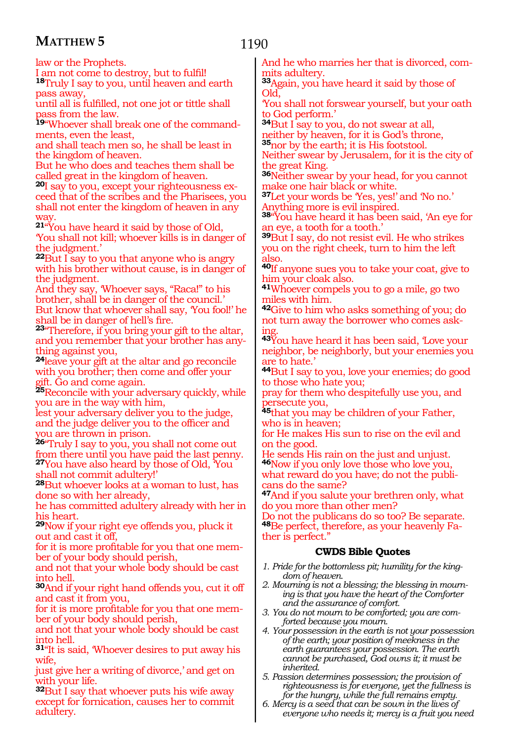law or the Prophets.
I am not come to destroy, but to fulfil!
**18**Truly I say to you, until heaven and earth pass away,
until all is fulfilled, not one jot or tittle shall pass from the law.
**19**"Whoever shall break one of the commandments, even the least,
and shall teach men so, he shall be least in the kingdom of heaven.
But he who does and teaches them shall be called great in the kingdom of heaven.
**20**I say to you, except your righteousness exceed that of the scribes and the Pharisees, you shall not enter the kingdom of heaven in any way.
**21**"You have heard it said by those of Old,
'You shall not kill; whoever kills is in danger of the judgment.'
**22**But I say to you that anyone who is angry with his brother without cause, is in danger of the judgment.
And they say, 'Whoever says, "Raca!" to his brother, shall be in danger of the council.'
But know that whoever shall say, 'You fool!' he shall be in danger of hell's fire.
**23**"Therefore, if you bring your gift to the altar, and you remember that your brother has anything against you,
**24**leave your gift at the altar and go reconcile with you brother; then come and offer your gift. Go and come again.
**25**Reconcile with your adversary quickly, while you are in the way with him,
lest your adversary deliver you to the judge, and the judge deliver you to the officer and you are thrown in prison.
**26**"Truly I say to you, you shall not come out from there until you have paid the last penny.
**27**You have also heard by those of Old, 'You shall not commit adultery!'
**28**But whoever looks at a woman to lust, has done so with her already,
he has committed adultery already with her in his heart.
**29**Now if your right eye offends you, pluck it out and cast it off,
for it is more profitable for you that one member of your body should perish,
and not that your whole body should be cast into hell.
**30**And if your right hand offends you, cut it off and cast it from you,
for it is more profitable for you that one member of your body should perish,
and not that your whole body should be cast into hell.
**31**"It is said, 'Whoever desires to put away his wife,
just give her a writing of divorce,' and get on with your life.
**32**But I say that whoever puts his wife away except for fornication, causes her to commit adultery.
And he who marries her that is divorced, commits adultery.
**33**Again, you have heard it said by those of Old,
'You shall not forswear yourself, but your oath to God perform.'
**34**But I say to you, do not swear at all,
neither by heaven, for it is God's throne,
**35**nor by the earth; it is His footstool.
Neither swear by Jerusalem, for it is the city of the great King.
**36**Neither swear by your head, for you cannot make one hair black or white.
**37**Let your words be 'Yes, yes!' and 'No no.'
Anything more is evil inspired.
**38**"You have heard it has been said, 'An eye for an eye, a tooth for a tooth.'
**39**But I say, do not resist evil. He who strikes you on the right cheek, turn to him the left also.
**40**If anyone sues you to take your coat, give to him your cloak also.
**41**Whoever compels you to go a mile, go two miles with him.
**42**Give to him who asks something of you; do not turn away the borrower who comes asking.
**43**You have heard it has been said, 'Love your neighbor, be neighborly, but your enemies you are to hate.'
**44**But I say to you, love your enemies; do good to those who hate you;
pray for them who despitefully use you, and persecute you,
**45**that you may be children of your Father, who is in heaven;
for He makes His sun to rise on the evil and on the good.
He sends His rain on the just and unjust.
**46**Now if you only love those who love you, what reward do you have; do not the publicans do the same?
**47**And if you salute your brethren only, what do you more than other men?
Do not the publicans do so too? Be separate.
**48**Be perfect, therefore, as your heavenly Father is perfect."

### CWDS Bible Quotes

1. *Pride for the bottomless pit; humility for the kingdom of heaven.*
2. *Mourning is not a blessing; the blessing in mourning is that you have the heart of the Comforter and the assurance of comfort.*
3. *You do not mourn to be comforted; you are comforted because you mourn.*
4. *Your possession in the earth is not your possession of the earth; your position of meekness in the earth guarantees your possession. The earth cannot be purchased, God owns it; it must be inherited.*
5. *Passion determines possession; the provision of righteousness is for everyone, yet the fullness is for the hungry, while the full remains empty.*
6. *Mercy is a seed that can be sown in the lives of everyone who needs it; mercy is a fruit you need*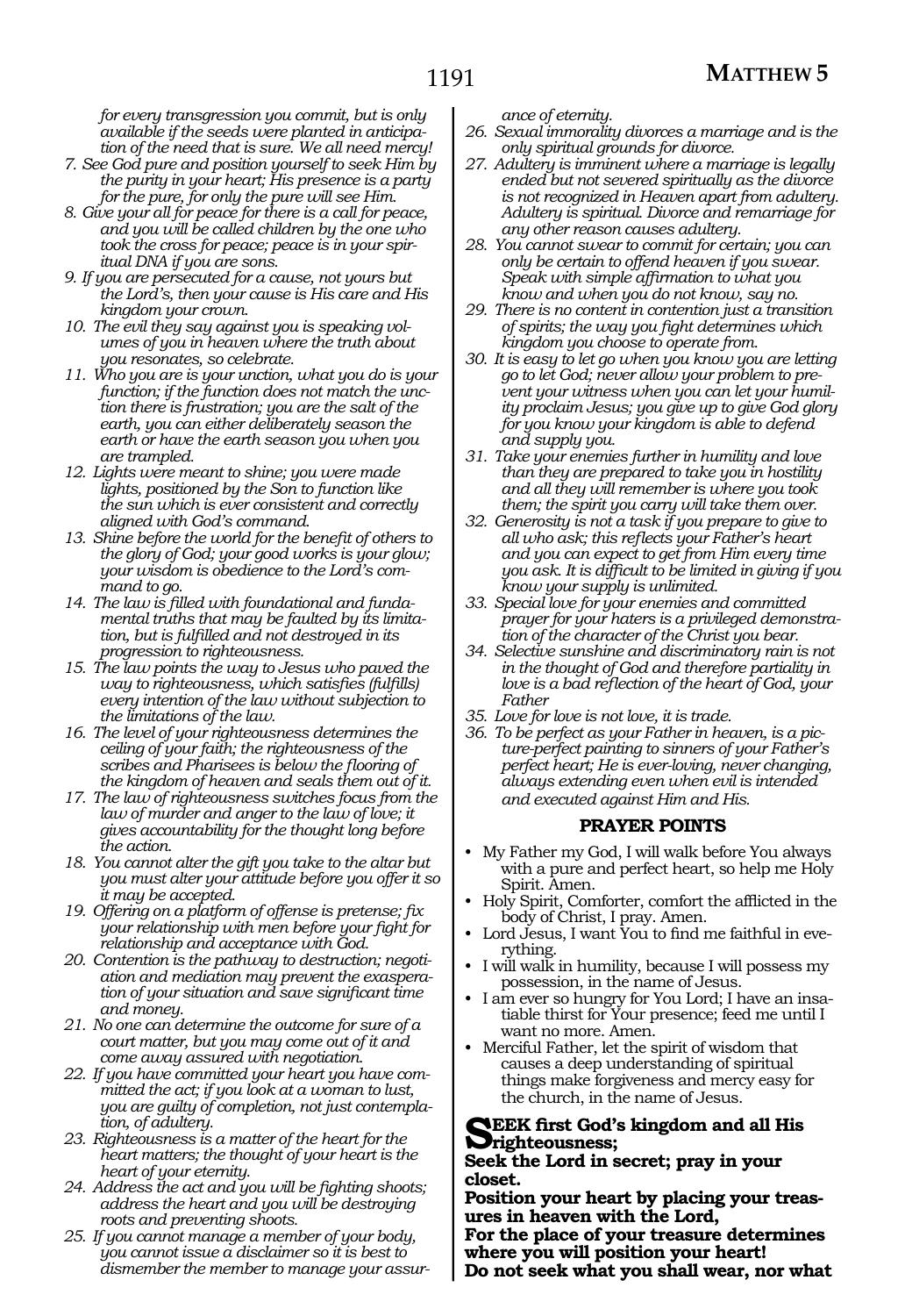*for every transgression you commit, but is only available if the seeds were planted in anticipation of the need that is sure. We all need mercy!*

7. *See God pure and position yourself to seek Him by the purity in your heart; His presence is a party for the pure, for only the pure will see Him.*
8. *Give your all for peace for there is a call for peace, and you will be called children by the one who took the cross for peace; peace is in your spiritual DNA if you are sons.*
9. *If you are persecuted for a cause, not yours but the Lord's, then your cause is His care and His kingdom your crown.*
10. *The evil they say against you is speaking volumes of you in heaven where the truth about you resonates, so celebrate.*
11. *Who you are is your unction, what you do is your function; if the function does not match the unction there is frustration; you are the salt of the earth, you can either deliberately season the earth or have the earth season you when you are trampled.*
12. *Lights were meant to shine; you were made lights, positioned by the Son to function like the sun which is ever consistent and correctly aligned with God's command.*
13. *Shine before the world for the benefit of others to the glory of God; your good works is your glow; your wisdom is obedience to the Lord's command to go.*
14. *The law is filled with foundational and fundamental truths that may be faulted by its limitation, but is fulfilled and not destroyed in its progression to righteousness.*
15. *The law points the way to Jesus who paved the way to righteousness, which satisfies (fulfills) every intention of the law without subjection to the limitations of the law.*
16. *The level of your righteousness determines the ceiling of your faith; the righteousness of the scribes and Pharisees is below the flooring of the kingdom of heaven and seals them out of it.*
17. *The law of righteousness switches focus from the law of murder and anger to the law of love; it gives accountability for the thought long before the action.*
18. *You cannot alter the gift you take to the altar but you must alter your attitude before you offer it so it may be accepted.*
19. *Offering on a platform of offense is pretense; fix your relationship with men before your fight for relationship and acceptance with God.*
20. *Contention is the pathway to destruction; negotiation and mediation may prevent the exasperation of your situation and save significant time and money.*
21. *No one can determine the outcome for sure of a court matter, but you may come out of it and come away assured with negotiation.*
22. *If you have committed your heart you have committed the act; if you look at a woman to lust, you are guilty of completion, not just contemplation, of adultery.*
23. *Righteousness is a matter of the heart for the heart matters; the thought of your heart is the heart of your eternity.*
24. *Address the act and you will be fighting shoots; address the heart and you will be destroying roots and preventing shoots.*
25. *If you cannot manage a member of your body, you cannot issue a disclaimer so it is best to dismember the member to manage your assurance of eternity.*
26. *Sexual immorality divorces a marriage and is the only spiritual grounds for divorce.*
27. *Adultery is imminent where a marriage is legally ended but not severed spiritually as the divorce is not recognized in Heaven apart from adultery. Adultery is spiritual. Divorce and remarriage for any other reason causes adultery.*
28. *You cannot swear to commit for certain; you can only be certain to offend heaven if you swear. Speak with simple affirmation to what you know and when you do not know, say no.*
29. *There is no content in contention just a transition of spirits; the way you fight determines which kingdom you choose to operate from.*
30. *It is easy to let go when you know you are letting go to let God; never allow your problem to prevent your witness when you can let your humility proclaim Jesus; you give up to give God glory for you know your kingdom is able to defend and supply you.*
31. *Take your enemies further in humility and love than they are prepared to take you in hostility and all they will remember is where you took them; the spirit you carry will take them over.*
32. *Generosity is not a task if you prepare to give to all who ask; this reflects your Father's heart and you can expect to get from Him every time you ask. It is difficult to be limited in giving if you know your supply is unlimited.*
33. *Special love for your enemies and committed prayer for your haters is a privileged demonstration of the character of the Christ you bear.*
34. *Selective sunshine and discriminatory rain is not in the thought of God and therefore partiality in love is a bad reflection of the heart of God, your Father*
35. *Love for love is not love, it is trade.*
36. *To be perfect as your Father in heaven, is a picture-perfect painting to sinners of your Father's perfect heart; He is ever-loving, never changing, always extending even when evil is intended and executed against Him and His.*

### PRAYER POINTS

- My Father my God, I will walk before You always with a pure and perfect heart, so help me Holy Spirit. Amen.
- Holy Spirit, Comforter, comfort the afflicted in the body of Christ, I pray. Amen.
- Lord Jesus, I want You to find me faithful in everything.
- I will walk in humility, because I will possess my possession, in the name of Jesus.
- I am ever so hungry for You Lord; I have an insatiable thirst for Your presence; feed me until I want no more. Amen.
- Merciful Father, let the spirit of wisdom that causes a deep understanding of spiritual things make forgiveness and mercy easy for the church, in the name of Jesus.

**SEEK first God's kingdom and all His righteousness;**
**Seek the Lord in secret; pray in your closet.**
**Position your heart by placing your treasures in heaven with the Lord,**
**For the place of your treasure determines where you will position your heart!**
**Do not seek what you shall wear, nor what**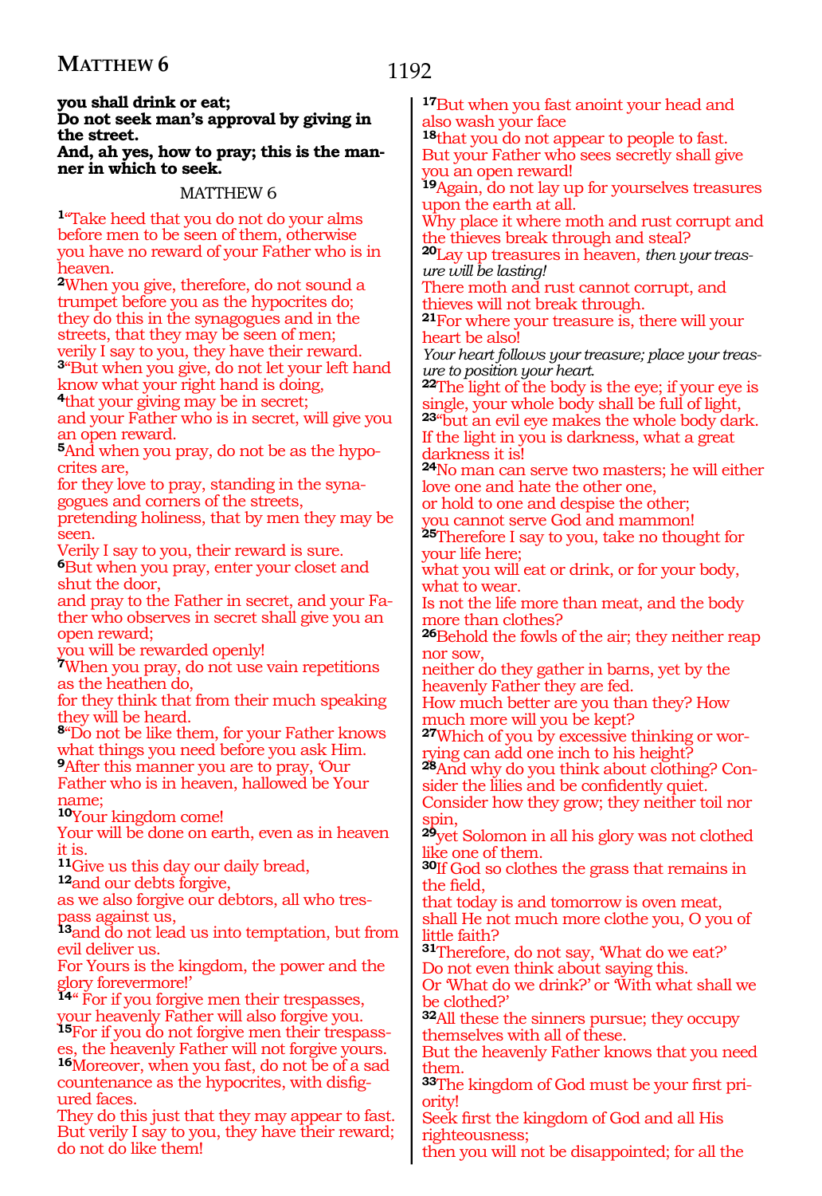**you shall drink or eat;**
**Do not seek man's approval by giving in the street.**
**And, ah yes, how to pray; this is the manner in which to seek.**

MATTHEW 6

1"Take heed that you do not do your alms before men to be seen of them, otherwise you have no reward of your Father who is in heaven.
2When you give, therefore, do not sound a trumpet before you as the hypocrites do; they do this in the synagogues and in the streets, that they may be seen of men; verily I say to you, they have their reward.
3"But when you give, do not let your left hand know what your right hand is doing,
4that your giving may be in secret;
and your Father who is in secret, will give you an open reward.
5And when you pray, do not be as the hypocrites are,
for they love to pray, standing in the synagogues and corners of the streets,
pretending holiness, that by men they may be seen.
Verily I say to you, their reward is sure.
6But when you pray, enter your closet and shut the door,
and pray to the Father in secret, and your Father who observes in secret shall give you an open reward;
you will be rewarded openly!
7When you pray, do not use vain repetitions as the heathen do,
for they think that from their much speaking they will be heard.
8"Do not be like them, for your Father knows what things you need before you ask Him.
9After this manner you are to pray, 'Our Father who is in heaven, hallowed be Your name;
10Your kingdom come!
Your will be done on earth, even as in heaven it is.
11Give us this day our daily bread,
12and our debts forgive,
as we also forgive our debtors, all who trespass against us,
13and do not lead us into temptation, but from evil deliver us.
For Yours is the kingdom, the power and the glory forevermore!'
14" For if you forgive men their trespasses, your heavenly Father will also forgive you.
15For if you do not forgive men their trespasses, the heavenly Father will not forgive yours.
16Moreover, when you fast, do not be of a sad countenance as the hypocrites, with disfigured faces.
They do this just that they may appear to fast.
But verily I say to you, they have their reward; do not do like them!
17But when you fast anoint your head and also wash your face
18that you do not appear to people to fast.
But your Father who sees secretly shall give you an open reward!
19Again, do not lay up for yourselves treasures upon the earth at all.
Why place it where moth and rust corrupt and the thieves break through and steal?
20Lay up treasures in heaven, *then your treasure will be lasting!*
There moth and rust cannot corrupt, and thieves will not break through.
21For where your treasure is, there will your heart be also!
*Your heart follows your treasure; place your treasure to position your heart.*
22The light of the body is the eye; if your eye is single, your whole body shall be full of light,
23"but an evil eye makes the whole body dark.
If the light in you is darkness, what a great darkness it is!
24No man can serve two masters; he will either love one and hate the other one,
or hold to one and despise the other;
you cannot serve God and mammon!
25Therefore I say to you, take no thought for your life here;
what you will eat or drink, or for your body, what to wear.
Is not the life more than meat, and the body more than clothes?
26Behold the fowls of the air; they neither reap nor sow,
neither do they gather in barns, yet by the heavenly Father they are fed.
How much better are you than they? How much more will you be kept?
27Which of you by excessive thinking or worrying can add one inch to his height?
28And why do you think about clothing? Consider the lilies and be confidently quiet.
Consider how they grow; they neither toil nor spin,
29yet Solomon in all his glory was not clothed like one of them.
30If God so clothes the grass that remains in the field,
that today is and tomorrow is oven meat,
shall He not much more clothe you, O you of little faith?
31Therefore, do not say, 'What do we eat?'
Do not even think about saying this.
Or 'What do we drink?' or 'With what shall we be clothed?'
32All these the sinners pursue; they occupy themselves with all of these.
But the heavenly Father knows that you need them.
33The kingdom of God must be your first priority!
Seek first the kingdom of God and all His righteousness;
then you will not be disappointed; for all the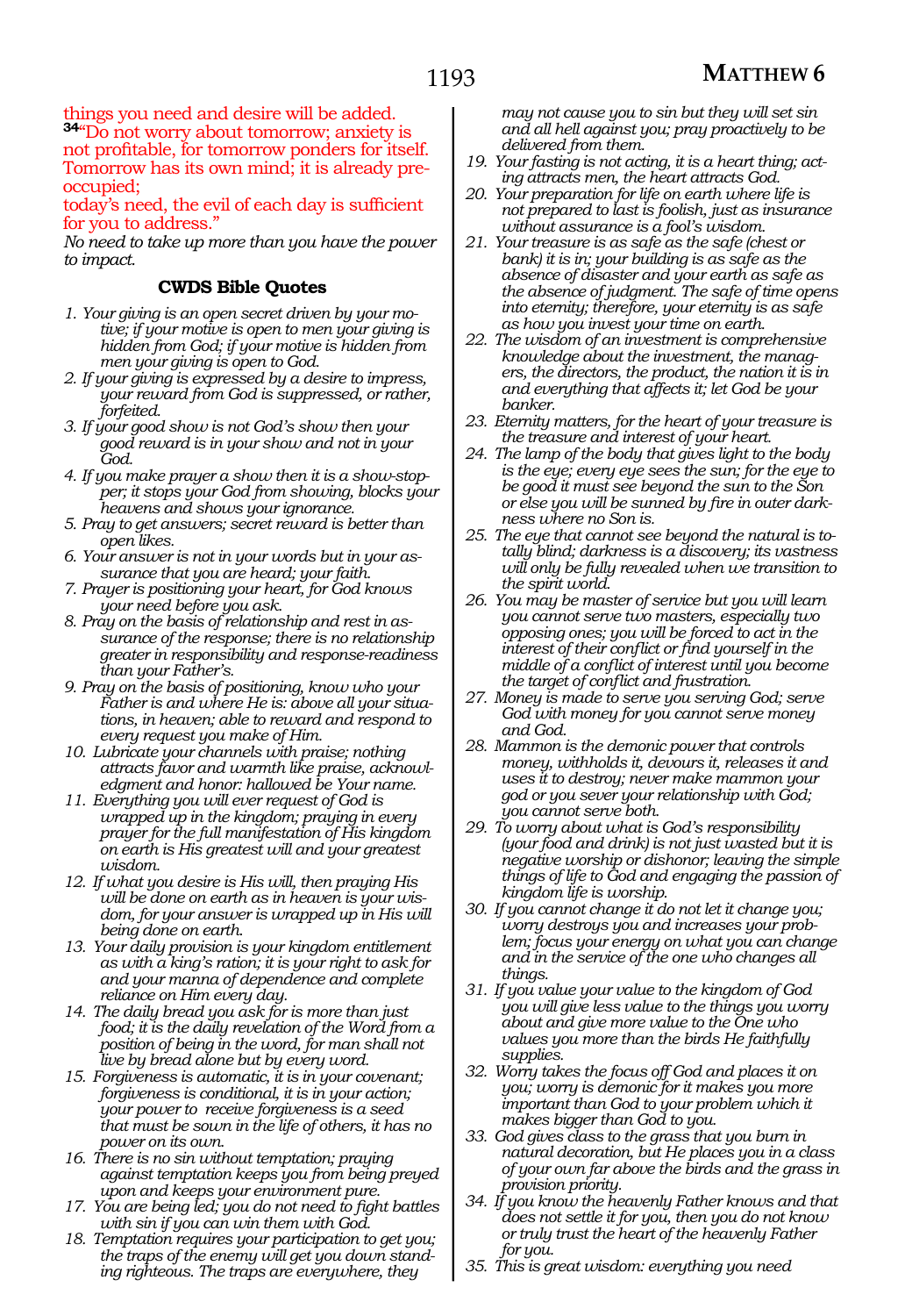things you need and desire will be added.
[34]"Do not worry about tomorrow; anxiety is not profitable, for tomorrow ponders for itself. Tomorrow has its own mind; it is already preoccupied;
today's need, the evil of each day is sufficient for you to address."
*No need to take up more than you have the power to impact.*

### CWDS Bible Quotes

1. *Your giving is an open secret driven by your motive; if your motive is open to men your giving is hidden from God; if your motive is hidden from men your giving is open to God.*
2. *If your giving is expressed by a desire to impress, your reward from God is suppressed, or rather, forfeited.*
3. *If your good show is not God's show then your good reward is in your show and not in your God.*
4. *If you make prayer a show then it is a show-stopper; it stops your God from showing, blocks your heavens and shows your ignorance.*
5. *Pray to get answers; secret reward is better than open likes.*
6. *Your answer is not in your words but in your assurance that you are heard; your faith.*
7. *Prayer is positioning your heart, for God knows your need before you ask.*
8. *Pray on the basis of relationship and rest in assurance of the response; there is no relationship greater in responsibility and response-readiness than your Father's.*
9. *Pray on the basis of positioning, know who your Father is and where He is: above all your situations, in heaven; able to reward and respond to every request you make of Him.*
10. *Lubricate your channels with praise; nothing attracts favor and warmth like praise, acknowledgment and honor: hallowed be Your name.*
11. *Everything you will ever request of God is wrapped up in the kingdom; praying in every prayer for the full manifestation of His kingdom on earth is His greatest will and your greatest wisdom.*
12. *If what you desire is His will, then praying His will be done on earth as in heaven is your wisdom, for your answer is wrapped up in His will being done on earth.*
13. *Your daily provision is your kingdom entitlement as with a king's ration; it is your right to ask for and your manna of dependence and complete reliance on Him every day.*
14. *The daily bread you ask for is more than just food; it is the daily revelation of the Word from a position of being in the word, for man shall not live by bread alone but by every word.*
15. *Forgiveness is automatic, it is in your covenant; forgiveness is conditional, it is in your action; your power to receive forgiveness is a seed that must be sown in the life of others, it has no power on its own.*
16. *There is no sin without temptation; praying against temptation keeps you from being preyed upon and keeps your environment pure.*
17. *You are being led; you do not need to fight battles with sin if you can win them with God.*
18. *Temptation requires your participation to get you; the traps of the enemy will get you down standing righteous. The traps are everywhere, they may not cause you to sin but they will set sin and all hell against you; pray proactively to be delivered from them.*
19. *Your fasting is not acting, it is a heart thing; acting attracts men, the heart attracts God.*
20. *Your preparation for life on earth where life is not prepared to last is foolish, just as insurance without assurance is a fool's wisdom.*
21. *Your treasure is as safe as the safe (chest or bank) it is in; your building is as safe as the absence of disaster and your earth as safe as the absence of judgment. The safe of time opens into eternity; therefore, your eternity is as safe as how you invest your time on earth.*
22. *The wisdom of an investment is comprehensive knowledge about the investment, the managers, the directors, the product, the nation it is in and everything that affects it; let God be your banker.*
23. *Eternity matters, for the heart of your treasure is the treasure and interest of your heart.*
24. *The lamp of the body that gives light to the body is the eye; every eye sees the sun; for the eye to be good it must see beyond the sun to the Son or else you will be sunned by fire in outer darkness where no Son is.*
25. *The eye that cannot see beyond the natural is totally blind; darkness is a discovery; its vastness will only be fully revealed when we transition to the spirit world.*
26. *You may be master of service but you will learn you cannot serve two masters, especially two opposing ones; you will be forced to act in the interest of their conflict or find yourself in the middle of a conflict of interest until you become the target of conflict and frustration.*
27. *Money is made to serve you serving God; serve God with money for you cannot serve money and God.*
28. *Mammon is the demonic power that controls money, withholds it, devours it, releases it and uses it to destroy; never make mammon your god or you sever your relationship with God; you cannot serve both.*
29. *To worry about what is God's responsibility (your food and drink) is not just wasted but it is negative worship or dishonor; leaving the simple things of life to God and engaging the passion of kingdom life is worship.*
30. *If you cannot change it do not let it change you; worry destroys you and increases your problem; focus your energy on what you can change and in the service of the one who changes all things.*
31. *If you value your value to the kingdom of God you will give less value to the things you worry about and give more value to the One who values you more than the birds He faithfully supplies.*
32. *Worry takes the focus off God and places it on you; worry is demonic for it makes you more important than God to your problem which it makes bigger than God to you.*
33. *God gives class to the grass that you burn in natural decoration, but He places you in a class of your own far above the birds and the grass in provision priority.*
34. *If you know the heavenly Father knows and that does not settle it for you, then you do not know or truly trust the heart of the heavenly Father for you.*
35. *This is great wisdom: everything you need*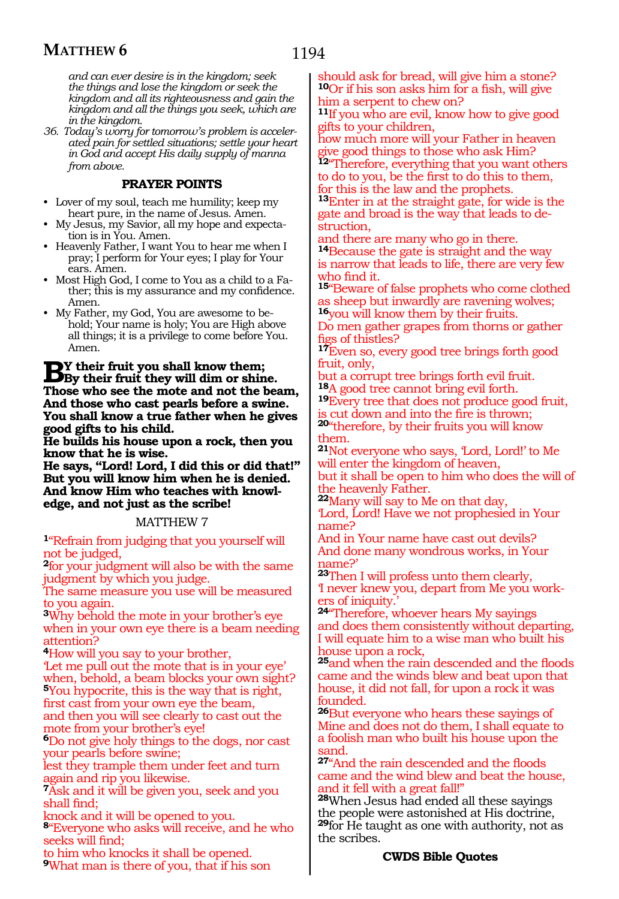*and can ever desire is in the kingdom; seek the things and lose the kingdom or seek the kingdom and all its righteousness and gain the kingdom and all the things you seek, which are in the kingdom.*

36. *Today's worry for tomorrow's problem is accelerated pain for settled situations; settle your heart in God and accept His daily supply of manna from above.*

### PRAYER POINTS

- Lover of my soul, teach me humility; keep my heart pure, in the name of Jesus. Amen.
- My Jesus, my Savior, all my hope and expectation is in You. Amen.
- Heavenly Father, I want You to hear me when I pray; I perform for Your eyes; I play for Your ears. Amen.
- Most High God, I come to You as a child to a Father; this is my assurance and my confidence. Amen.
- My Father, my God, You are awesome to behold; Your name is holy; You are High above all things; it is a privilege to come before You. Amen.

**BY their fruit you shall know them;**
**By their fruit they will dim or shine.**
**Those who see the mote and not the beam,**
**And those who cast pearls before a swine.**
**You shall know a true father when he gives good gifts to his child.**
**He builds his house upon a rock, then you know that he is wise.**
**He says, "Lord! Lord, I did this or did that!"**
**But you will know him when he is denied.**
**And know Him who teaches with knowledge, and not just as the scribe!**

## MATTHEW 7

[1]"Refrain from judging that you yourself will not be judged,
[2]for your judgment will also be with the same judgment by which you judge.
The same measure you use will be measured to you again.
[3]Why behold the mote in your brother's eye when in your own eye there is a beam needing attention?
[4]How will you say to your brother,
'Let me pull out the mote that is in your eye'
when, behold, a beam blocks your own sight?
[5]You hypocrite, this is the way that is right,
first cast from your own eye the beam,
and then you will see clearly to cast out the mote from your brother's eye!
[6]Do not give holy things to the dogs, nor cast your pearls before swine;
lest they trample them under feet and turn again and rip you likewise.
[7]Ask and it will be given you, seek and you shall find;
knock and it will be opened to you.
[8]"Everyone who asks will receive, and he who seeks will find;
to him who knocks it shall be opened.
[9]What man is there of you, that if his son should ask for bread, will give him a stone?
[10]Or if his son asks him for a fish, will give him a serpent to chew on?
[11]If you who are evil, know how to give good gifts to your children,
how much more will your Father in heaven give good things to those who ask Him?
[12]"Therefore, everything that you want others to do to you, be the first to do this to them,
for this is the law and the prophets.
[13]Enter in at the straight gate, for wide is the gate and broad is the way that leads to destruction,
and there are many who go in there.
[14]Because the gate is straight and the way is narrow that leads to life, there are very few who find it.
[15]"Beware of false prophets who come clothed as sheep but inwardly are ravening wolves;
[16]you will know them by their fruits.
Do men gather grapes from thorns or gather figs of thistles?
[17]Even so, every good tree brings forth good fruit, only,
but a corrupt tree brings forth evil fruit.
[18]A good tree cannot bring evil forth.
[19]Every tree that does not produce good fruit, is cut down and into the fire is thrown;
[20]"therefore, by their fruits you will know them.
[21]Not everyone who says, 'Lord, Lord!' to Me will enter the kingdom of heaven,
but it shall be open to him who does the will of the heavenly Father.
[22]Many will say to Me on that day,
'Lord, Lord! Have we not prophesied in Your name?
And in Your name have cast out devils?
And done many wondrous works, in Your name?'
[23]Then I will profess unto them clearly,
'I never knew you, depart from Me you workers of iniquity.'
[24]"Therefore, whoever hears My sayings
and does them consistently without departing,
I will equate him to a wise man who built his house upon a rock,
[25]and when the rain descended and the floods came and the winds blew and beat upon that house, it did not fall, for upon a rock it was founded.
[26]But everyone who hears these sayings of Mine and does not do them, I shall equate to a foolish man who built his house upon the sand.
[27]"And the rain descended and the floods came and the wind blew and beat the house, and it fell with a great fall!"
[28]When Jesus had ended all these sayings the people were astonished at His doctrine,
[29]for He taught as one with authority, not as the scribes.

**CWDS Bible Quotes**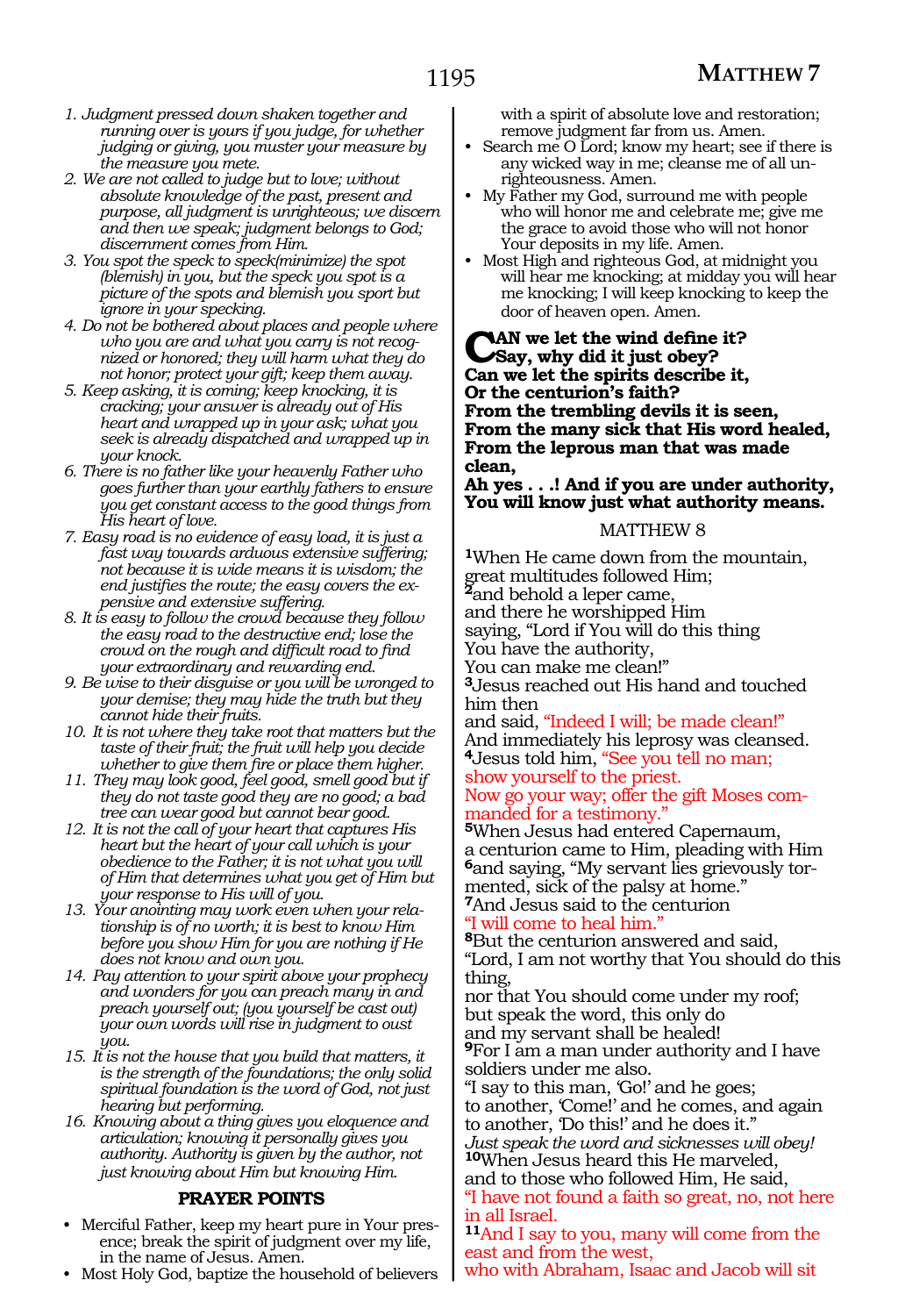1. *Judgment pressed down shaken together and running over is yours if you judge, for whether judging or giving, you muster your measure by the measure you mete.*
2. *We are not called to judge but to love; without absolute knowledge of the past, present and purpose, all judgment is unrighteous; we discern and then we speak; judgment belongs to God; discernment comes from Him.*
3. *You spot the speck to speck(minimize) the spot (blemish) in you, but the speck you spot is a picture of the spots and blemish you sport but ignore in your specking.*
4. *Do not be bothered about places and people where who you are and what you carry is not recognized or honored; they will harm what they do not honor; protect your gift; keep them away.*
5. *Keep asking, it is coming; keep knocking, it is cracking; your answer is already out of His heart and wrapped up in your ask; what you seek is already dispatched and wrapped up in your knock.*
6. *There is no father like your heavenly Father who goes further than your earthly fathers to ensure you get constant access to the good things from His heart of love.*
7. *Easy road is no evidence of easy load, it is just a fast way towards arduous extensive suffering; not because it is wide means it is wisdom; the end justifies the route; the easy covers the expensive and extensive suffering.*
8. *It is easy to follow the crowd because they follow the easy road to the destructive end; lose the crowd on the rough and difficult road to find your extraordinary and rewarding end.*
9. *Be wise to their disguise or you will be wronged to your demise; they may hide the truth but they cannot hide their fruits.*
10. *It is not where they take root that matters but the taste of their fruit; the fruit will help you decide whether to give them fire or place them higher.*
11. *They may look good, feel good, smell good but if they do not taste good they are no good; a bad tree can wear good but cannot bear good.*
12. *It is not the call of your heart that captures His heart but the heart of your call which is your obedience to the Father; it is not what you will of Him that determines what you get of Him but your response to His will of you.*
13. *Your anointing may work even when your relationship is of no worth; it is best to know Him before you show Him for you are nothing if He does not know and own you.*
14. *Pay attention to your spirit above your prophecy and wonders for you can preach many in and preach yourself out; (you yourself be cast out) your own words will rise in judgment to oust you.*
15. *It is not the house that you build that matters, it is the strength of the foundations; the only solid spiritual foundation is the word of God, not just hearing but performing.*
16. *Knowing about a thing gives you eloquence and articulation; knowing it personally gives you authority. Authority is given by the author, not just knowing about Him but knowing Him.*

### PRAYER POINTS

- Merciful Father, keep my heart pure in Your presence; break the spirit of judgment over my life, in the name of Jesus. Amen.
- Most Holy God, baptize the household of believers with a spirit of absolute love and restoration; remove judgment far from us. Amen.
- Search me O Lord; know my heart; see if there is any wicked way in me; cleanse me of all unrighteousness. Amen.
- My Father my God, surround me with people who will honor me and celebrate me; give me the grace to avoid those who will not honor Your deposits in my life. Amen.
- Most High and righteous God, at midnight you will hear me knocking; at midday you will hear me knocking; I will keep knocking to keep the door of heaven open. Amen.

**CAN we let the wind define it?**
**Say, why did it just obey?**
**Can we let the spirits describe it,**
**Or the centurion's faith?**
**From the trembling devils it is seen,**
**From the many sick that His word healed,**
**From the leprous man that was made clean,**
**Ah yes . . .! And if you are under authority,**
**You will know just what authority means.**

## MATTHEW 8

**1**When He came down from the mountain,
great multitudes followed Him;
**2**and behold a leper came,
and there he worshipped Him
saying, "Lord if You will do this thing
You have the authority,
You can make me clean!"
**3**Jesus reached out His hand and touched him then
and said, "Indeed I will; be made clean!"
And immediately his leprosy was cleansed.
**4**Jesus told him, "See you tell no man;
show yourself to the priest.
Now go your way; offer the gift Moses commanded for a testimony."
**5**When Jesus had entered Capernaum,
a centurion came to Him, pleading with Him
**6**and saying, "My servant lies grievously tormented, sick of the palsy at home."
**7**And Jesus said to the centurion
"I will come to heal him."
**8**But the centurion answered and said,
"Lord, I am not worthy that You should do this thing,
nor that You should come under my roof;
but speak the word, this only do
and my servant shall be healed!
**9**For I am a man under authority and I have soldiers under me also.
"I say to this man, 'Go!' and he goes;
to another, 'Come!' and he comes, and again to another, 'Do this!' and he does it."
*Just speak the word and sicknesses will obey!*
**10**When Jesus heard this He marveled,
and to those who followed Him, He said,
"I have not found a faith so great, no, not here in all Israel.
**11**And I say to you, many will come from the east and from the west,
who with Abraham, Isaac and Jacob will sit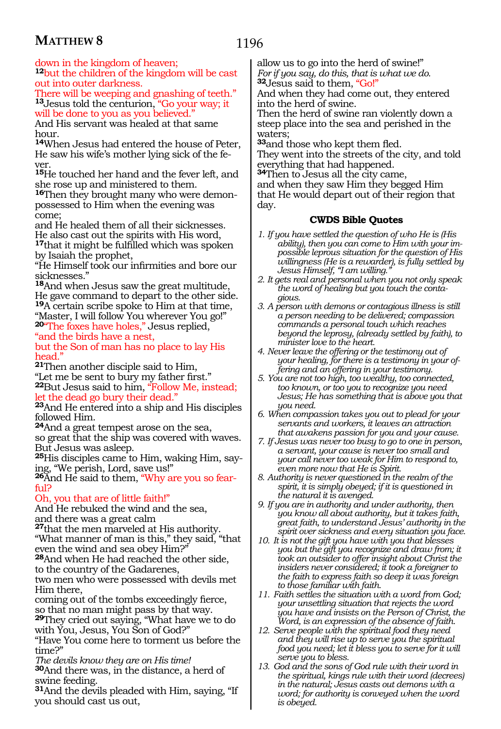down in the kingdom of heaven;
[12]but the children of the kingdom will be cast out into outer darkness.
There will be weeping and gnashing of teeth."
[13]Jesus told the centurion, "Go your way; it will be done to you as you believed."
And His servant was healed at that same hour.
[14]When Jesus had entered the house of Peter, He saw his wife's mother lying sick of the fever.
[15]He touched her hand and the fever left, and she rose up and ministered to them.
[16]Then they brought many who were demon-possessed to Him when the evening was come;
and He healed them of all their sicknesses.
He also cast out the spirits with His word,
[17]that it might be fulfilled which was spoken by Isaiah the prophet,
"He Himself took our infirmities and bore our sicknesses."
[18]And when Jesus saw the great multitude, He gave command to depart to the other side.
[19]A certain scribe spoke to Him at that time,
"Master, I will follow You wherever You go!"
[20]"The foxes have holes," Jesus replied,
"and the birds have a nest,
but the Son of man has no place to lay His head."
[21]Then another disciple said to Him,
"Let me be sent to bury my father first."
[22]But Jesus said to him, "Follow Me, instead; let the dead go bury their dead."
[23]And He entered into a ship and His disciples followed Him.
[24]And a great tempest arose on the sea,
so great that the ship was covered with waves.
But Jesus was asleep.
[25]His disciples came to Him, waking Him, saying, "We perish, Lord, save us!"
[26]And He said to them, "Why are you so fearful?
Oh, you that are of little faith!"
And He rebuked the wind and the sea,
and there was a great calm
[27]that the men marveled at His authority.
"What manner of man is this," they said, "that even the wind and sea obey Him?"
[28]And when He had reached the other side,
to the country of the Gadarenes,
two men who were possessed with devils met Him there,
coming out of the tombs exceedingly fierce,
so that no man might pass by that way.
[29]They cried out saying, "What have we to do with You, Jesus, You Son of God?"
"Have You come here to torment us before the time?"
*The devils know they are on His time!*
[30]And there was, in the distance, a herd of swine feeding.
[31]And the devils pleaded with Him, saying, "If you should cast us out,
allow us to go into the herd of swine!"
*For if you say, do this, that is what we do.*
[32]Jesus said to them, "Go!"
And when they had come out, they entered into the herd of swine.
Then the herd of swine ran violently down a steep place into the sea and perished in the waters;
[33]and those who kept them fled.
They went into the streets of the city, and told everything that had happened.
[34]Then to Jesus all the city came,
and when they saw Him they begged Him that He would depart out of their region that day.

## CWDS Bible Quotes

1. *If you have settled the question of who He is (His ability), then you can come to Him with your impossible leprous situation for the question of His willingness (He is a rewarder), is fully settled by Jesus Himself, "I am willing."*
2. *It gets real and personal when you not only speak the word of healing but you touch the contagious.*
3. *A person with demons or contagious illness is still a person needing to be delivered; compassion commands a personal touch which reaches beyond the leprosy, (already settled by faith), to minister love to the heart.*
4. *Never leave the offering or the testimony out of your healing, for there is a testimony in your offering and an offering in your testimony.*
5. *You are not too high, too wealthy, too connected, too known, or too you to recognize you need Jesus; He has something that is above you that you need.*
6. *When compassion takes you out to plead for your servants and workers, it leaves an attraction that awakens passion for you and your cause.*
7. *If Jesus was never too busy to go to one in person, a servant, your cause is never too small and your call never too weak for Him to respond to, even more now that He is Spirit.*
8. *Authority is never questioned in the realm of the spirit, it is simply obeyed; if it is questioned in the natural it is avenged.*
9. *If you are in authority and under authority, then you know all about authority, but it takes faith, great faith, to understand Jesus' authority in the spirit over sickness and every situation you face.*
10. *It is not the gift you have with you that blesses you but the gift you recognize and draw from; it took an outsider to offer insight about Christ the insiders never considered; it took a foreigner to express faith so deep it was foreign to those familiar with faith.*
11. *Faith settles the situation with a word from God; your unsettling situation that rejects the word you have and insists on the Person of Christ, the Word, is an expression of the absence of faith.*
12. *Serve people with the spiritual food they need and they will rise up to serve you the spiritual food you need; let it bless you to serve for it will serve you to bless.*
13. *God and the sons of God rule with their word in the spiritual, kings rule with their word (decrees) in the natural; Jesus casts out demons with a word; for authority is conveyed when the word is obeyed.*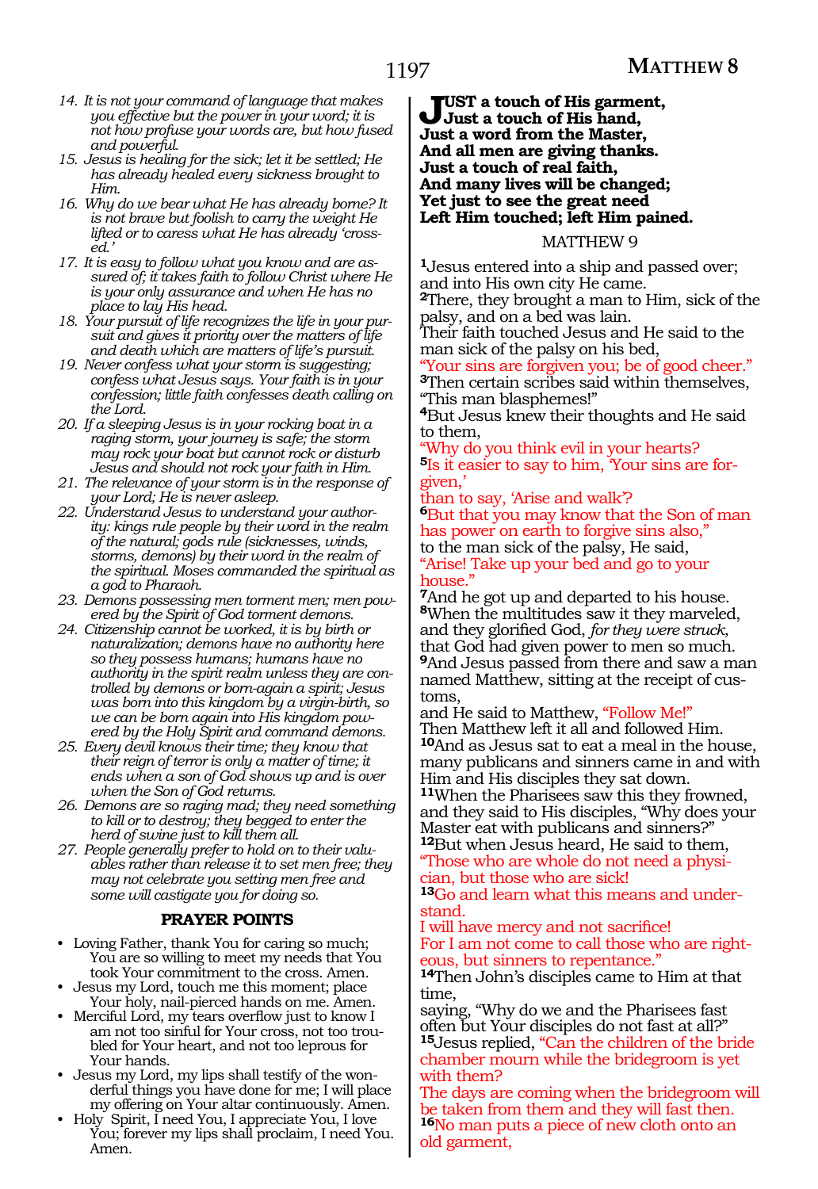14. *It is not your command of language that makes you effective but the power in your word; it is not how profuse your words are, but how fused and powerful.*
15. *Jesus is healing for the sick; let it be settled; He has already healed every sickness brought to Him.*
16. *Why do we bear what He has already borne? It is not brave but foolish to carry the weight He lifted or to caress what He has already 'crossed.'*
17. *It is easy to follow what you know and are assured of; it takes faith to follow Christ where He is your only assurance and when He has no place to lay His head.*
18. *Your pursuit of life recognizes the life in your pursuit and gives it priority over the matters of life and death which are matters of life's pursuit.*
19. *Never confess what your storm is suggesting; confess what Jesus says. Your faith is in your confession; little faith confesses death calling on the Lord.*
20. *If a sleeping Jesus is in your rocking boat in a raging storm, your journey is safe; the storm may rock your boat but cannot rock or disturb Jesus and should not rock your faith in Him.*
21. *The relevance of your storm is in the response of your Lord; He is never asleep.*
22. *Understand Jesus to understand your authority: kings rule people by their word in the realm of the natural; gods rule (sicknesses, winds, storms, demons) by their word in the realm of the spiritual. Moses commanded the spiritual as a god to Pharaoh.*
23. *Demons possessing men torment men; men powered by the Spirit of God torment demons.*
24. *Citizenship cannot be worked, it is by birth or naturalization; demons have no authority here so they possess humans; humans have no authority in the spirit realm unless they are controlled by demons or born-again a spirit; Jesus was born into this kingdom by a virgin-birth, so we can be born again into His kingdom powered by the Holy Spirit and command demons.*
25. *Every devil knows their time; they know that their reign of terror is only a matter of time; it ends when a son of God shows up and is over when the Son of God returns.*
26. *Demons are so raging mad; they need something to kill or to destroy; they begged to enter the herd of swine just to kill them all.*
27. *People generally prefer to hold on to their valuables rather than release it to set men free; they may not celebrate you setting men free and some will castigate you for doing so.*

### PRAYER POINTS

- Loving Father, thank You for caring so much; You are so willing to meet my needs that You took Your commitment to the cross. Amen.
- Jesus my Lord, touch me this moment; place Your holy, nail-pierced hands on me. Amen.
- Merciful Lord, my tears overflow just to know I am not too sinful for Your cross, not too troubled for Your heart, and not too leprous for Your hands.
- Jesus my Lord, my lips shall testify of the wonderful things you have done for me; I will place my offering on Your altar continuously. Amen.
- Holy Spirit, I need You, I appreciate You, I love You; forever my lips shall proclaim, I need You. Amen.

**JUST a touch of His garment,**
**Just a touch of His hand,**
**Just a word from the Master,**
**And all men are giving thanks.**
**Just a touch of real faith,**
**And many lives will be changed;**
**Yet just to see the great need**
**Left Him touched; left Him pained.**

## MATTHEW 9

[1]Jesus entered into a ship and passed over; and into His own city He came.
[2]There, they brought a man to Him, sick of the palsy, and on a bed was lain.
Their faith touched Jesus and He said to the man sick of the palsy on his bed,
"Your sins are forgiven you; be of good cheer."
[3]Then certain scribes said within themselves, "This man blasphemes!"
[4]But Jesus knew their thoughts and He said to them,
"Why do you think evil in your hearts?
[5]Is it easier to say to him, 'Your sins are forgiven,'
than to say, 'Arise and walk'?
[6]But that you may know that the Son of man has power on earth to forgive sins also,"
to the man sick of the palsy, He said,
"Arise! Take up your bed and go to your house."
[7]And he got up and departed to his house.
[8]When the multitudes saw it they marveled, and they glorified God, *for they were struck*, that God had given power to men so much.
[9]And Jesus passed from there and saw a man named Matthew, sitting at the receipt of customs,
and He said to Matthew, "Follow Me!"
Then Matthew left it all and followed Him.
[10]And as Jesus sat to eat a meal in the house, many publicans and sinners came in and with Him and His disciples they sat down.
[11]When the Pharisees saw this they frowned, and they said to His disciples, "Why does your Master eat with publicans and sinners?"
[12]But when Jesus heard, He said to them,
"Those who are whole do not need a physician, but those who are sick!
[13]Go and learn what this means and understand.
I will have mercy and not sacrifice!
For I am not come to call those who are righteous, but sinners to repentance."
[14]Then John's disciples came to Him at that time,
saying, "Why do we and the Pharisees fast often but Your disciples do not fast at all?"
[15]Jesus replied, "Can the children of the bride chamber mourn while the bridegroom is yet with them?
The days are coming when the bridegroom will be taken from them and they will fast then.
[16]No man puts a piece of new cloth onto an old garment,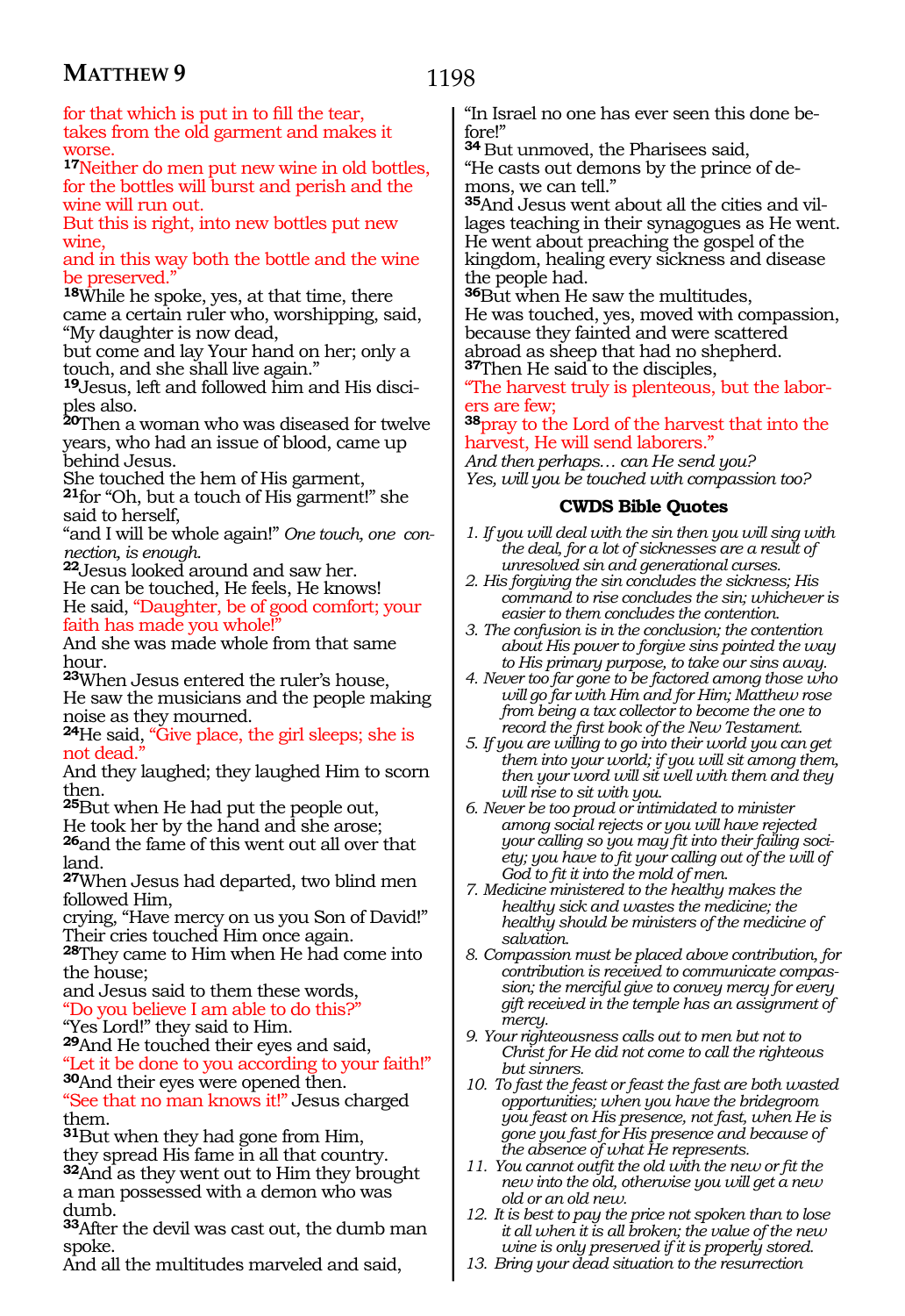for that which is put in to fill the tear,
takes from the old garment and makes it worse.

**17**Neither do men put new wine in old bottles,
for the bottles will burst and perish and the wine will run out.
But this is right, into new bottles put new wine,
and in this way both the bottle and the wine be preserved."

**18**While he spoke, yes, at that time, there came a certain ruler who, worshipping, said,
"My daughter is now dead,
but come and lay Your hand on her; only a touch, and she shall live again."

**19**Jesus, left and followed him and His disciples also.

**20**Then a woman who was diseased for twelve years, who had an issue of blood, came up behind Jesus.
She touched the hem of His garment,

**21**for "Oh, but a touch of His garment!" she said to herself,
"and I will be whole again!" *One touch, one connection, is enough.*

**22**Jesus looked around and saw her.
He can be touched, He feels, He knows!
He said, "Daughter, be of good comfort; your faith has made you whole!"
And she was made whole from that same hour.

**23**When Jesus entered the ruler's house,
He saw the musicians and the people making noise as they mourned.

**24**He said, "Give place, the girl sleeps; she is not dead."
And they laughed; they laughed Him to scorn then.

**25**But when He had put the people out,
He took her by the hand and she arose;

**26**and the fame of this went out all over that land.

**27**When Jesus had departed, two blind men followed Him,
crying, "Have mercy on us you Son of David!"
Their cries touched Him once again.

**28**They came to Him when He had come into the house;
and Jesus said to them these words,
"Do you believe I am able to do this?"
"Yes Lord!" they said to Him.

**29**And He touched their eyes and said,
"Let it be done to you according to your faith!"

**30**And their eyes were opened then.
"See that no man knows it!" Jesus charged them.

**31**But when they had gone from Him,
they spread His fame in all that country.

**32**And as they went out to Him they brought a man possessed with a demon who was dumb.

**33**After the devil was cast out, the dumb man spoke.
And all the multitudes marveled and said,
"In Israel no one has ever seen this done before!"

**34** But unmoved, the Pharisees said,
"He casts out demons by the prince of demons, we can tell."

**35**And Jesus went about all the cities and villages teaching in their synagogues as He went.
He went about preaching the gospel of the kingdom, healing every sickness and disease the people had.

**36**But when He saw the multitudes,
He was touched, yes, moved with compassion,
because they fainted and were scattered abroad as sheep that had no shepherd.

**37**Then He said to the disciples,
"The harvest truly is plenteous, but the laborers are few;

**38**pray to the Lord of the harvest that into the harvest, He will send laborers."
*And then perhaps… can He send you?*
*Yes, will you be touched with compassion too?*

## CWDS Bible Quotes

1. *If you will deal with the sin then you will sing with the dealer, for a lot of sicknesses are a result of unresolved sin and generational curses.*
2. *His forgiving the sin concludes the sickness; His command to rise concludes the sin; whichever is easier to them concludes the contention.*
3. *The confusion is in the conclusion; the contention about His power to forgive sins pointed the way to His primary purpose, to take our sins away.*
4. *Never too far gone to be factored among those who will go far with Him and for Him; Matthew rose from being a tax collector to become the one to record the first book of the New Testament.*
5. *If you are willing to go into their world you can get them into your world; if you will sit among them, then your word will sit well with them and they will rise to sit with you.*
6. *Never be too proud or intimidated to minister among social rejects or you will have rejected your calling so you may fit into their failing society; you have to fit your calling out of the will of God to fit it into the mold of men.*
7. *Medicine ministered to the healthy makes the healthy sick and wastes the medicine; the healthy should be ministers of the medicine of salvation.*
8. *Compassion must be placed above contribution, for contribution is received to communicate compassion; the merciful give to convey mercy for every gift received in the temple has an assignment of mercy.*
9. *Your righteousness calls out to men but not to Christ for He did not come to call the righteous but sinners.*
10. *To fast the feast or feast the fast are both wasted opportunities; when you have the bridegroom you feast on His presence, not fast, when He is gone you fast for His presence and because of the absence of what He represents.*
11. *You cannot outfit the old with the new or fit the new into the old, otherwise you will get a new old or an old new.*
12. *It is best to pay the price not spoken than to lose it all when it is all broken; the value of the new wine is only preserved if it is properly stored.*
13. *Bring your dead situation to the resurrection*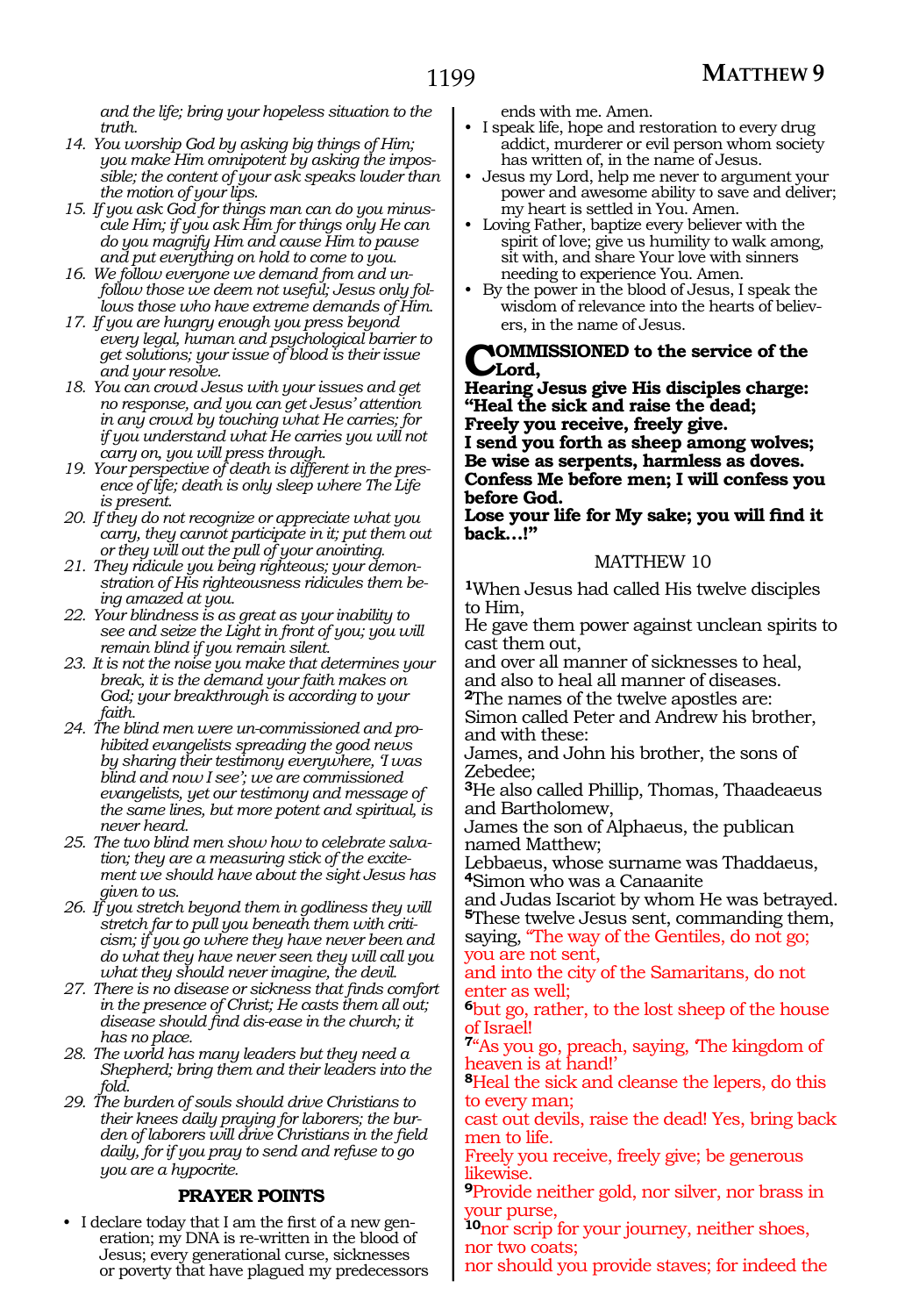*and the life; bring your hopeless situation to the truth.*

14. *You worship God by asking big things of Him; you make Him omnipotent by asking the impossible; the content of your ask speaks louder than the motion of your lips.*
15. *If you ask God for things man can do you minuscule Him; if you ask Him for things only He can do you magnify Him and cause Him to pause and put everything on hold to come to you.*
16. *We follow everyone we demand from and unfollow those we deem not useful; Jesus only follows those who have extreme demands of Him.*
17. *If you are hungry enough you press beyond every legal, human and psychological barrier to get solutions; your issue of blood is their issue and your resolve.*
18. *You can crowd Jesus with your issues and get no response, and you can get Jesus' attention in any crowd by touching what He carries; for if you understand what He carries you will not carry on, you will press through.*
19. *Your perspective of death is different in the presence of life; death is only sleep where The Life is present.*
20. *If they do not recognize or appreciate what you carry, they cannot participate in it; put them out or they will out the pull of your anointing.*
21. *They ridicule you being righteous; your demonstration of His righteousness ridicules them being amazed at you.*
22. *Your blindness is as great as your inability to see and seize the Light in front of you; you will remain blind if you remain silent.*
23. *It is not the noise you make that determines your break, it is the demand your faith makes on God; your breakthrough is according to your faith.*
24. *The blind men were un-commissioned and prohibited evangelists spreading the good news by sharing their testimony everywhere, 'I was blind and now I see'; we are commissioned evangelists, yet our testimony and message of the same lines, but more potent and spiritual, is never heard.*
25. *The two blind men show how to celebrate salvation; they are a measuring stick of the excitement we should have about the sight Jesus has given to us.*
26. *If you stretch beyond them in godliness they will stretch far to pull you beneath them with criticism; if you go where they have never been and do what they have never seen they will call you what they should never imagine, the devil.*
27. *There is no disease or sickness that finds comfort in the presence of Christ; He casts them all out; disease should find dis-ease in the church; it has no place.*
28. *The world has many leaders but they need a Shepherd; bring them and their leaders into the fold.*
29. *The burden of souls should drive Christians to their knees daily praying for laborers; the burden of laborers will drive Christians in the field daily, for if you pray to send and refuse to go you are a hypocrite.*

### PRAYER POINTS

- I declare today that I am the first of a new generation; my DNA is re-written in the blood of Jesus; every generational curse, sicknesses or poverty that have plagued my predecessors ends with me. Amen.
- I speak life, hope and restoration to every drug addict, murderer or evil person whom society has written of, in the name of Jesus.
- Jesus my Lord, help me never to argument your power and awesome ability to save and deliver; my heart is settled in You. Amen.
- Loving Father, baptize every believer with the spirit of love; give us humility to walk among, sit with, and share Your love with sinners needing to experience You. Amen.
- By the power in the blood of Jesus, I speak the wisdom of relevance into the hearts of believers, in the name of Jesus.

**COMMISSIONED to the service of the Lord,**
**Hearing Jesus give His disciples charge:**
**"Heal the sick and raise the dead;**
**Freely you receive, freely give.**
**I send you forth as sheep among wolves;**
**Be wise as serpents, harmless as doves.**
**Confess Me before men; I will confess you before God.**
**Lose your life for My sake; you will find it back…!"**

## MATTHEW 10

[1]When Jesus had called His twelve disciples to Him,
He gave them power against unclean spirits to cast them out,
and over all manner of sicknesses to heal,
and also to heal all manner of diseases.
[2]The names of the twelve apostles are:
Simon called Peter and Andrew his brother, and with these:
James, and John his brother, the sons of Zebedee;
[3]He also called Phillip, Thomas, Thaadeaeus and Bartholomew,
James the son of Alphaeus, the publican named Matthew;
Lebbaeus, whose surname was Thaddaeus,
[4]Simon who was a Canaanite
and Judas Iscariot by whom He was betrayed.
[5]These twelve Jesus sent, commanding them, saying, "The way of the Gentiles, do not go; you are not sent,
and into the city of the Samaritans, do not enter as well;
[6]but go, rather, to the lost sheep of the house of Israel!
[7]"As you go, preach, saying, 'The kingdom of heaven is at hand!'
[8]Heal the sick and cleanse the lepers, do this to every man;
cast out devils, raise the dead! Yes, bring back men to life.
Freely you receive, freely give; be generous likewise.
[9]Provide neither gold, nor silver, nor brass in your purse,
[10]nor scrip for your journey, neither shoes, nor two coats;
nor should you provide staves; for indeed the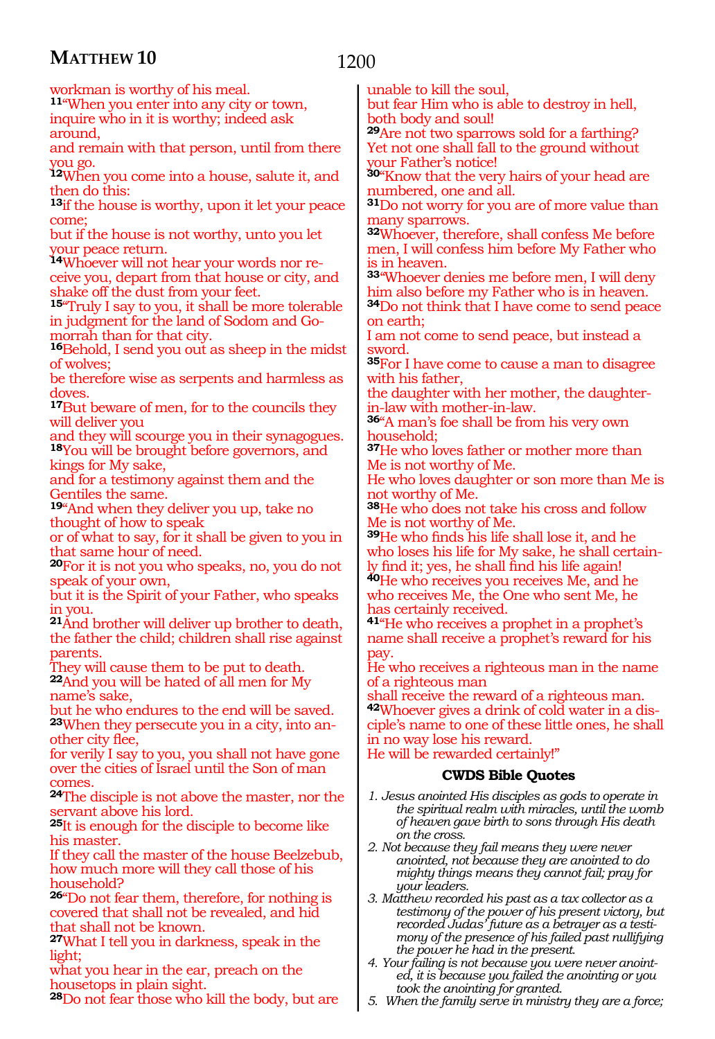workman is worthy of his meal.

**11**"When you enter into any city or town, inquire who in it is worthy; indeed ask around,
and remain with that person, until from there you go.

**12**When you come into a house, salute it, and then do this:

**13**if the house is worthy, upon it let your peace come;
but if the house is not worthy, unto you let your peace return.

**14**Whoever will not hear your words nor receive you, depart from that house or city, and shake off the dust from your feet.

**15**"Truly I say to you, it shall be more tolerable in judgment for the land of Sodom and Gomorrah than for that city.

**16**Behold, I send you out as sheep in the midst of wolves;
be therefore wise as serpents and harmless as doves.

**17**But beware of men, for to the councils they will deliver you
and they will scourge you in their synagogues.

**18**You will be brought before governors, and kings for My sake,
and for a testimony against them and the Gentiles the same.

**19**"And when they deliver you up, take no thought of how to speak
or of what to say, for it shall be given to you in that same hour of need.

**20**For it is not you who speaks, no, you do not speak of your own,
but it is the Spirit of your Father, who speaks in you.

**21**And brother will deliver up brother to death, the father the child; children shall rise against parents.
They will cause them to be put to death.

**22**And you will be hated of all men for My name's sake,
but he who endures to the end will be saved.

**23**When they persecute you in a city, into another city flee,
for verily I say to you, you shall not have gone over the cities of Israel until the Son of man comes.

**24**The disciple is not above the master, nor the servant above his lord.

**25**It is enough for the disciple to become like his master.
If they call the master of the house Beelzebub, how much more will they call those of his household?

**26**"Do not fear them, therefore, for nothing is covered that shall not be revealed, and hid that shall not be known.

**27**What I tell you in darkness, speak in the light;
what you hear in the ear, preach on the housetops in plain sight.

**28**Do not fear those who kill the body, but are unable to kill the soul,
but fear Him who is able to destroy in hell, both body and soul!

**29**Are not two sparrows sold for a farthing?
Yet not one shall fall to the ground without your Father's notice!

**30**"Know that the very hairs of your head are numbered, one and all.

**31**Do not worry for you are of more value than many sparrows.

**32**Whoever, therefore, shall confess Me before men, I will confess him before My Father who is in heaven.

**33**"Whoever denies me before men, I will deny him also before my Father who is in heaven.

**34**Do not think that I have come to send peace on earth;
I am not come to send peace, but instead a sword.

**35**For I have come to cause a man to disagree with his father,
the daughter with her mother, the daughter-in-law with mother-in-law.

**36**"A man's foe shall be from his very own household;

**37**He who loves father or mother more than Me is not worthy of Me.
He who loves daughter or son more than Me is not worthy of Me.

**38**He who does not take his cross and follow Me is not worthy of Me.

**39**He who finds his life shall lose it, and he who loses his life for My sake, he shall certainly find it; yes, he shall find his life again!

**40**He who receives you receives Me, and he who receives Me, the One who sent Me, he has certainly received.

**41**"He who receives a prophet in a prophet's name shall receive a prophet's reward for his pay.
He who receives a righteous man in the name of a righteous man
shall receive the reward of a righteous man.

**42**Whoever gives a drink of cold water in a disciple's name to one of these little ones, he shall in no way lose his reward.
He will be rewarded certainly!"

### CWDS Bible Quotes

1. *Jesus anointed His disciples as gods to operate in the spiritual realm with miracles, until the womb of heaven gave birth to sons through His death on the cross.*
2. *Not because they fail means they were never anointed, not because they are anointed to do mighty things means they cannot fail; pray for your leaders.*
3. *Matthew recorded his past as a tax collector as a testimony of the power of his present victory, but recorded Judas' future as a betrayer as a testimony of the presence of his failed past nullifying the power he had in the present.*
4. *Your failing is not because you were never anointed, it is because you failed the anointing or you took the anointing for granted.*
5. *When the family serve in ministry they are a force;*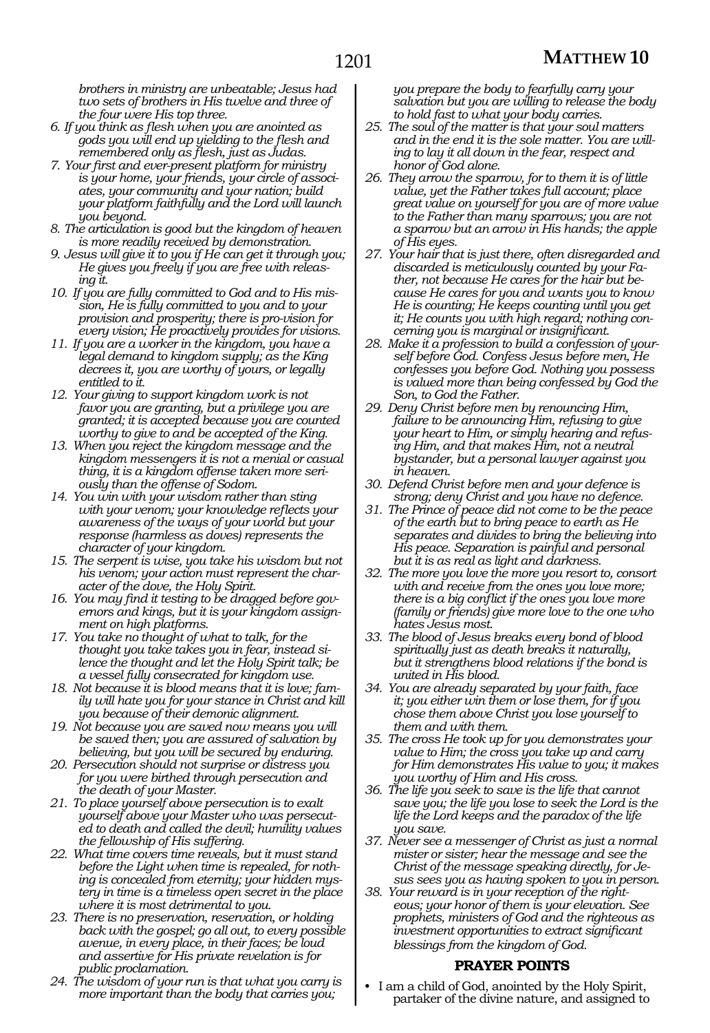*brothers in ministry are unbeatable; Jesus had two sets of brothers in His twelve and three of the four were His top three.*

6. *If you think as flesh when you are anointed as gods you will end up yielding to the flesh and remembered only as flesh, just as Judas.*
7. *Your first and ever-present platform for ministry is your home, your friends, your circle of associates, your community and your nation; build your platform faithfully and the Lord will launch you beyond.*
8. *The articulation is good but the kingdom of heaven is more readily received by demonstration.*
9. *Jesus will give it to you if He can get it through you; He gives you freely if you are free with releasing it.*
10. *If you are fully committed to God and to His mission, He is fully committed to you and to your provision and prosperity; there is pro-vision for every vision; He proactively provides for visions.*
11. *If you are a worker in the kingdom, you have a legal demand to kingdom supply; as the King decrees it, you are worthy of yours, or legally entitled to it.*
12. *Your giving to support kingdom work is not favor you are granting, but a privilege you are granted; it is accepted because you are counted worthy to give to and be accepted of the King.*
13. *When you reject the kingdom message and the kingdom messengers it is not a menial or casual thing, it is a kingdom offense taken more seriously than the offense of Sodom.*
14. *You win with your wisdom rather than sting with your venom; your knowledge reflects your awareness of the ways of your world but your response (harmless as doves) represents the character of your kingdom.*
15. *The serpent is wise, you take his wisdom but not his venom; your action must represent the character of the dove, the Holy Spirit.*
16. *You may find it testing to be dragged before governors and kings, but it is your kingdom assignment on high platforms.*
17. *You take no thought of what to talk, for the thought you take takes you in fear, instead silence the thought and let the Holy Spirit talk; be a vessel fully consecrated for kingdom use.*
18. *Not because it is blood means that it is love; family will hate you for your stance in Christ and kill you because of their demonic alignment.*
19. *Not because you are saved now means you will be saved then; you are assured of salvation by believing, but you will be secured by enduring.*
20. *Persecution should not surprise or distress you for you were birthed through persecution and the death of your Master.*
21. *To place yourself above persecution is to exalt yourself above your Master who was persecuted to death and called the devil; humility values the fellowship of His suffering.*
22. *What time covers time reveals, but it must stand before the Light when time is repealed, for nothing is concealed from eternity; your hidden mystery in time is a timeless open secret in the place where it is most detrimental to you.*
23. *There is no preservation, reservation, or holding back with the gospel; go all out, to every possible avenue, in every place, in their faces; be loud and assertive for His private revelation is for public proclamation.*
24. *The wisdom of your run is that what you carry is more important than the body that carries you; you prepare the body to fearfully carry your salvation but you are willing to release the body to hold fast to what your body carries.*
25. *The soul of the matter is that your soul matters and in the end it is the sole matter. You are willing to lay it all down in the fear, respect and honor of God alone.*
26. *They arrow the sparrow, for to them it is of little value, yet the Father takes full account; place great value on yourself for you are of more value to the Father than many sparrows; you are not a sparrow but an arrow in His hands; the apple of His eyes.*
27. *Your hair that is just there, often disregarded and discarded is meticulously counted by your Father, not because He cares for the hair but because He cares for you and wants you to know He is counting; He keeps counting until you get it; He counts you with high regard; nothing concerning you is marginal or insignificant.*
28. *Make it a profession to build a confession of yourself before God. Confess Jesus before men, He confesses you before God. Nothing you possess is valued more than being confessed by God the Son, to God the Father.*
29. *Deny Christ before men by renouncing Him, failure to be announcing Him, refusing to give your heart to Him, or simply hearing and refusing Him, and that makes Him, not a neutral bystander, but a personal lawyer against you in heaven.*
30. *Defend Christ before men and your defence is strong; deny Christ and you have no defence.*
31. *The Prince of peace did not come to be the peace of the earth but to bring peace to earth as He separates and divides to bring the believing into His peace. Separation is painful and personal but it is as real as light and darkness.*
32. *The more you love the more you resort to, consort with and receive from the ones you love more; there is a big conflict if the ones you love more (family or friends) give more love to the one who hates Jesus most.*
33. *The blood of Jesus breaks every bond of blood spiritually just as death breaks it naturally, but it strengthens blood relations if the bond is united in His blood.*
34. *You are already separated by your faith, face it; you either win them or lose them, for if you chose them above Christ you lose yourself to them and with them.*
35. *The cross He took up for you demonstrates your value to Him; the cross you take up and carry for Him demonstrates His value to you; it makes you worthy of Him and His cross.*
36. *The life you seek to save is the life that cannot save you; the life you lose to seek the Lord is the life the Lord keeps and the paradox of the life you save.*
37. *Never see a messenger of Christ as just a normal mister or sister; hear the message and see the Christ of the message speaking directly, for Jesus sees you as having spoken to you in person.*
38. *Your reward is in your reception of the righteous; your honor of them is your elevation. See prophets, ministers of God and the righteous as investment opportunities to extract significant blessings from the kingdom of God.*

## PRAYER POINTS

- I am a child of God, anointed by the Holy Spirit, partaker of the divine nature, and assigned to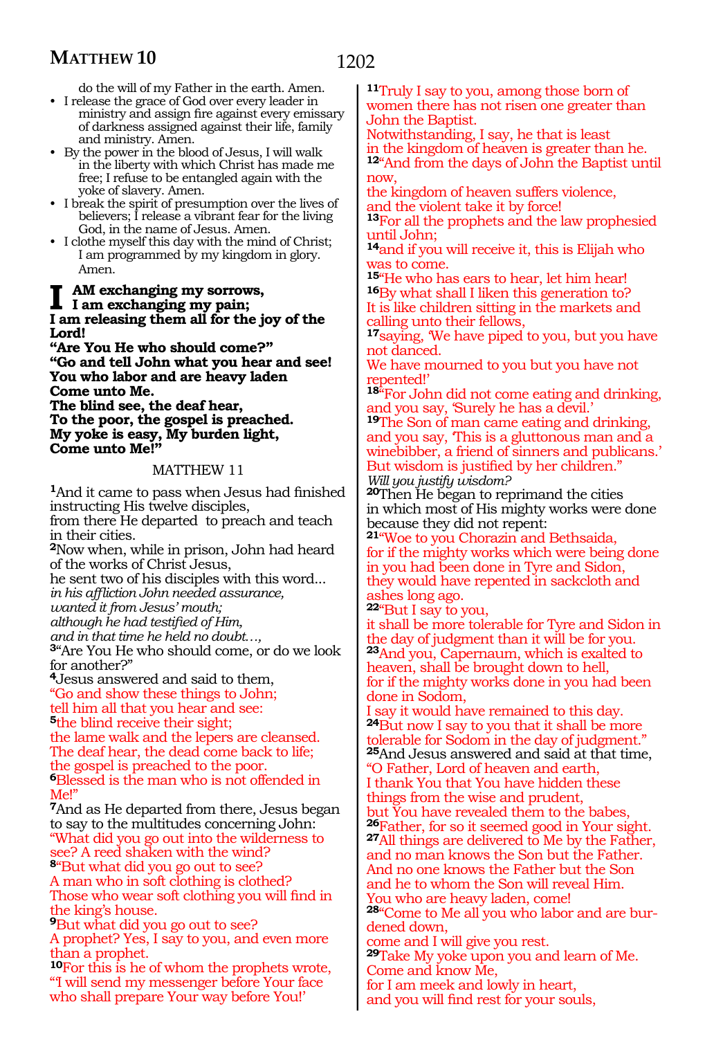do the will of my Father in the earth. Amen.

- I release the grace of God over every leader in ministry and assign fire against every emissary of darkness assigned against their life, family and ministry. Amen.
- By the power in the blood of Jesus, I will walk in the liberty with which Christ has made me free; I refuse to be entangled again with the yoke of slavery. Amen.
- I break the spirit of presumption over the lives of believers; I release a vibrant fear for the living God, in the name of Jesus. Amen.
- I clothe myself this day with the mind of Christ; I am programmed by my kingdom in glory. Amen.

**I AM exchanging my sorrows,**
**I am exchanging my pain;**
**I am releasing them all for the joy of the Lord!**
**"Are You He who should come?"**
**"Go and tell John what you hear and see!**
**You who labor and are heavy laden**
**Come unto Me.**
**The blind see, the deaf hear,**
**To the poor, the gospel is preached.**
**My yoke is easy, My burden light,**
**Come unto Me!"**

MATTHEW 11

[1]And it came to pass when Jesus had finished instructing His twelve disciples,
from there He departed to preach and teach in their cities.
[2]Now when, while in prison, John had heard of the works of Christ Jesus,
he sent two of his disciples with this word...
*in his affliction John needed assurance,*
*wanted it from Jesus' mouth;*
*although he had testified of Him,*
*and in that time he held no doubt...,*
[3]"Are You He who should come, or do we look for another?"
[4]Jesus answered and said to them,
"Go and show these things to John;
tell him all that you hear and see:
[5]the blind receive their sight;
the lame walk and the lepers are cleansed.
The deaf hear, the dead come back to life;
the gospel is preached to the poor.
[6]Blessed is the man who is not offended in Me!"
[7]And as He departed from there, Jesus began to say to the multitudes concerning John:
"What did you go out into the wilderness to see? A reed shaken with the wind?
[8]"But what did you go out to see?
A man who in soft clothing is clothed?
Those who wear soft clothing you will find in the king's house.
[9]But what did you go out to see?
A prophet? Yes, I say to you, and even more than a prophet.
[10]For this is he of whom the prophets wrote,
"I will send my messenger before Your face
who shall prepare Your way before You!'
[11]Truly I say to you, among those born of women there has not risen one greater than John the Baptist.
Notwithstanding, I say, he that is least
in the kingdom of heaven is greater than he.
[12]"And from the days of John the Baptist until now,
the kingdom of heaven suffers violence,
and the violent take it by force!
[13]For all the prophets and the law prophesied until John;
[14]and if you will receive it, this is Elijah who was to come.
[15]"He who has ears to hear, let him hear!
[16]By what shall I liken this generation to?
It is like children sitting in the markets and calling unto their fellows,
[17]saying, 'We have piped to you, but you have not danced.
We have mourned to you but you have not repented!'
[18]"For John did not come eating and drinking,
and you say, 'Surely he has a devil.'
[19]The Son of man came eating and drinking,
and you say, 'This is a gluttonous man and a winebibber, a friend of sinners and publicans.'
But wisdom is justified by her children."
*Will you justify wisdom?*
[20]Then He began to reprimand the cities
in which most of His mighty works were done
because they did not repent:
[21]"Woe to you Chorazin and Bethsaida,
for if the mighty works which were being done
in you had been done in Tyre and Sidon,
they would have repented in sackcloth and ashes long ago.
[22]"But I say to you,
it shall be more tolerable for Tyre and Sidon in the day of judgment than it will be for you.
[23]And you, Capernaum, which is exalted to heaven, shall be brought down to hell,
for if the mighty works done in you had been done in Sodom,
I say it would have remained to this day.
[24]But now I say to you that it shall be more tolerable for Sodom in the day of judgment."
[25]And Jesus answered and said at that time,
"O Father, Lord of heaven and earth,
I thank You that You have hidden these things from the wise and prudent,
but You have revealed them to the babes,
[26]Father, for so it seemed good in Your sight.
[27]All things are delivered to Me by the Father,
and no man knows the Son but the Father.
And no one knows the Father but the Son
and he to whom the Son will reveal Him.
You who are heavy laden, come!
[28]"Come to Me all you who labor and are burdened down,
come and I will give you rest.
[29]Take My yoke upon you and learn of Me.
Come and know Me,
for I am meek and lowly in heart,
and you will find rest for your souls,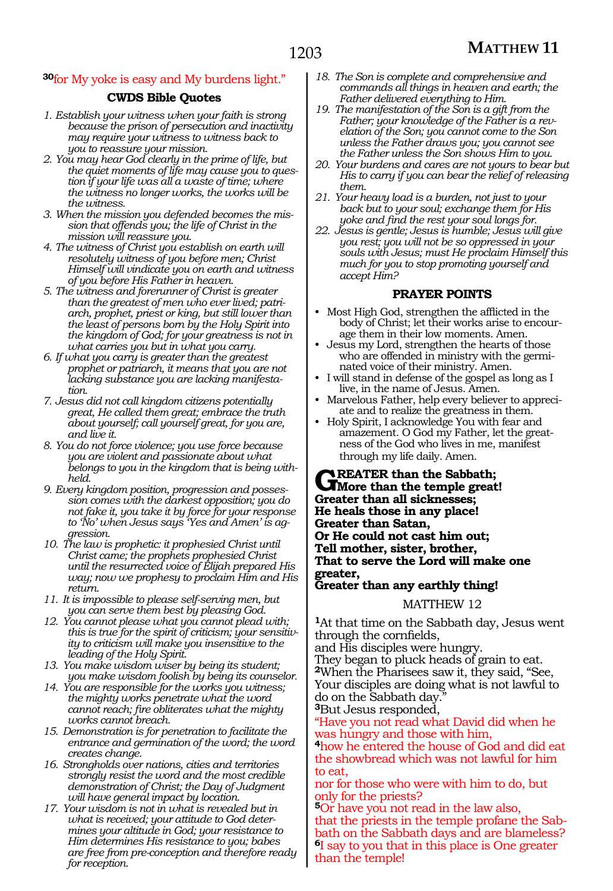[30]for My yoke is easy and My burdens light."

### CWDS Bible Quotes

1. *Establish your witness when your faith is strong because the prison of persecution and inactivity may require your witness to witness back to you to reassure your mission.*
2. *You may hear God clearly in the prime of life, but the quiet moments of life may cause you to question if your life was all a waste of time; where the witness no longer works, the works will be the witness.*
3. *When the mission you defended becomes the mission that offends you; the life of Christ in the mission will reassure you.*
4. *The witness of Christ you establish on earth will resolutely witness of you before men; Christ Himself will vindicate you on earth and witness of you before His Father in heaven.*
5. *The witness and forerunner of Christ is greater than the greatest of men who ever lived; patriarch, prophet, priest or king, but still lower than the least of persons born by the Holy Spirit into the kingdom of God; for your greatness is not in what carries you but in what you carry.*
6. *If what you carry is greater than the greatest prophet or patriarch, it means that you are not lacking substance you are lacking manifestation.*
7. *Jesus did not call kingdom citizens potentially great, He called them great; embrace the truth about yourself; call yourself great, for you are, and live it.*
8. *You do not force violence; you use force because you are violent and passionate about what belongs to you in the kingdom that is being withheld.*
9. *Every kingdom position, progression and possession comes with the darkest opposition; you do not fake it, you take it by force for your response to 'No' when Jesus says 'Yes and Amen' is aggression.*
10. *The law is prophetic: it prophesied Christ until Christ came; the prophets prophesied Christ until the resurrected voice of Elijah prepared His way; now we prophesy to proclaim Him and His return.*
11. *It is impossible to please self-serving men, but you can serve them best by pleasing God.*
12. *You cannot please what you cannot plead with; this is true for the spirit of criticism; your sensitivity to criticism will make you insensitive to the leading of the Holy Spirit.*
13. *You make wisdom wiser by being its student; you make wisdom foolish by being its counselor.*
14. *You are responsible for the works you witness; the mighty works penetrate what the word cannot reach; fire obliterates what the mighty works cannot breach.*
15. *Demonstration is for penetration to facilitate the entrance and germination of the word; the word creates change.*
16. *Strongholds over nations, cities and territories strongly resist the word and the most credible demonstration of Christ; the Day of Judgment will have general impact by location.*
17. *Your wisdom is not in what is revealed but in what is received; your attitude to God determines your altitude in God; your resistance to Him determines His resistance to you; babes are free from pre-conception and therefore ready for reception.*
18. *The Son is complete and comprehensive and commands all things in heaven and earth; the Father delivered everything to Him.*
19. *The manifestation of the Son is a gift from the Father; your knowledge of the Father is a revelation of the Son; you cannot come to the Son unless the Father draws you; you cannot see the Father unless the Son shows Him to you.*
20. *Your burdens and cares are not yours to bear but His to carry if you can bear the relief of releasing them.*
21. *Your heavy load is a burden, not just to your back but to your soul; exchange them for His yoke and find the rest your soul longs for.*
22. *Jesus is gentle; Jesus is humble; Jesus will give you rest; you will not be so oppressed in your souls with Jesus; must He proclaim Himself this much for you to stop promoting yourself and accept Him?*

### PRAYER POINTS

- Most High God, strengthen the afflicted in the body of Christ; let their works arise to encourage them in their low moments. Amen.
- Jesus my Lord, strengthen the hearts of those who are offended in ministry with the germinated voice of their ministry. Amen.
- I will stand in defense of the gospel as long as I live, in the name of Jesus. Amen.
- Marvelous Father, help every believer to appreciate and to realize the greatness in them.
- Holy Spirit, I acknowledge You with fear and amazement. O God my Father, let the greatness of the God who lives in me, manifest through my life daily. Amen.

**GREATER than the Sabbath;**
**More than the temple great!**
**Greater than all sicknesses;**
**He heals those in any place!**
**Greater than Satan,**
**Or He could not cast him out;**
**Tell mother, sister, brother,**
**That to serve the Lord will make one greater,**
**Greater than any earthly thing!**

## MATTHEW 12

[1]At that time on the Sabbath day, Jesus went through the cornfields,
and His disciples were hungry.
They began to pluck heads of grain to eat.
[2]When the Pharisees saw it, they said, "See, Your disciples are doing what is not lawful to do on the Sabbath day."
[3]But Jesus responded,
"Have you not read what David did when he was hungry and those with him,
[4]how he entered the house of God and did eat the showbread which was not lawful for him to eat,
nor for those who were with him to do, but only for the priests?
[5]Or have you not read in the law also,
that the priests in the temple profane the Sabbath on the Sabbath days and are blameless?
[6]I say to you that in this place is One greater than the temple!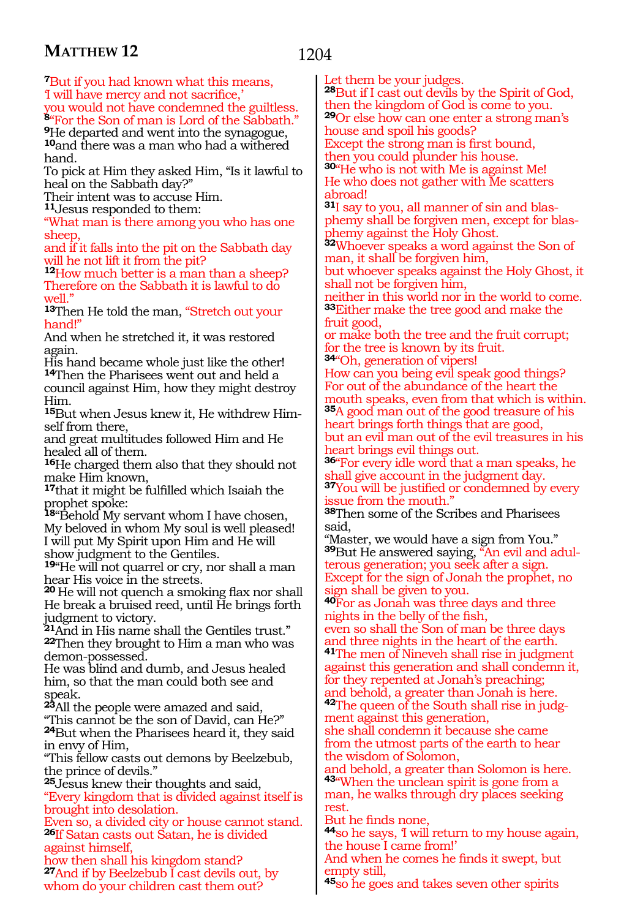[7]But if you had known what this means,
'I will have mercy and not sacrifice,'
you would not have condemned the guiltless.
[8]"For the Son of man is Lord of the Sabbath."
[9]He departed and went into the synagogue,
[10]and there was a man who had a withered hand.
To pick at Him they asked Him, "Is it lawful to heal on the Sabbath day?"
Their intent was to accuse Him.
[11]Jesus responded to them:
"What man is there among you who has one sheep,
and if it falls into the pit on the Sabbath day will he not lift it from the pit?
[12]How much better is a man than a sheep?
Therefore on the Sabbath it is lawful to do well."
[13]Then He told the man, "Stretch out your hand!"
And when he stretched it, it was restored again.
His hand became whole just like the other!
[14]Then the Pharisees went out and held a council against Him, how they might destroy Him.
[15]But when Jesus knew it, He withdrew Himself from there,
and great multitudes followed Him and He healed all of them.
[16]He charged them also that they should not make Him known,
[17]that it might be fulfilled which Isaiah the prophet spoke:
[18]"Behold My servant whom I have chosen,
My beloved in whom My soul is well pleased!
I will put My Spirit upon Him and He will show judgment to the Gentiles.
[19]"He will not quarrel or cry, nor shall a man hear His voice in the streets.
[20] He will not quench a smoking flax nor shall He break a bruised reed, until He brings forth judgment to victory.
[21]And in His name shall the Gentiles trust."
[22]Then they brought to Him a man who was demon-possessed.
He was blind and dumb, and Jesus healed him, so that the man could both see and speak.
[23]All the people were amazed and said,
"This cannot be the son of David, can He?"
[24]But when the Pharisees heard it, they said in envy of Him,
"This fellow casts out demons by Beelzebub, the prince of devils."
[25]Jesus knew their thoughts and said,
"Every kingdom that is divided against itself is brought into desolation.
Even so, a divided city or house cannot stand.
[26]If Satan casts out Satan, he is divided against himself,
how then shall his kingdom stand?
[27]And if by Beelzebub I cast devils out, by whom do your children cast them out?
Let them be your judges.
[28]But if I cast out devils by the Spirit of God, then the kingdom of God is come to you.
[29]Or else how can one enter a strong man's house and spoil his goods?
Except the strong man is first bound,
then you could plunder his house.
[30]"He who is not with Me is against Me!
He who does not gather with Me scatters abroad!
[31]I say to you, all manner of sin and blasphemy shall be forgiven men, except for blasphemy against the Holy Ghost.
[32]Whoever speaks a word against the Son of man, it shall be forgiven him,
but whoever speaks against the Holy Ghost, it shall not be forgiven him,
neither in this world nor in the world to come.
[33]Either make the tree good and make the fruit good,
or make both the tree and the fruit corrupt;
for the tree is known by its fruit.
[34]"Oh, generation of vipers!
How can you being evil speak good things?
For out of the abundance of the heart the mouth speaks, even from that which is within.
[35]A good man out of the good treasure of his heart brings forth things that are good,
but an evil man out of the evil treasures in his heart brings evil things out.
[36]"For every idle word that a man speaks, he shall give account in the judgment day.
[37]You will be justified or condemned by every issue from the mouth."
[38]Then some of the Scribes and Pharisees said,
"Master, we would have a sign from You."
[39]But He answered saying, "An evil and adulterous generation; you seek after a sign.
Except for the sign of Jonah the prophet, no sign shall be given to you.
[40]For as Jonah was three days and three nights in the belly of the fish,
even so shall the Son of man be three days and three nights in the heart of the earth.
[41]The men of Nineveh shall rise in judgment against this generation and shall condemn it,
for they repented at Jonah's preaching;
and behold, a greater than Jonah is here.
[42]The queen of the South shall rise in judgment against this generation,
she shall condemn it because she came from the utmost parts of the earth to hear the wisdom of Solomon,
and behold, a greater than Solomon is here.
[43]"When the unclean spirit is gone from a man, he walks through dry places seeking rest.
But he finds none,
[44]so he says, 'I will return to my house again, the house I came from!'
And when he comes he finds it swept, but empty still,
[45]so he goes and takes seven other spirits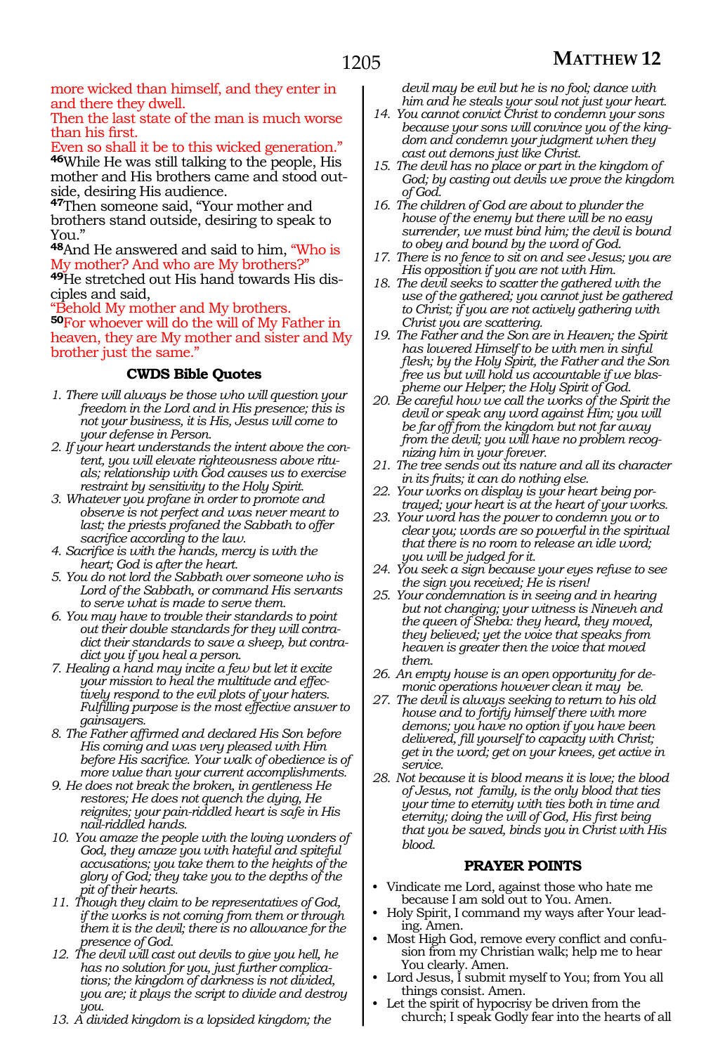more wicked than himself, and they enter in and there they dwell.
Then the last state of the man is much worse than his first.
Even so shall it be to this wicked generation."
**46**While He was still talking to the people, His mother and His brothers came and stood outside, desiring His audience.
**47**Then someone said, "Your mother and brothers stand outside, desiring to speak to You."
**48**And He answered and said to him, "Who is My mother? And who are My brothers?"
**49**He stretched out His hand towards His disciples and said,
"Behold My mother and My brothers.
**50**For whoever will do the will of My Father in heaven, they are My mother and sister and My brother just the same."

### CWDS Bible Quotes

1. *There will always be those who will question your freedom in the Lord and in His presence; this is not your business, it is His, Jesus will come to your defense in Person.*
2. *If your heart understands the intent above the content, you will elevate righteousness above rituals; relationship with God causes us to exercise restraint by sensitivity to the Holy Spirit.*
3. *Whatever you profane in order to promote and observe is not perfect and was never meant to last; the priests profaned the Sabbath to offer sacrifice according to the law.*
4. *Sacrifice is with the hands, mercy is with the heart; God is after the heart.*
5. *You do not lord the Sabbath over someone who is Lord of the Sabbath, or command His servants to serve what is made to serve them.*
6. *You may have to trouble their standards to point out their double standards for they will contradict their standards to save a sheep, but contradict you if you heal a person.*
7. *Healing a hand may incite a few but let it excite your mission to heal the multitude and effectively respond to the evil plots of your haters. Fulfilling purpose is the most effective answer to gainsayers.*
8. *The Father affirmed and declared His Son before His coming and was very pleased with Him before His sacrifice. Your walk of obedience is of more value than your current accomplishments.*
9. *He does not break the broken, in gentleness He restores; He does not quench the dying, He reignites; your pain-riddled heart is safe in His nail-riddled hands.*
10. *You amaze the people with the loving wonders of God, they amaze you with hateful and spiteful accusations; you take them to the heights of the glory of God; they take you to the depths of the pit of their hearts.*
11. *Though they claim to be representatives of God, if the works is not coming from them or through them it is the devil; there is no allowance for the presence of God.*
12. *The devil will cast out devils to give you hell, he has no solution for you, just further complications; the kingdom of darkness is not divided, you are; it plays the script to divide and destroy you.*
13. *A divided kingdom is a lopsided kingdom; the devil may be evil but he is no fool; dance with him and he steals your soul not just your heart.*
14. *You cannot convict Christ to condemn your sons because your sons will convince you of the kingdom and condemn your judgment when they cast out demons just like Christ.*
15. *The devil has no place or part in the kingdom of God; by casting out devils we prove the kingdom of God.*
16. *The children of God are about to plunder the house of the enemy but there will be no easy surrender, we must bind him; the devil is bound to obey and bound by the word of God.*
17. *There is no fence to sit on and see Jesus; you are His opposition if you are not with Him.*
18. *The devil seeks to scatter the gathered with the use of the gathered; you cannot just be gathered to Christ; if you are not actively gathering with Christ you are scattering.*
19. *The Father and the Son are in Heaven; the Spirit has lowered Himself to be with men in sinful flesh; by the Holy Spirit, the Father and the Son free us but will hold us accountable if we blaspheme our Helper; the Holy Spirit of God.*
20. *Be careful how we call the works of the Spirit the devil or speak any word against Him; you will be far off from the kingdom but not far away from the devil; you will have no problem recognizing him in your forever.*
21. *The tree sends out its nature and all its character in its fruits; it can do nothing else.*
22. *Your works on display is your heart being portrayed; your heart is at the heart of your works.*
23. *Your word has the power to condemn you or to clear you; words are so powerful in the spiritual that there is no room to release an idle word; you will be judged for it.*
24. *You seek a sign because your eyes refuse to see the sign you received; He is risen!*
25. *Your condemnation is in seeing and in hearing but not changing; your witness is Nineveh and the queen of Sheba: they heard, they moved, they believed; yet the voice that speaks from heaven is greater then the voice that moved them.*
26. *An empty house is an open opportunity for demonic operations however clean it may be.*
27. *The devil is always seeking to return to his old house and to fortify himself there with more demons; you have no option if you have been delivered, fill yourself to capacity with Christ; get in the word; get on your knees, get active in service.*
28. *Not because it is blood means it is love; the blood of Jesus, not family, is the only blood that ties your time to eternity with ties both in time and eternity; doing the will of God, His first being that you be saved, binds you in Christ with His blood.*

### PRAYER POINTS

- Vindicate me Lord, against those who hate me because I am sold out to You. Amen.
- Holy Spirit, I command my ways after Your leading. Amen.
- Most High God, remove every conflict and confusion from my Christian walk; help me to hear You clearly. Amen.
- Lord Jesus, I submit myself to You; from You all things consist. Amen.
- Let the spirit of hypocrisy be driven from the church; I speak Godly fear into the hearts of all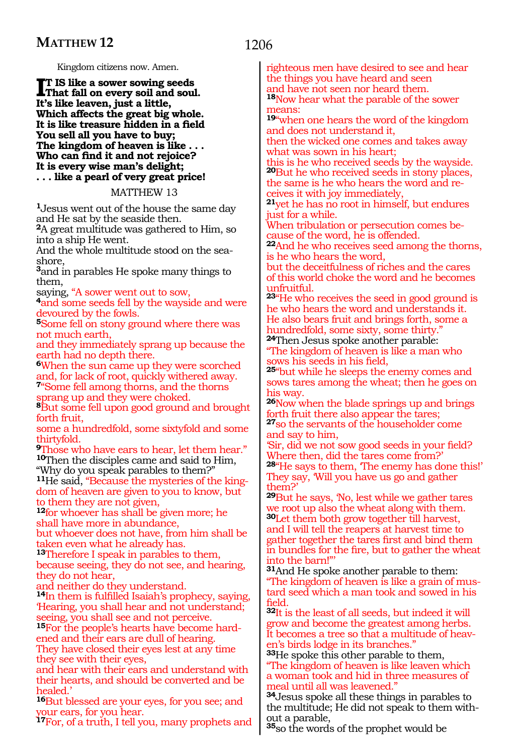Kingdom citizens now. Amen.

**IT IS like a sower sowing seeds**
**That fall on every soil and soul.**
**It's like leaven, just a little,**
**Which affects the great big whole.**
**It is like treasure hidden in a field**
**You sell all you have to buy;**
**The kingdom of heaven is like . . .**
**Who can find it and not rejoice?**
**It is every wise man's delight;**
**. . . like a pearl of very great price!**

## MATTHEW 13

[1]Jesus went out of the house the same day and He sat by the seaside then.
[2]A great multitude was gathered to Him, so into a ship He went.
And the whole multitude stood on the seashore,
[3]and in parables He spoke many things to them,
saying, "A sower went out to sow,
[4]and some seeds fell by the wayside and were devoured by the fowls.
[5]Some fell on stony ground where there was not much earth,
and they immediately sprang up because the earth had no depth there.
[6]When the sun came up they were scorched and, for lack of root, quickly withered away.
[7]"Some fell among thorns, and the thorns sprang up and they were choked.
[8]But some fell upon good ground and brought forth fruit,
some a hundredfold, some sixtyfold and some thirtyfold.
[9]Those who have ears to hear, let them hear."
[10]Then the disciples came and said to Him, "Why do you speak parables to them?"
[11]He said, "Because the mysteries of the kingdom of heaven are given to you to know, but to them they are not given,
[12]for whoever has shall be given more; he shall have more in abundance,
but whoever does not have, from him shall be taken even what he already has.
[13]Therefore I speak in parables to them, because seeing, they do not see, and hearing, they do not hear,
and neither do they understand.
[14]In them is fulfilled Isaiah's prophecy, saying, 'Hearing, you shall hear and not understand; seeing, you shall see and not perceive.
[15]For the people's hearts have become hardened and their ears are dull of hearing.
They have closed their eyes lest at any time they see with their eyes,
and hear with their ears and understand with their hearts, and should be converted and be healed.'
[16]But blessed are your eyes, for you see; and your ears, for you hear.
[17]For, of a truth, I tell you, many prophets and righteous men have desired to see and hear the things you have heard and seen
and have not seen nor heard them.
[18]Now hear what the parable of the sower means:
[19]"when one hears the word of the kingdom and does not understand it,
then the wicked one comes and takes away what was sown in his heart;
this is he who received seeds by the wayside.
[20]But he who received seeds in stony places, the same is he who hears the word and receives it with joy immediately,
[21]yet he has no root in himself, but endures just for a while.
When tribulation or persecution comes because of the word, he is offended.
[22]And he who receives seed among the thorns, is he who hears the word,
but the deceitfulness of riches and the cares of this world choke the word and he becomes unfruitful.
[23]"He who receives the seed in good ground is he who hears the word and understands it.
He also bears fruit and brings forth, some a hundredfold, some sixty, some thirty."
[24]Then Jesus spoke another parable:
"The kingdom of heaven is like a man who sows his seeds in his field,
[25]"but while he sleeps the enemy comes and sows tares among the wheat; then he goes on his way.
[26]Now when the blade springs up and brings forth fruit there also appear the tares;
[27]so the servants of the householder come and say to him,
'Sir, did we not sow good seeds in your field? Where then, did the tares come from?'
[28]"He says to them, 'The enemy has done this!'
They say, 'Will you have us go and gather them?'
[29]But he says, 'No, lest while we gather tares we root up also the wheat along with them.
[30]Let them both grow together till harvest, and I will tell the reapers at harvest time to gather together the tares first and bind them in bundles for the fire, but to gather the wheat into the barn!'"
[31]And He spoke another parable to them:
"The kingdom of heaven is like a grain of mustard seed which a man took and sowed in his field.
[32]It is the least of all seeds, but indeed it will grow and become the greatest among herbs.
It becomes a tree so that a multitude of heaven's birds lodge in its branches."
[33]He spoke this other parable to them,
"The kingdom of heaven is like leaven which a woman took and hid in three measures of meal until all was leavened."
[34]Jesus spoke all these things in parables to the multitude; He did not speak to them without a parable,
[35]so the words of the prophet would be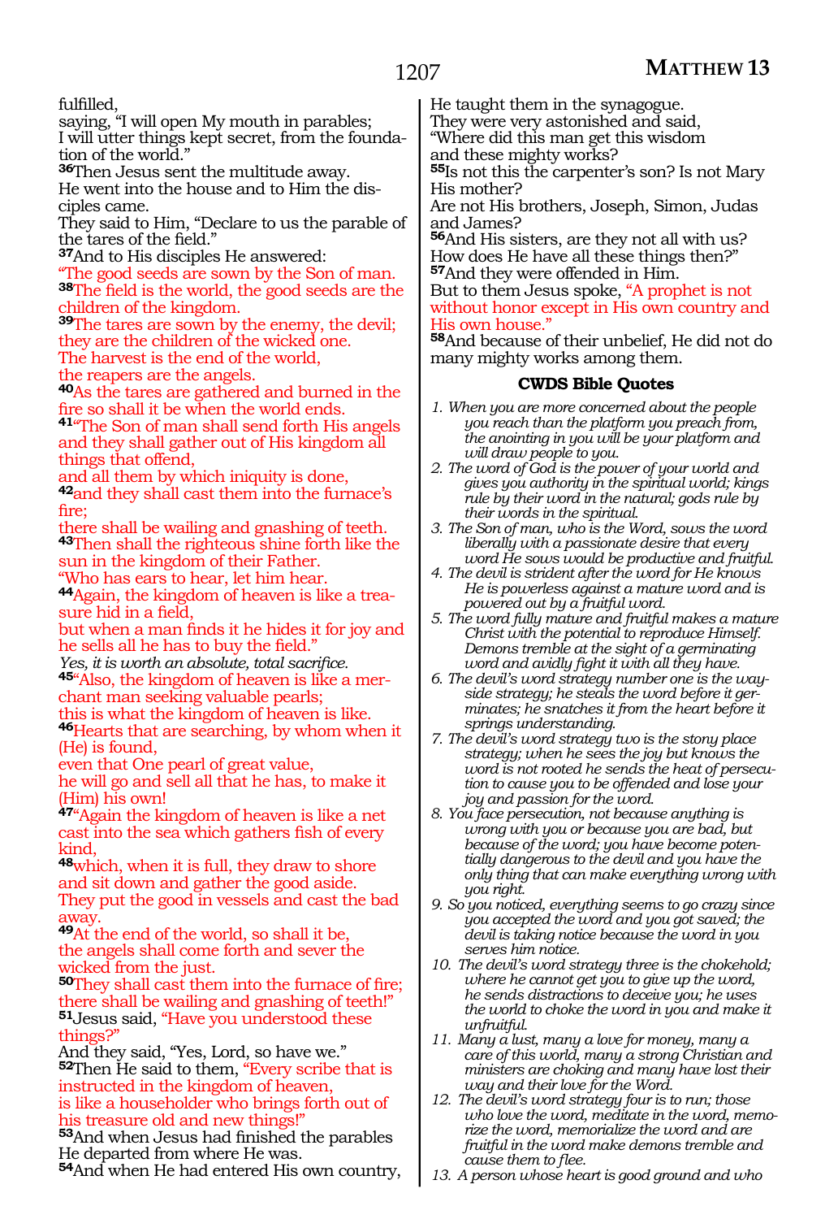fulfilled,
saying, "I will open My mouth in parables;
I will utter things kept secret, from the foundation of the world."

**36**Then Jesus sent the multitude away.
He went into the house and to Him the disciples came.
They said to Him, "Declare to us the parable of the tares of the field."

**37**And to His disciples He answered:
"The good seeds are sown by the Son of man.

**38**The field is the world, the good seeds are the children of the kingdom.

**39**The tares are sown by the enemy, the devil;
they are the children of the wicked one.
The harvest is the end of the world,
the reapers are the angels.

**40**As the tares are gathered and burned in the fire so shall it be when the world ends.

**41**"The Son of man shall send forth His angels and they shall gather out of His kingdom all things that offend,
and all them by which iniquity is done,

**42**and they shall cast them into the furnace's fire;
there shall be wailing and gnashing of teeth.

**43**Then shall the righteous shine forth like the sun in the kingdom of their Father.
"Who has ears to hear, let him hear.

**44**Again, the kingdom of heaven is like a treasure hid in a field,
but when a man finds it he hides it for joy and he sells all he has to buy the field."
*Yes, it is worth an absolute, total sacrifice.*

**45**"Also, the kingdom of heaven is like a merchant man seeking valuable pearls;
this is what the kingdom of heaven is like.

**46**Hearts that are searching, by whom when it (He) is found,
even that One pearl of great value,
he will go and sell all that he has, to make it (Him) his own!

**47**"Again the kingdom of heaven is like a net cast into the sea which gathers fish of every kind,

**48**which, when it is full, they draw to shore and sit down and gather the good aside.
They put the good in vessels and cast the bad away.

**49**At the end of the world, so shall it be,
the angels shall come forth and sever the wicked from the just.

**50**They shall cast them into the furnace of fire;
there shall be wailing and gnashing of teeth!"

**51**Jesus said, "Have you understood these things?"
And they said, "Yes, Lord, so have we."

**52**Then He said to them, "Every scribe that is instructed in the kingdom of heaven,
is like a householder who brings forth out of his treasure old and new things!"

**53**And when Jesus had finished the parables He departed from where He was.

**54**And when He had entered His own country,
He taught them in the synagogue.
They were very astonished and said,
"Where did this man get this wisdom
and these mighty works?

**55**Is not this the carpenter's son? Is not Mary His mother?
Are not His brothers, Joseph, Simon, Judas and James?

**56**And His sisters, are they not all with us?
How does He have all these things then?"

**57**And they were offended in Him.
But to them Jesus spoke, "A prophet is not without honor except in His own country and His own house."

**58**And because of their unbelief, He did not do many mighty works among them.

### CWDS Bible Quotes

*1. When you are more concerned about the people you reach than the platform you preach from, the anointing in you will be your platform and will draw people to you.*

*2. The word of God is the power of your world and gives you authority in the spiritual world; kings rule by their word in the natural; gods rule by their words in the spiritual.*

*3. The Son of man, who is the Word, sows the word liberally with a passionate desire that every word He sows would be productive and fruitful.*

*4. The devil is strident after the word for He knows He is powerless against a mature word and is powered out by a fruitful word.*

*5. The word fully mature and fruitful makes a mature Christ with the potential to reproduce Himself. Demons tremble at the sight of a germinating word and avidly fight it with all they have.*

*6. The devil's word strategy number one is the wayside strategy; he steals the word before it germinates; he snatches it from the heart before it springs understanding.*

*7. The devil's word strategy two is the stony place strategy; when he sees the joy but knows the word is not rooted he sends the heat of persecution to cause you to be offended and lose your joy and passion for the word.*

*8. You face persecution, not because anything is wrong with you or because you are bad, but because of the word; you have become potentially dangerous to the devil and you have the only thing that can make everything wrong with you right.*

*9. So you noticed, everything seems to go crazy since you accepted the word and you got saved; the devil is taking notice because the word in you serves him notice.*

*10. The devil's word strategy three is the chokehold; where he cannot get you to give up the word, he sends distractions to deceive you; he uses the world to choke the word in you and make it unfruitful.*

*11. Many a lust, many a love for money, many a care of this world, many a strong Christian and ministers are choking and many have lost their way and their love for the Word.*

*12. The devil's word strategy four is to run; those who love the word, meditate in the word, memorize the word, memorialize the word and are fruitful in the word make demons tremble and cause them to flee.*

*13. A person whose heart is good ground and who*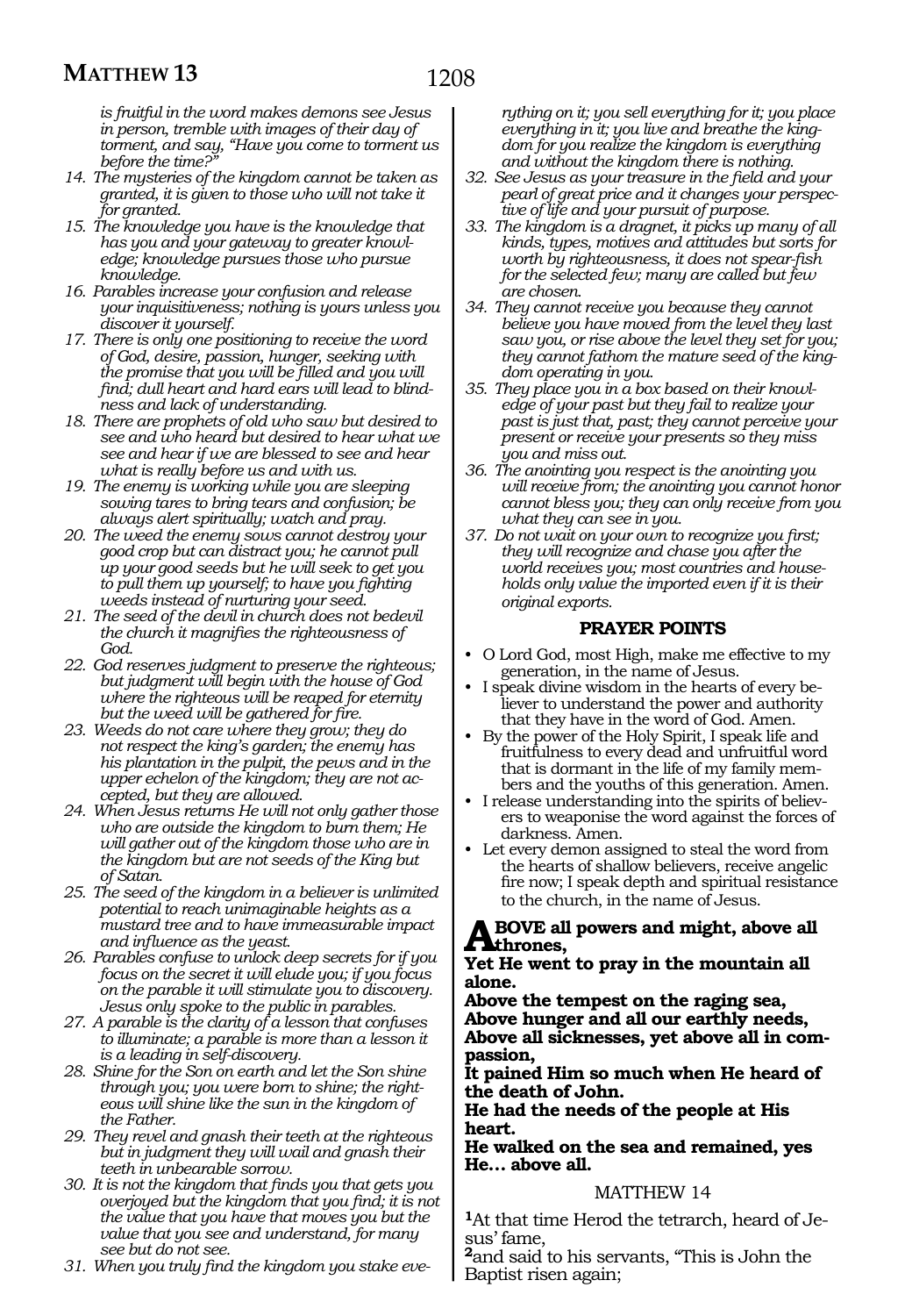*is fruitful in the word makes demons see Jesus in person, tremble with images of their day of torment, and say, "Have you come to torment us before the time?"*

14. *The mysteries of the kingdom cannot be taken as granted, it is given to those who will not take it for granted.*
15. *The knowledge you have is the knowledge that has you and your gateway to greater knowledge; knowledge pursues those who pursue knowledge.*
16. *Parables increase your confusion and release your inquisitiveness; nothing is yours unless you discover it yourself.*
17. *There is only one positioning to receive the word of God, desire, passion, hunger, seeking with the promise that you will be filled and you will find; dull heart and hard ears will lead to blindness and lack of understanding.*
18. *There are prophets of old who saw but desired to see and who heard but desired to hear what we see and hear if we are blessed to see and hear what is really before us and with us.*
19. *The enemy is working while you are sleeping sowing tares to bring tears and confusion; be always alert spiritually; watch and pray.*
20. *The weed the enemy sows cannot destroy your good crop but can distract you; he cannot pull up your good seeds but he will seek to get you to pull them up yourself; to have you fighting weeds instead of nurturing your seed.*
21. *The seed of the devil in church does not bedevil the church it magnifies the righteousness of God.*
22. *God reserves judgment to preserve the righteous; but judgment will begin with the house of God where the righteous will be reaped for eternity but the weed will be gathered for fire.*
23. *Weeds do not care where they grow; they do not respect the king's garden; the enemy has his plantation in the pulpit, the pews and in the upper echelon of the kingdom; they are not accepted, but they are allowed.*
24. *When Jesus returns He will not only gather those who are outside the kingdom to burn them; He will gather out of the kingdom those who are in the kingdom but are not seeds of the King but of Satan.*
25. *The seed of the kingdom in a believer is unlimited potential to reach unimaginable heights as a mustard tree and to have immeasurable impact and influence as the yeast.*
26. *Parables confuse to unlock deep secrets for if you focus on the secret it will elude you; if you focus on the parable it will stimulate you to discovery. Jesus only spoke to the public in parables.*
27. *A parable is the clarity of a lesson that confuses to illuminate; a parable is more than a lesson it is a leading in self-discovery.*
28. *Shine for the Son on earth and let the Son shine through you; you were born to shine; the righteous will shine like the sun in the kingdom of the Father.*
29. *They revel and gnash their teeth at the righteous but in judgment they will wail and gnash their teeth in unbearable sorrow.*
30. *It is not the kingdom that finds you that gets you overjoyed but the kingdom that you find; it is not the value that you have that moves you but the value that you see and understand, for many see but do not see.*
31. *When you truly find the kingdom you stake everything on it; you sell everything for it; you place everything in it; you live and breathe the kingdom for you realize the kingdom is everything and without the kingdom there is nothing.*
32. *See Jesus as your treasure in the field and your pearl of great price and it changes your perspective of life and your pursuit of purpose.*
33. *The kingdom is a dragnet, it picks up many of all kinds, types, motives and attitudes but sorts for worth by righteousness, it does not spear-fish for the selected few; many are called but few are chosen.*
34. *They cannot receive you because they cannot believe you have moved from the level they last saw you, or rise above the level they set for you; they cannot fathom the mature seed of the kingdom operating in you.*
35. *They place you in a box based on their knowledge of your past but they fail to realize your past is just that, past; they cannot perceive your present or receive your presents so they miss you and miss out.*
36. *The anointing you respect is the anointing you will receive from; the anointing you cannot honor cannot bless you; they can only receive from you what they can see in you.*
37. *Do not wait on your own to recognize you first; they will recognize and chase you after the world receives you; most countries and households only value the imported even if it is their original exports.*

### PRAYER POINTS

- O Lord God, most High, make me effective to my generation, in the name of Jesus.
- I speak divine wisdom in the hearts of every believer to understand the power and authority that they have in the word of God. Amen.
- By the power of the Holy Spirit, I speak life and fruitfulness to every dead and unfruitful word that is dormant in the life of my family members and the youths of this generation. Amen.
- I release understanding into the spirits of believers to weaponise the word against the forces of darkness. Amen.
- Let every demon assigned to steal the word from the hearts of shallow believers, receive angelic fire now; I speak depth and spiritual resistance to the church, in the name of Jesus.

**ABOVE all powers and might, above all thrones,**
**Yet He went to pray in the mountain all alone.**
**Above the tempest on the raging sea,**
**Above hunger and all our earthly needs,**
**Above all sicknesses, yet above all in compassion,**
**It pained Him so much when He heard of the death of John.**
**He had the needs of the people at His heart.**
**He walked on the sea and remained, yes He… above all.**

## MATTHEW 14

**1**At that time Herod the tetrarch, heard of Jesus' fame,
**2**and said to his servants, "This is John the Baptist risen again;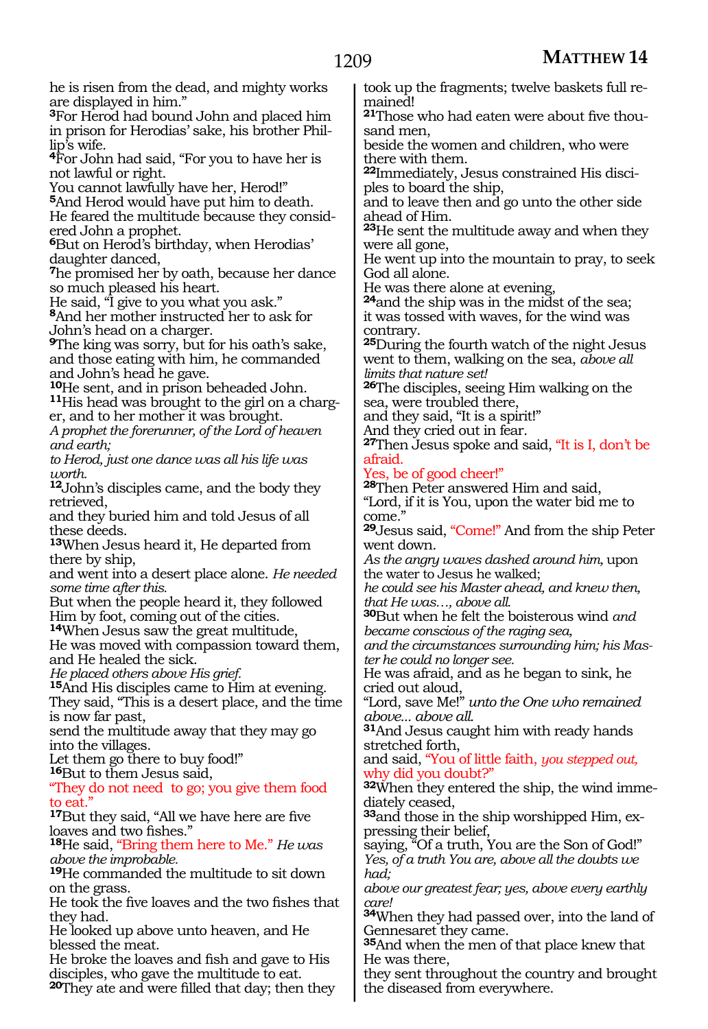he is risen from the dead, and mighty works are displayed in him."

[3]For Herod had bound John and placed him in prison for Herodias' sake, his brother Phillip's wife.

[4]For John had said, "For you to have her is not lawful or right.
You cannot lawfully have her, Herod!"

[5]And Herod would have put him to death.
He feared the multitude because they considered John a prophet.

[6]But on Herod's birthday, when Herodias' daughter danced,

[7]he promised her by oath, because her dance so much pleased his heart.
He said, "I give to you what you ask."

[8]And her mother instructed her to ask for John's head on a charger.

[9]The king was sorry, but for his oath's sake, and those eating with him, he commanded and John's head he gave.

[10]He sent, and in prison beheaded John.

[11]His head was brought to the girl on a charger, and to her mother it was brought.
*A prophet the forerunner, of the Lord of heaven and earth;*
*to Herod, just one dance was all his life was worth.*

[12]John's disciples came, and the body they retrieved,
and they buried him and told Jesus of all these deeds.

[13]When Jesus heard it, He departed from there by ship,
and went into a desert place alone. *He needed some time after this.*
But when the people heard it, they followed Him by foot, coming out of the cities.

[14]When Jesus saw the great multitude,
He was moved with compassion toward them, and He healed the sick.
*He placed others above His grief.*

[15]And His disciples came to Him at evening.
They said, "This is a desert place, and the time is now far past,
send the multitude away that they may go into the villages.
Let them go there to buy food!"

[16]But to them Jesus said,
"They do not need to go; you give them food to eat."

[17]But they said, "All we have here are five loaves and two fishes."

[18]He said, "Bring them here to Me." *He was above the improbable.*

[19]He commanded the multitude to sit down on the grass.
He took the five loaves and the two fishes that they had.
He looked up above unto heaven, and He blessed the meat.
He broke the loaves and fish and gave to His disciples, who gave the multitude to eat.

[20]They ate and were filled that day; then they took up the fragments; twelve baskets full remained!

[21]Those who had eaten were about five thousand men,
beside the women and children, who were there with them.

[22]Immediately, Jesus constrained His disciples to board the ship,
and to leave then and go unto the other side ahead of Him.

[23]He sent the multitude away and when they were all gone,
He went up into the mountain to pray, to seek God all alone.
He was there alone at evening,

[24]and the ship was in the midst of the sea;
it was tossed with waves, for the wind was contrary.

[25]During the fourth watch of the night Jesus went to them, walking on the sea, *above all limits that nature set!*

[26]The disciples, seeing Him walking on the sea, were troubled there,
and they said, "It is a spirit!"
And they cried out in fear.

[27]Then Jesus spoke and said, "It is I, don't be afraid.
Yes, be of good cheer!"

[28]Then Peter answered Him and said,
"Lord, if it is You, upon the water bid me to come."

[29]Jesus said, "Come!" And from the ship Peter went down.
*As the angry waves dashed around him,* upon the water to Jesus he walked;
*he could see his Master ahead, and knew then, that He was…, above all.*

[30]But when he felt the boisterous wind *and became conscious of the raging sea,*
*and the circumstances surrounding him; his Master he could no longer see.*
He was afraid, and as he began to sink, he cried out aloud,
"Lord, save Me!" *unto the One who remained above… above all.*

[31]And Jesus caught him with ready hands stretched forth,
and said, "You of little faith, *you stepped out,* why did you doubt?"

[32]When they entered the ship, the wind immediately ceased,

[33]and those in the ship worshipped Him, expressing their belief,
saying, "Of a truth, You are the Son of God!"
*Yes, of a truth You are, above all the doubts we had;*
*above our greatest fear; yes, above every earthly care!*

[34]When they had passed over, into the land of Gennesaret they came.

[35]And when the men of that place knew that He was there,
they sent throughout the country and brought the diseased from everywhere.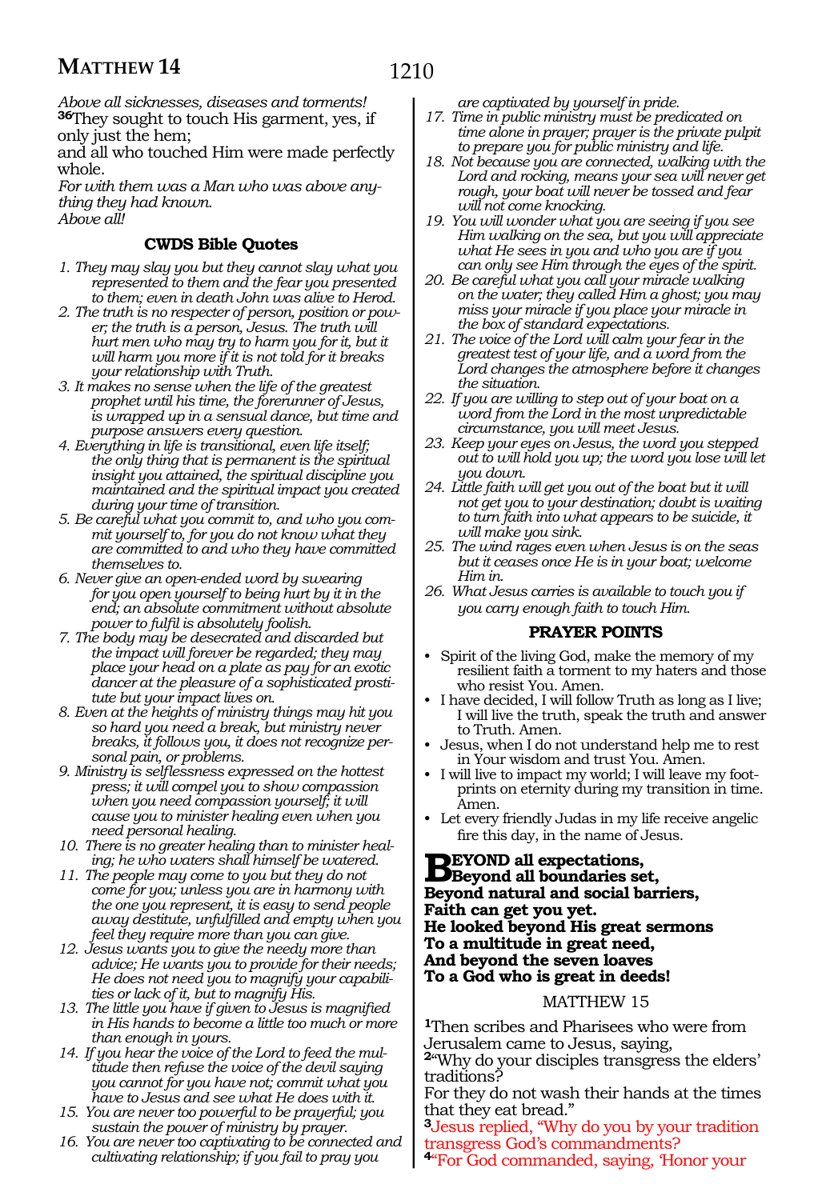*Above all sicknesses, diseases and torments!*
**36**They sought to touch His garment, yes, if only just the hem;
and all who touched Him were made perfectly whole.
*For with them was a Man who was above anything they had known.*
*Above all!*

### CWDS Bible Quotes

1. *They may slay you but they cannot slay what you represented to them and the fear you presented to them; even in death John was alive to Herod.*
2. *The truth is no respecter of person, position or power; the truth is a person, Jesus. The truth will hurt men who may try to harm you for it, but it will harm you more if it is not told for it breaks your relationship with Truth.*
3. *It makes no sense when the life of the greatest prophet until his time, the forerunner of Jesus, is wrapped up in a sensual dance, but time and purpose answers every question.*
4. *Everything in life is transitional, even life itself; the only thing that is permanent is the spiritual insight you attained, the spiritual discipline you maintained and the spiritual impact you created during your time of transition.*
5. *Be careful what you commit to, and who you commit yourself to, for you do not know what they are committed to and who they have committed themselves to.*
6. *Never give an open-ended word by swearing for you open yourself to being hurt by it in the end; an absolute commitment without absolute power to fulfil is absolutely foolish.*
7. *The body may be desecrated and discarded but the impact will forever be regarded; they may place your head on a plate as pay for an exotic dancer at the pleasure of a sophisticated prostitute but your impact lives on.*
8. *Even at the heights of ministry things may hit you so hard you need a break, but ministry never breaks, it follows you, it does not recognize personal pain, or problems.*
9. *Ministry is selflessness expressed on the hottest press; it will compel you to show compassion when you need compassion yourself; it will cause you to minister healing even when you need personal healing.*
10. *There is no greater healing than to minister healing; he who waters shall himself be watered.*
11. *The people may come to you but they do not come for you; unless you are in harmony with the one you represent, it is easy to send people away destitute, unfulfilled and empty when you feel they require more than you can give.*
12. *Jesus wants you to give the needy more than advice; He wants you to provide for their needs; He does not need you to magnify your capabilities or lack of it, but to magnify His.*
13. *The little you have if given to Jesus is magnified in His hands to become a little too much or more than enough in yours.*
14. *If you hear the voice of the Lord to feed the multitude then refuse the voice of the devil saying you cannot for you have not; commit what you have to Jesus and see what He does with it.*
15. *You are never too powerful to be prayerful; you sustain the power of ministry by prayer.*
16. *You are never too captivating to be connected and cultivating relationship; if you fail to pray you are captivated by yourself in pride.*
17. *Time in public ministry must be predicated on time alone in prayer; prayer is the private pulpit to prepare you for public ministry and life.*
18. *Not because you are connected, walking with the Lord and rocking, means your sea will never get rough, your boat will never be tossed and fear will not come knocking.*
19. *You will wonder what you are seeing if you see Him walking on the sea, but you will appreciate what He sees in you and who you are if you can only see Him through the eyes of the spirit.*
20. *Be careful what you call your miracle walking on the water; they called Him a ghost; you may miss your miracle if you place your miracle in the box of standard expectations.*
21. *The voice of the Lord will calm your fear in the greatest test of your life, and a word from the Lord changes the atmosphere before it changes the situation.*
22. *If you are willing to step out of your boat on a word from the Lord in the most unpredictable circumstance, you will meet Jesus.*
23. *Keep your eyes on Jesus, the word you stepped out to will hold you up; the word you lose will let you down.*
24. *Little faith will get you out of the boat but it will not get you to your destination; doubt is waiting to turn faith into what appears to be suicide, it will make you sink.*
25. *The wind rages even when Jesus is on the seas but it ceases once He is in your boat; welcome Him in.*
26. *What Jesus carries is available to touch you if you carry enough faith to touch Him.*

### PRAYER POINTS

- Spirit of the living God, make the memory of my resilient faith a torment to my haters and those who resist You. Amen.
- I have decided, I will follow Truth as long as I live; I will live the truth, speak the truth and answer to Truth. Amen.
- Jesus, when I do not understand help me to rest in Your wisdom and trust You. Amen.
- I will live to impact my world; I will leave my footprints on eternity during my transition in time. Amen.
- Let every friendly Judas in my life receive angelic fire this day, in the name of Jesus.

**BEYOND all expectations,**
**Beyond all boundaries set,**
**Beyond natural and social barriers,**
**Faith can get you yet.**
**He looked beyond His great sermons**
**To a multitude in great need,**
**And beyond the seven loaves**
**To a God who is great in deeds!**

## MATTHEW 15

**1**Then scribes and Pharisees who were from Jerusalem came to Jesus, saying,
**2**"Why do your disciples transgress the elders' traditions?
For they do not wash their hands at the times that they eat bread."
**3**Jesus replied, "Why do you by your tradition transgress God's commandments?
**4**"For God commanded, saying, 'Honor your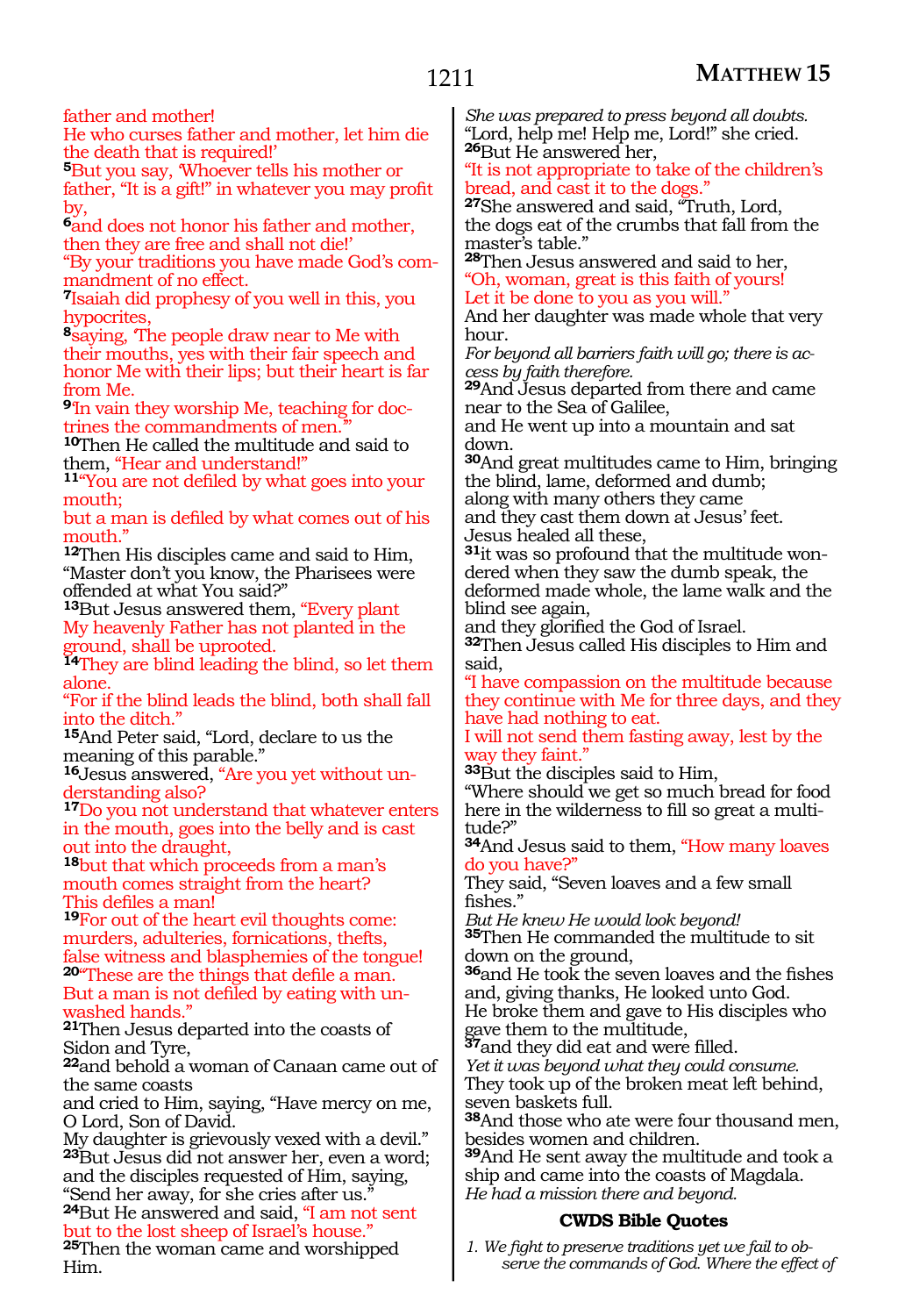father and mother!
He who curses father and mother, let him die the death that is required!'

[5]But you say, 'Whoever tells his mother or father, "It is a gift!" in whatever you may profit by,

[6]and does not honor his father and mother, then they are free and shall not die!'
"By your traditions you have made God's commandment of no effect.

[7]Isaiah did prophesy of you well in this, you hypocrites,

[8]saying, 'The people draw near to Me with their mouths, yes with their fair speech and honor Me with their lips; but their heart is far from Me.

[9]'In vain they worship Me, teaching for doctrines the commandments of men.'"

[10]Then He called the multitude and said to them, "Hear and understand!"

[11]"You are not defiled by what goes into your mouth;
but a man is defiled by what comes out of his mouth."

[12]Then His disciples came and said to Him, "Master don't you know, the Pharisees were offended at what You said?"

[13]But Jesus answered them, "Every plant My heavenly Father has not planted in the ground, shall be uprooted.

[14]They are blind leading the blind, so let them alone.
"For if the blind leads the blind, both shall fall into the ditch."

[15]And Peter said, "Lord, declare to us the meaning of this parable."

[16]Jesus answered, "Are you yet without understanding also?

[17]Do you not understand that whatever enters in the mouth, goes into the belly and is cast out into the draught,

[18]but that which proceeds from a man's mouth comes straight from the heart?
This defiles a man!

[19]For out of the heart evil thoughts come: murders, adulteries, fornications, thefts, false witness and blasphemies of the tongue!

[20]"These are the things that defile a man.
But a man is not defiled by eating with unwashed hands."

[21]Then Jesus departed into the coasts of Sidon and Tyre,

[22]and behold a woman of Canaan came out of the same coasts
and cried to Him, saying, "Have mercy on me, O Lord, Son of David.
My daughter is grievously vexed with a devil."

[23]But Jesus did not answer her, even a word; and the disciples requested of Him, saying, "Send her away, for she cries after us."

[24]But He answered and said, "I am not sent but to the lost sheep of Israel's house."

[25]Then the woman came and worshipped Him.
*She was prepared to press beyond all doubts.*
"Lord, help me! Help me, Lord!" she cried.

[26]But He answered her,
"It is not appropriate to take of the children's bread, and cast it to the dogs."

[27]She answered and said, "Truth, Lord,
the dogs eat of the crumbs that fall from the master's table."

[28]Then Jesus answered and said to her,
"Oh, woman, great is this faith of yours!
Let it be done to you as you will."
And her daughter was made whole that very hour.
*For beyond all barriers faith will go; there is access by faith therefore.*

[29]And Jesus departed from there and came near to the Sea of Galilee,
and He went up into a mountain and sat down.

[30]And great multitudes came to Him, bringing the blind, lame, deformed and dumb;
along with many others they came
and they cast them down at Jesus' feet.
Jesus healed all these,

[31]it was so profound that the multitude wondered when they saw the dumb speak, the deformed made whole, the lame walk and the blind see again,
and they glorified the God of Israel.

[32]Then Jesus called His disciples to Him and said,
"I have compassion on the multitude because they continue with Me for three days, and they have had nothing to eat.
I will not send them fasting away, lest by the way they faint."

[33]But the disciples said to Him,
"Where should we get so much bread for food here in the wilderness to fill so great a multitude?"

[34]And Jesus said to them, "How many loaves do you have?"
They said, "Seven loaves and a few small fishes."
*But He knew He would look beyond!*

[35]Then He commanded the multitude to sit down on the ground,

[36]and He took the seven loaves and the fishes and, giving thanks, He looked unto God.
He broke them and gave to His disciples who gave them to the multitude,

[37]and they did eat and were filled.
*Yet it was beyond what they could consume.*
They took up of the broken meat left behind, seven baskets full.

[38]And those who ate were four thousand men, besides women and children.

[39]And He sent away the multitude and took a ship and came into the coasts of Magdala.
*He had a mission there and beyond.*

### CWDS Bible Quotes

1. *We fight to preserve traditions yet we fail to observe the commands of God. Where the effect of*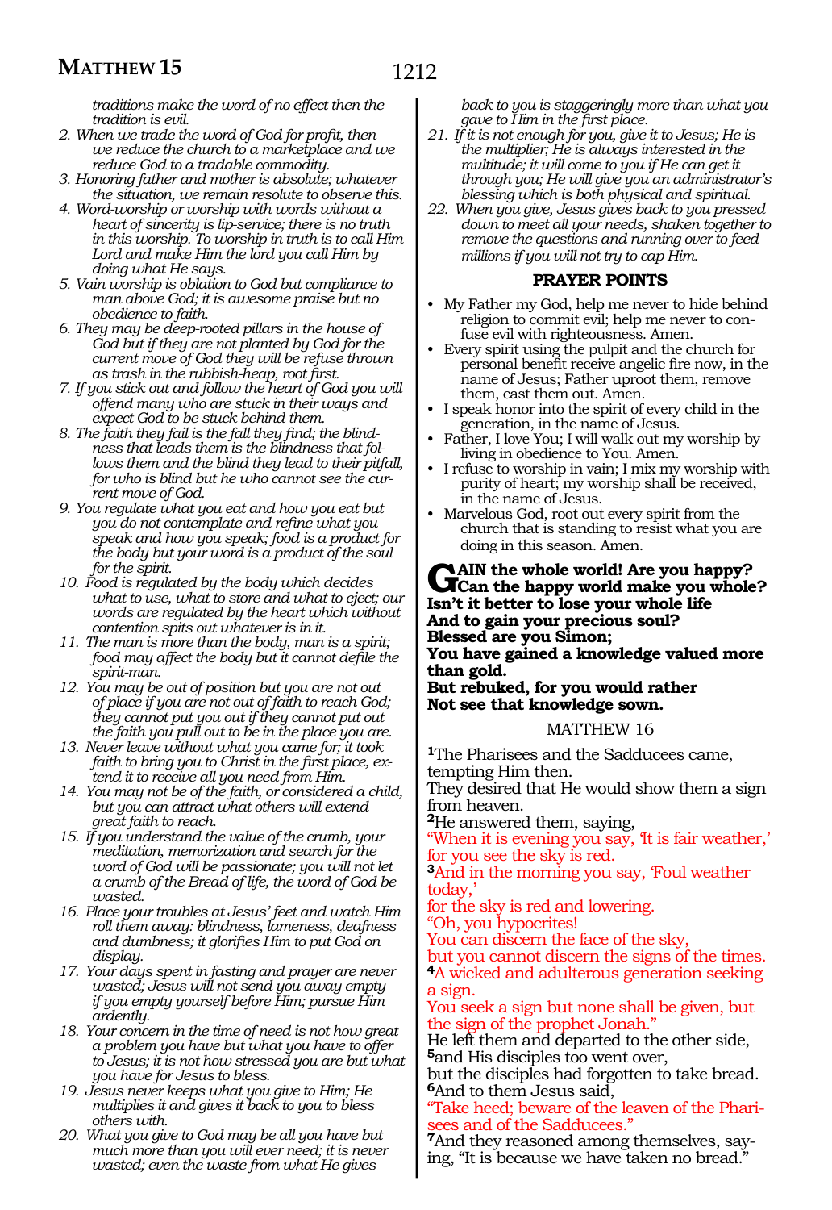*traditions make the word of no effect then the tradition is evil.*

2. *When we trade the word of God for profit, then we reduce the church to a marketplace and we reduce God to a tradable commodity.*
3. *Honoring father and mother is absolute; whatever the situation, we remain resolute to observe this.*
4. *Word-worship or worship with words without a heart of sincerity is lip-service; there is no truth in this worship. To worship in truth is to call Him Lord and make Him the lord you call Him by doing what He says.*
5. *Vain worship is oblation to God but compliance to man above God; it is awesome praise but no obedience to faith.*
6. *They may be deep-rooted pillars in the house of God but if they are not planted by God for the current move of God they will be refuse thrown as trash in the rubbish-heap, root first.*
7. *If you stick out and follow the heart of God you will offend many who are stuck in their ways and expect God to be stuck behind them.*
8. *The faith they fail is the fall they find; the blindness that leads them is the blindness that follows them and the blind they lead to their pitfall, for who is blind but he who cannot see the current move of God.*
9. *You regulate what you eat and how you eat but you do not contemplate and refine what you speak and how you speak; food is a product for the body but your word is a product of the soul for the spirit.*
10. *Food is regulated by the body which decides what to use, what to store and what to eject; our words are regulated by the heart which without contention spits out whatever is in it.*
11. *The man is more than the body, man is a spirit; food may affect the body but it cannot defile the spirit-man.*
12. *You may be out of position but you are not out of place if you are not out of faith to reach God; they cannot put you out if they cannot put out the faith you pull out to be in the place you are.*
13. *Never leave without what you came for; it took faith to bring you to Christ in the first place, extend it to receive all you need from Him.*
14. *You may not be of the faith, or considered a child, but you can attract what others will extend great faith to reach.*
15. *If you understand the value of the crumb, your meditation, memorization and search for the word of God will be passionate; you will not let a crumb of the Bread of life, the word of God be wasted.*
16. *Place your troubles at Jesus' feet and watch Him roll them away: blindness, lameness, deafness and dumbness; it glorifies Him to put God on display.*
17. *Your days spent in fasting and prayer are never wasted; Jesus will not send you away empty if you empty yourself before Him; pursue Him ardently.*
18. *Your concern in the time of need is not how great a problem you have but what you have to offer to Jesus; it is not how stressed you are but what you have for Jesus to bless.*
19. *Jesus never keeps what you give to Him; He multiplies it and gives it back to you to bless others with.*
20. *What you give to God may be all you have but much more than you will ever need; it is never wasted; even the waste from what He gives back to you is staggeringly more than what you gave to Him in the first place.*
21. *If it is not enough for you, give it to Jesus; He is the multiplier; He is always interested in the multitude; it will come to you if He can get it through you; He will give you an administrator's blessing which is both physical and spiritual.*
22. *When you give, Jesus gives back to you pressed down to meet all your needs, shaken together to remove the questions and running over to feed millions if you will not try to cap Him.*

### PRAYER POINTS

- My Father my God, help me never to hide behind religion to commit evil; help me never to confuse evil with righteousness. Amen.
- Every spirit using the pulpit and the church for personal benefit receive angelic fire now, in the name of Jesus; Father uproot them, remove them, cast them out. Amen.
- I speak honor into the spirit of every child in the generation, in the name of Jesus.
- Father, I love You; I will walk out my worship by living in obedience to You. Amen.
- I refuse to worship in vain; I mix my worship with purity of heart; my worship shall be received, in the name of Jesus.
- Marvelous God, root out every spirit from the church that is standing to resist what you are doing in this season. Amen.

**GAIN the whole world! Are you happy?**
**Can the happy world make you whole?**
**Isn't it better to lose your whole life**
**And to gain your precious soul?**
**Blessed are you Simon;**
**You have gained a knowledge valued more than gold.**
**But rebuked, for you would rather**
**Not see that knowledge sown.**

## MATTHEW 16

**1** The Pharisees and the Sadducees came, tempting Him then.
They desired that He would show them a sign from heaven.
**2** He answered them, saying,
"When it is evening you say, 'It is fair weather,'
for you see the sky is red.
**3** And in the morning you say, 'Foul weather today,'
for the sky is red and lowering.
"Oh, you hypocrites!
You can discern the face of the sky,
but you cannot discern the signs of the times.
**4** A wicked and adulterous generation seeking a sign.
You seek a sign but none shall be given, but the sign of the prophet Jonah."
He left them and departed to the other side,
**5** and His disciples too went over,
but the disciples had forgotten to take bread.
**6** And to them Jesus said,
"Take heed; beware of the leaven of the Pharisees and of the Sadducees."
**7** And they reasoned among themselves, saying, "It is because we have taken no bread."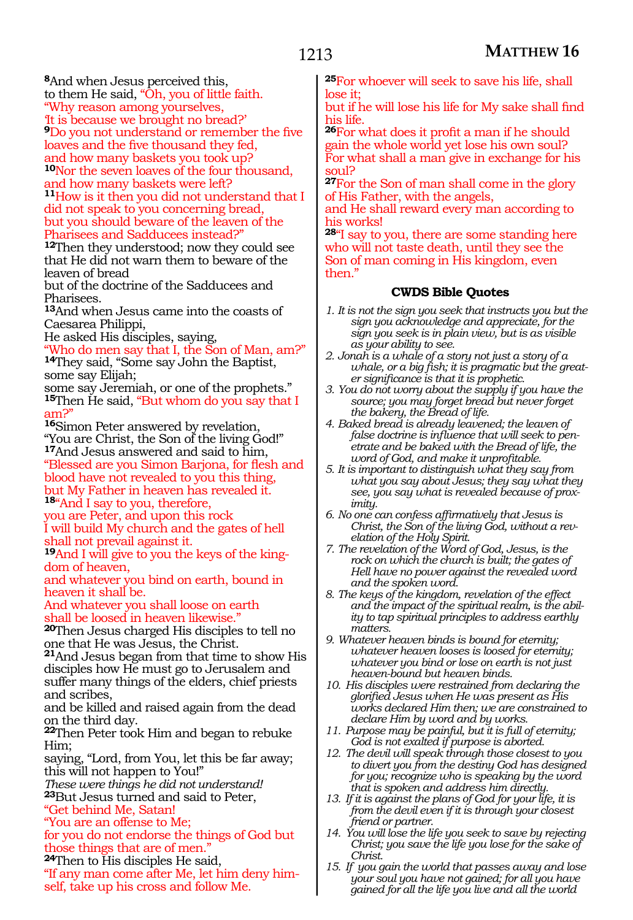**8**And when Jesus perceived this,
to them He said, "Oh, you of little faith.
"Why reason among yourselves,
'It is because we brought no bread?'
**9**Do you not understand or remember the five loaves and the five thousand they fed,
and how many baskets you took up?
**10**Nor the seven loaves of the four thousand,
and how many baskets were left?
**11**How is it then you did not understand that I did not speak to you concerning bread,
but you should beware of the leaven of the Pharisees and Sadducees instead?"
**12**Then they understood; now they could see that He did not warn them to beware of the leaven of bread
but of the doctrine of the Sadducees and Pharisees.
**13**And when Jesus came into the coasts of Caesarea Philippi,
He asked His disciples, saying,
"Who do men say that I, the Son of Man, am?"
**14**They said, "Some say John the Baptist,
some say Elijah;
some say Jeremiah, or one of the prophets."
**15**Then He said, "But whom do you say that I am?"
**16**Simon Peter answered by revelation,
"You are Christ, the Son of the living God!"
**17**And Jesus answered and said to him,
"Blessed are you Simon Barjona, for flesh and blood have not revealed to you this thing,
but My Father in heaven has revealed it.
**18**"And I say to you, therefore,
you are Peter, and upon this rock
I will build My church and the gates of hell shall not prevail against it.
**19**And I will give to you the keys of the kingdom of heaven,
and whatever you bind on earth, bound in heaven it shall be.
And whatever you shall loose on earth
shall be loosed in heaven likewise."
**20**Then Jesus charged His disciples to tell no one that He was Jesus, the Christ.
**21**And Jesus began from that time to show His disciples how He must go to Jerusalem and suffer many things of the elders, chief priests and scribes,
and be killed and raised again from the dead on the third day.
**22**Then Peter took Him and began to rebuke Him;
saying, "Lord, from You, let this be far away;
this will not happen to You!"
*These were things he did not understand!*
**23**But Jesus turned and said to Peter,
"Get behind Me, Satan!
"You are an offense to Me;
for you do not endorse the things of God but those things that are of men."
**24**Then to His disciples He said,
"If any man come after Me, let him deny himself, take up his cross and follow Me.
**25**For whoever will seek to save his life, shall lose it;
but if he will lose his life for My sake shall find his life.
**26**For what does it profit a man if he should gain the whole world yet lose his own soul?
For what shall a man give in exchange for his soul?
**27**For the Son of man shall come in the glory of His Father, with the angels,
and He shall reward every man according to his works!
**28**"I say to you, there are some standing here who will not taste death, until they see the Son of man coming in His kingdom, even then."

### CWDS Bible Quotes

1. *It is not the sign you seek that instructs you but the sign you acknowledge and appreciate, for the sign you seek is in plain view, but is as visible as your ability to see.*
2. *Jonah is a whale of a story not just a story of a whale, or a big fish; it is pragmatic but the greater significance is that it is prophetic.*
3. *You do not worry about the supply if you have the source; you may forget bread but never forget the bakery, the Bread of life.*
4. *Baked bread is already leavened; the leaven of false doctrine is influence that will seek to penetrate and be baked with the Bread of life, the word of God, and make it unprofitable.*
5. *It is important to distinguish what they say from what you say about Jesus; they say what they see, you say what is revealed because of proximity.*
6. *No one can confess affirmatively that Jesus is Christ, the Son of the living God, without a revelation of the Holy Spirit.*
7. *The revelation of the Word of God, Jesus, is the rock on which the church is built; the gates of Hell have no power against the revealed word and the spoken word.*
8. *The keys of the kingdom, revelation of the effect and the impact of the spiritual realm, is the ability to tap spiritual principles to address earthly matters.*
9. *Whatever heaven binds is bound for eternity; whatever heaven looses is loosed for eternity; whatever you bind or lose on earth is not just heaven-bound but heaven binds.*
10. *His disciples were restrained from declaring the glorified Jesus when He was present as His works declared Him then; we are constrained to declare Him by word and by works.*
11. *Purpose may be painful, but it is full of eternity; God is not exalted if purpose is aborted.*
12. *The devil will speak through those closest to you to divert you from the destiny God has designed for you; recognize who is speaking by the word that is spoken and address him directly.*
13. *If it is against the plans of God for your life, it is from the devil even if it is through your closest friend or partner.*
14. *You will lose the life you seek to save by rejecting Christ; you save the life you lose for the sake of Christ.*
15. *If you gain the world that passes away and lose your soul you have not gained; for all you have gained for all the life you live and all the world*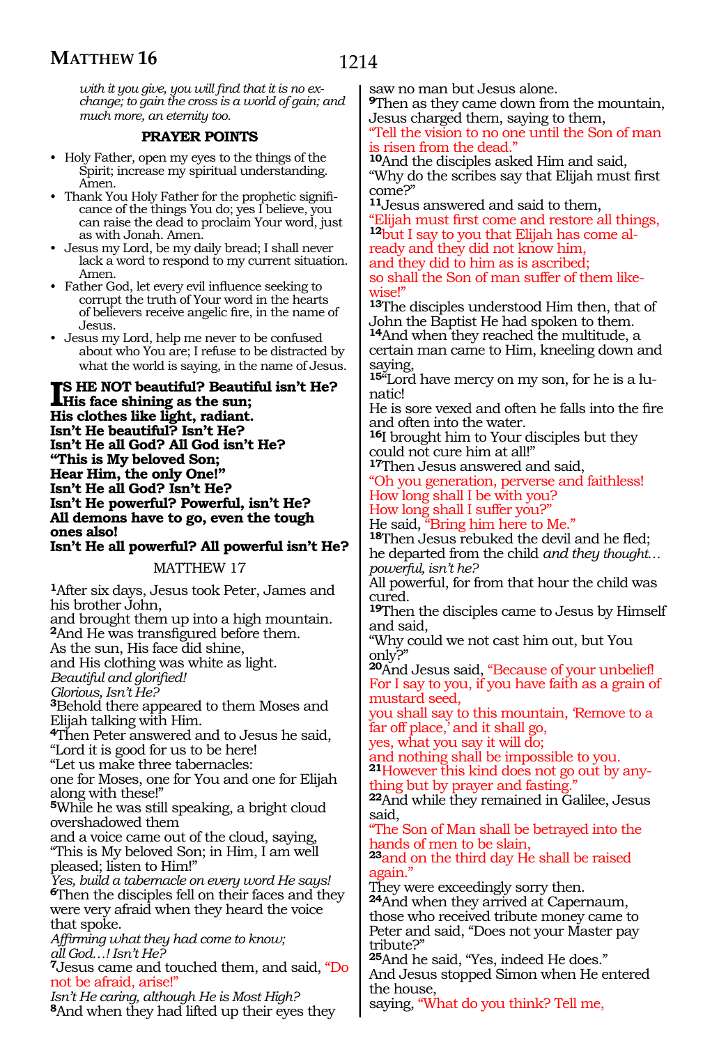*with it you give, you will find that it is no exchange; to gain the cross is a world of gain; and much more, an eternity too.*

**PRAYER POINTS**

- Holy Father, open my eyes to the things of the Spirit; increase my spiritual understanding. Amen.
- Thank You Holy Father for the prophetic significance of the things You do; yes I believe, you can raise the dead to proclaim Your word, just as with Jonah. Amen.
- Jesus my Lord, be my daily bread; I shall never lack a word to respond to my current situation. Amen.
- Father God, let every evil influence seeking to corrupt the truth of Your word in the hearts of believers receive angelic fire, in the name of Jesus.
- Jesus my Lord, help me never to be confused about who You are; I refuse to be distracted by what the world is saying, in the name of Jesus.

**IS HE NOT beautiful? Beautiful isn't He?**
**His face shining as the sun;**
**His clothes like light, radiant.**
**Isn't He beautiful? Isn't He?**
**Isn't He all God? All God isn't He?**
**"This is My beloved Son;**
**Hear Him, the only One!"**
**Isn't He all God? Isn't He?**
**Isn't He powerful? Powerful, isn't He?**
**All demons have to go, even the tough ones also!**
**Isn't He all powerful? All powerful isn't He?**

## MATTHEW 17

**1**After six days, Jesus took Peter, James and his brother John,
and brought them up into a high mountain.
**2**And He was transfigured before them.
As the sun, His face did shine,
and His clothing was white as light.
*Beautiful and glorified!*
*Glorious, Isn't He?*
**3**Behold there appeared to them Moses and Elijah talking with Him.
**4**Then Peter answered and to Jesus he said,
"Lord it is good for us to be here!
"Let us make three tabernacles:
one for Moses, one for You and one for Elijah along with these!"
**5**While he was still speaking, a bright cloud overshadowed them
and a voice came out of the cloud, saying,
"This is My beloved Son; in Him, I am well pleased; listen to Him!"
*Yes, build a tabernacle on every word He says!*
**6**Then the disciples fell on their faces and they were very afraid when they heard the voice that spoke.
*Affirming what they had come to know;*
*all God…! Isn't He?*
**7**Jesus came and touched them, and said, "Do not be afraid, arise!"
*Isn't He caring, although He is Most High?*
**8**And when they had lifted up their eyes they saw no man but Jesus alone.
**9**Then as they came down from the mountain, Jesus charged them, saying to them,
"Tell the vision to no one until the Son of man is risen from the dead."
**10**And the disciples asked Him and said,
"Why do the scribes say that Elijah must first come?"
**11**Jesus answered and said to them,
"Elijah must first come and restore all things,
**12**but I say to you that Elijah has come already and they did not know him,
and they did to him as is ascribed;
so shall the Son of man suffer of them likewise!"
**13**The disciples understood Him then, that of John the Baptist He had spoken to them.
**14**And when they reached the multitude, a certain man came to Him, kneeling down and saying,
**15**"Lord have mercy on my son, for he is a lunatic!
He is sore vexed and often he falls into the fire and often into the water.
**16**I brought him to Your disciples but they could not cure him at all!"
**17**Then Jesus answered and said,
"Oh you generation, perverse and faithless!
How long shall I be with you?
How long shall I suffer you?"
He said, "Bring him here to Me."
**18**Then Jesus rebuked the devil and he fled;
he departed from the child *and they thought… powerful, isn't he?*
All powerful, for from that hour the child was cured.
**19**Then the disciples came to Jesus by Himself and said,
"Why could we not cast him out, but You only?"
**20**And Jesus said, "Because of your unbelief!
For I say to you, if you have faith as a grain of mustard seed,
you shall say to this mountain, 'Remove to a far off place,' and it shall go,
yes, what you say it will do;
and nothing shall be impossible to you.
**21**However this kind does not go out by anything but by prayer and fasting."
**22**And while they remained in Galilee, Jesus said,
"The Son of Man shall be betrayed into the hands of men to be slain,
**23**and on the third day He shall be raised again."
They were exceedingly sorry then.
**24**And when they arrived at Capernaum, those who received tribute money came to Peter and said, "Does not your Master pay tribute?"
**25**And he said, "Yes, indeed He does."
And Jesus stopped Simon when He entered the house,
saying, "What do you think? Tell me,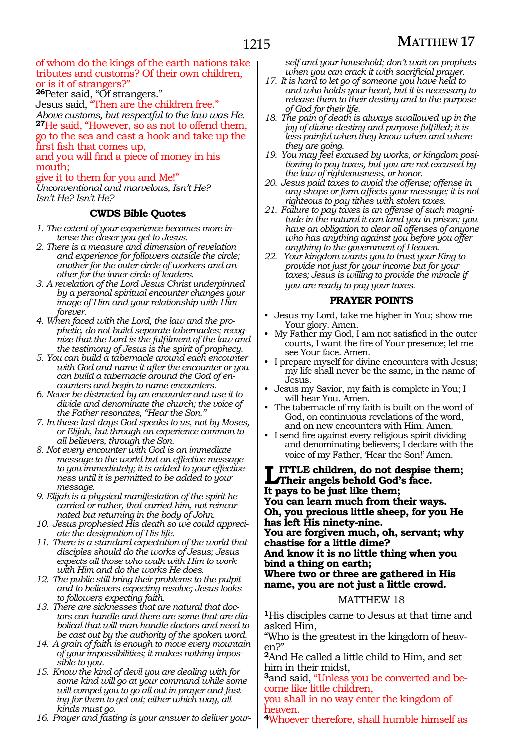of whom do the kings of the earth nations take tributes and customs? Of their own children, or is it of strangers?"

[26]Peter said, "Of strangers."

Jesus said, "Then are the children free."

*Above customs, but respectful to the law was He.*

[27]He said, "However, so as not to offend them, go to the sea and cast a hook and take up the first fish that comes up,

and you will find a piece of money in his mouth;

give it to them for you and Me!"

*Unconventional and marvelous, Isn't He? Isn't He? Isn't He?*

### CWDS Bible Quotes

1. *The extent of your experience becomes more intense the closer you get to Jesus.*
2. *There is a measure and dimension of revelation and experience for followers outside the circle; another for the outer-circle of workers and another for the inner-circle of leaders.*
3. *A revelation of the Lord Jesus Christ underpinned by a personal spiritual encounter changes your image of Him and your relationship with Him forever.*
4. *When faced with the Lord, the law and the prophetic, do not build separate tabernacles; recognize that the Lord is the fulfilment of the law and the testimony of Jesus is the spirit of prophecy.*
5. *You can build a tabernacle around each encounter with God and name it after the encounter or you can build a tabernacle around the God of encounters and begin to name encounters.*
6. *Never be distracted by an encounter and use it to divide and denominate the church; the voice of the Father resonates, "Hear the Son."*
7. *In these last days God speaks to us, not by Moses, or Elijah, but through an experience common to all believers, through the Son.*
8. *Not every encounter with God is an immediate message to the world but an effective message to you immediately; it is added to your effectiveness until it is permitted to be added to your message.*
9. *Elijah is a physical manifestation of the spirit he carried or rather, that carried him, not reincarnated but returning in the body of John.*
10. *Jesus prophesied His death so we could appreciate the designation of His life.*
11. *There is a standard expectation of the world that disciples should do the works of Jesus; Jesus expects all those who walk with Him to work with Him and do the works He does.*
12. *The public still bring their problems to the pulpit and to believers expecting resolve; Jesus looks to followers expecting faith.*
13. *There are sicknesses that are natural that doctors can handle and there are some that are diabolical that will man-handle doctors and need to be cast out by the authority of the spoken word.*
14. *A grain of faith is enough to move every mountain of your impossibilities; it makes nothing impossible to you.*
15. *Know the kind of devil you are dealing with for some kind will go at your command while some will compel you to go all out in prayer and fasting for them to get out; either which way, all kinds must go.*
16. *Prayer and fasting is your answer to deliver yourself and your household; don't wait on prophets when you can crack it with sacrificial prayer.*
17. *It is hard to let go of someone you have held to and who holds your heart, but it is necessary to release them to their destiny and to the purpose of God for their life.*
18. *The pain of death is always swallowed up in the joy of divine destiny and purpose fulfilled; it is less painful when they know when and where they are going.*
19. *You may feel excused by works, or kingdom positioning to pay taxes, but you are not excused by the law of righteousness, or honor.*
20. *Jesus paid taxes to avoid the offense; offense in any shape or form affects your message; it is not righteous to pay tithes with stolen taxes.*
21. *Failure to pay taxes is an offense of such magnitude in the natural it can land you in prison; you have an obligation to clear all offenses of anyone who has anything against you before you offer anything to the government of Heaven.*
22. *Your kingdom wants you to trust your King to provide not just for your income but for your taxes; Jesus is willing to provide the miracle if you are ready to pay your taxes.*

### PRAYER POINTS

- Jesus my Lord, take me higher in You; show me Your glory. Amen.
- My Father my God, I am not satisfied in the outer courts, I want the fire of Your presence; let me see Your face. Amen.
- I prepare myself for divine encounters with Jesus; my life shall never be the same, in the name of Jesus.
- Jesus my Savior, my faith is complete in You; I will hear You. Amen.
- The tabernacle of my faith is built on the word of God, on continuous revelations of the word, and on new encounters with Him. Amen.
- I send fire against every religious spirit dividing and denominating believers; I declare with the voice of my Father, 'Hear the Son!' Amen.

**LITTLE children, do not despise them;**
**Their angels behold God's face.**
**It pays to be just like them;**
**You can learn much from their ways.**
**Oh, you precious little sheep, for you He has left His ninety-nine.**
**You are forgiven much, oh, servant; why chastise for a little dime?**
**And know it is no little thing when you bind a thing on earth;**
**Where two or three are gathered in His name, you are not just a little crowd.**

## MATTHEW 18

[1]His disciples came to Jesus at that time and asked Him,

"Who is the greatest in the kingdom of heaven?"

[2]And He called a little child to Him, and set him in their midst,

[3]and said, "Unless you be converted and become like little children,

you shall in no way enter the kingdom of heaven.

[4]Whoever therefore, shall humble himself as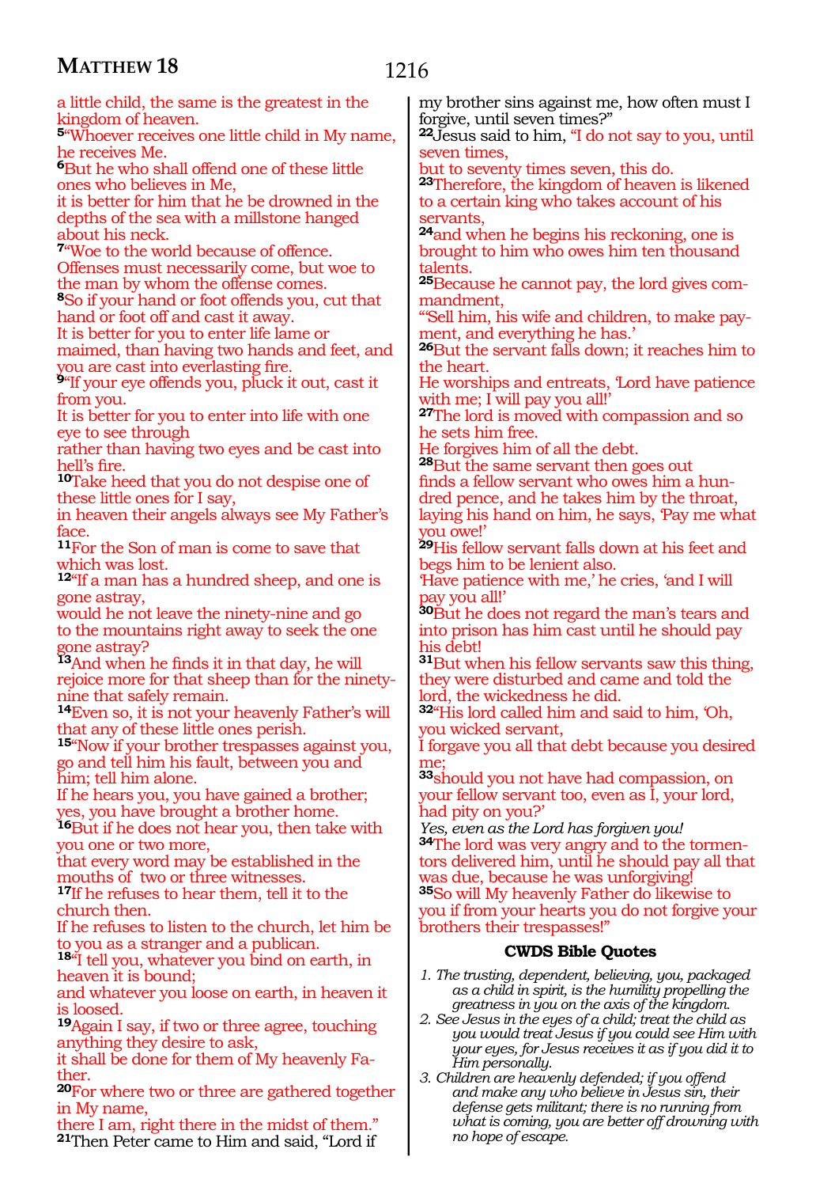a little child, the same is the greatest in the kingdom of heaven.

**5**"Whoever receives one little child in My name, he receives Me.

**6**But he who shall offend one of these little ones who believes in Me,
it is better for him that he be drowned in the depths of the sea with a millstone hanged about his neck.

**7**"Woe to the world because of offence. Offenses must necessarily come, but woe to the man by whom the offense comes.

**8**So if your hand or foot offends you, cut that hand or foot off and cast it away.
It is better for you to enter life lame or maimed, than having two hands and feet, and you are cast into everlasting fire.

**9**"If your eye offends you, pluck it out, cast it from you.
It is better for you to enter into life with one eye to see through
rather than having two eyes and be cast into hell's fire.

**10**Take heed that you do not despise one of these little ones for I say,
in heaven their angels always see My Father's face.

**11**For the Son of man is come to save that which was lost.

**12**"If a man has a hundred sheep, and one is gone astray,
would he not leave the ninety-nine and go to the mountains right away to seek the one gone astray?

**13**And when he finds it in that day, he will rejoice more for that sheep than for the ninety-nine that safely remain.

**14**Even so, it is not your heavenly Father's will that any of these little ones perish.

**15**"Now if your brother trespasses against you, go and tell him his fault, between you and him; tell him alone.
If he hears you, you have gained a brother; yes, you have brought a brother home.

**16**But if he does not hear you, then take with you one or two more,
that every word may be established in the mouths of two or three witnesses.

**17**If he refuses to hear them, tell it to the church then.
If he refuses to listen to the church, let him be to you as a stranger and a publican.

**18**"I tell you, whatever you bind on earth, in heaven it is bound;
and whatever you loose on earth, in heaven it is loosed.

**19**Again I say, if two or three agree, touching anything they desire to ask,
it shall be done for them of My heavenly Father.

**20**For where two or three are gathered together in My name,
there I am, right there in the midst of them."

**21**Then Peter came to Him and said, "Lord if my brother sins against me, how often must I forgive, until seven times?"

**22**Jesus said to him, "I do not say to you, until seven times,
but to seventy times seven, this do.

**23**Therefore, the kingdom of heaven is likened to a certain king who takes account of his servants,

**24**and when he begins his reckoning, one is brought to him who owes him ten thousand talents.

**25**Because he cannot pay, the lord gives commandment,
"Sell him, his wife and children, to make payment, and everything he has.'

**26**But the servant falls down; it reaches him to the heart.
He worships and entreats, 'Lord have patience with me; I will pay you all!'

**27**The lord is moved with compassion and so he sets him free.
He forgives him of all the debt.

**28**But the same servant then goes out
finds a fellow servant who owes him a hundred pence, and he takes him by the throat, laying his hand on him, he says, 'Pay me what you owe!'

**29**His fellow servant falls down at his feet and begs him to be lenient also.
'Have patience with me,' he cries, 'and I will pay you all!'

**30**But he does not regard the man's tears and into prison has him cast until he should pay his debt!

**31**But when his fellow servants saw this thing, they were disturbed and came and told the lord, the wickedness he did.

**32**"His lord called him and said to him, 'Oh, you wicked servant,
I forgave you all that debt because you desired me;

**33**should you not have had compassion, on your fellow servant too, even as I, your lord, had pity on you?'

*Yes, even as the Lord has forgiven you!*

**34**The lord was very angry and to the tormentors delivered him, until he should pay all that was due, because he was unforgiving!

**35**So will My heavenly Father do likewise to you if from your hearts you do not forgive your brothers their trespasses!"

### CWDS Bible Quotes

1. *The trusting, dependent, believing, you, packaged as a child in spirit, is the humility propelling the greatness in you on the axis of the kingdom.*
2. *See Jesus in the eyes of a child; treat the child as you would treat Jesus if you could see Him with your eyes, for Jesus receives it as if you did it to Him personally.*
3. *Children are heavenly defended; if you offend and make any who believe in Jesus sin, their defense gets militant; there is no running from what is coming, you are better off drowning with no hope of escape.*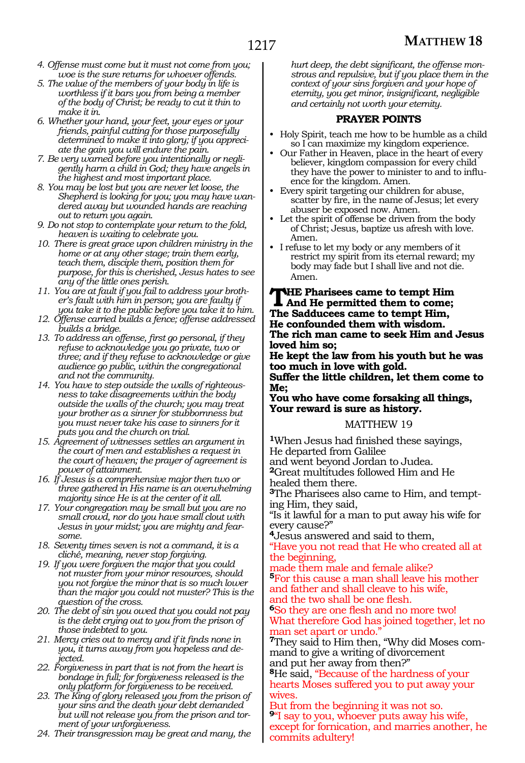*4. Offense must come but it must not come from you; woe is the sure returns for whoever offends.*

*5. The value of the members of your body in life is worthless if it bars you from being a member of the body of Christ; be ready to cut it thin to make it in.*

*6. Whether your hand, your feet, your eyes or your friends, painful cutting for those purposefully determined to make it into glory; if you appreciate the gain you will endure the pain.*

*7. Be very warned before you intentionally or negligently harm a child in God; they have angels in the highest and most important place.*

*8. You may be lost but you are never let loose, the Shepherd is looking for you; you may have wandered away but wounded hands are reaching out to return you again.*

*9. Do not stop to contemplate your return to the fold, heaven is waiting to celebrate you.*

*10. There is great grace upon children ministry in the home or at any other stage; train them early, teach them, disciple them, position them for purpose, for this is cherished, Jesus hates to see any of the little ones perish.*

*11. You are at fault if you fail to address your brother's fault with him in person; you are faulty if you take it to the public before you take it to him.*

*12. Offense carried builds a fence; offense addressed builds a bridge.*

*13. To address an offense, first go personal, if they refuse to acknowledge you go private, two or three; and if they refuse to acknowledge or give audience go public, within the congregational and not the community.*

*14. You have to step outside the walls of righteousness to take disagreements within the body outside the walls of the church; you may treat your brother as a sinner for stubbornness but you must never take his case to sinners for it puts you and the church on trial.*

*15. Agreement of witnesses settles an argument in the court of men and establishes a request in the court of heaven; the prayer of agreement is power of attainment.*

*16. If Jesus is a comprehensive major then two or three gathered in His name is an overwhelming majority since He is at the center of it all.*

*17. Your congregation may be small but you are no small crowd, nor do you have small clout with Jesus in your midst; you are mighty and fearsome.*

*18. Seventy times seven is not a command, it is a cliché, meaning, never stop forgiving.*

*19. If you were forgiven the major that you could not muster from your minor resources, should you not forgive the minor that is so much lower than the major you could not muster? This is the question of the cross.*

*20. The debt of sin you owed that you could not pay is the debt crying out to you from the prison of those indebted to you.*

*21. Mercy cries out to mercy and if it finds none in you, it turns away from you hopeless and dejected.*

*22. Forgiveness in part that is not from the heart is bondage in full; for forgiveness released is the only platform for forgiveness to be received.*

*23. The King of glory released you from the prison of your sins and the death your debt demanded but will not release you from the prison and torment of your unforgiveness.*

*24. Their transgression may be great and many, the hurt deep, the debt significant, the offense monstrous and repulsive, but if you place them in the context of your sins forgiven and your hope of eternity, you get minor, insignificant, negligible and certainly not worth your eternity.*

### PRAYER POINTS

- Holy Spirit, teach me how to be humble as a child so I can maximize my kingdom experience.
- Our Father in Heaven, place in the heart of every believer, kingdom compassion for every child they have the power to minister to and to influence for the kingdom. Amen.
- Every spirit targeting our children for abuse, scatter by fire, in the name of Jesus; let every abuser be exposed now. Amen.
- Let the spirit of offense be driven from the body of Christ; Jesus, baptize us afresh with love. Amen.
- I refuse to let my body or any members of it restrict my spirit from its eternal reward; my body may fade but I shall live and not die. Amen.

**THE Pharisees came to tempt Him**
**And He permitted them to come;**
**The Sadducees came to tempt Him,**
**He confounded them with wisdom.**
**The rich man came to seek Him and Jesus loved him so;**
**He kept the law from his youth but he was too much in love with gold.**
**Suffer the little children, let them come to Me;**
**You who have come forsaking all things,**
**Your reward is sure as history.**

## MATTHEW 19

[1]When Jesus had finished these sayings,
He departed from Galilee
and went beyond Jordan to Judea.
[2]Great multitudes followed Him and He healed them there.
[3]The Pharisees also came to Him, and tempting Him, they said,
"Is it lawful for a man to put away his wife for every cause?"
[4]Jesus answered and said to them,
"Have you not read that He who created all at the beginning,
made them male and female alike?
[5]For this cause a man shall leave his mother and father and shall cleave to his wife,
and the two shall be one flesh.
[6]So they are one flesh and no more two!
What therefore God has joined together, let no man set apart or undo."
[7]They said to Him then, "Why did Moses command to give a writing of divorcement
and put her away from then?"
[8]He said, "Because of the hardness of your hearts Moses suffered you to put away your wives.
But from the beginning it was not so.
[9]"I say to you, whoever puts away his wife, except for fornication, and marries another, he commits adultery!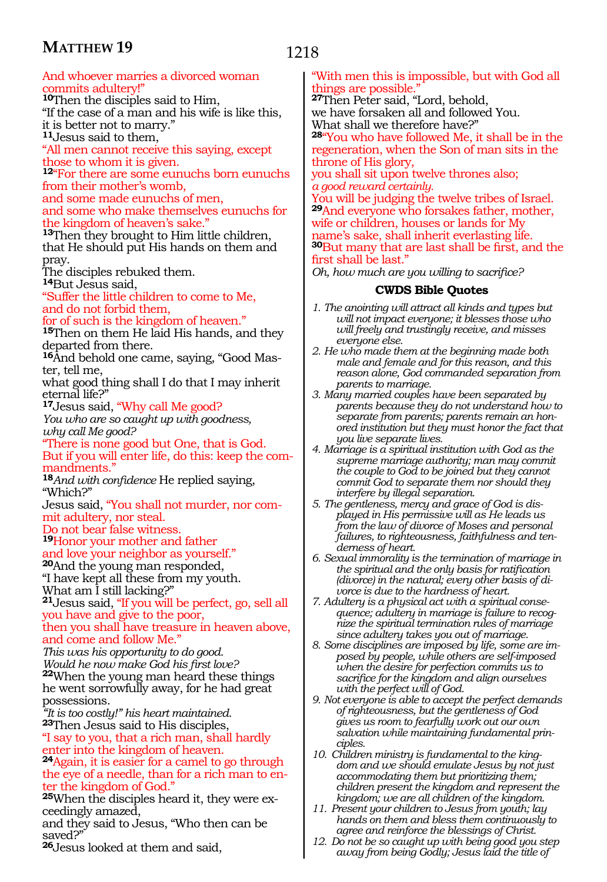And whoever marries a divorced woman commits adultery!"

**10**Then the disciples said to Him,
"If the case of a man and his wife is like this, it is better not to marry."

**11**Jesus said to them,
"All men cannot receive this saying, except those to whom it is given.

**12**"For there are some eunuchs born eunuchs from their mother's womb,
and some made eunuchs of men,
and some who make themselves eunuchs for the kingdom of heaven's sake."

**13**Then they brought to Him little children, that He should put His hands on them and pray.
The disciples rebuked them.

**14**But Jesus said,
"Suffer the little children to come to Me,
and do not forbid them,
for of such is the kingdom of heaven."

**15**Then on them He laid His hands, and they departed from there.

**16**And behold one came, saying, "Good Master, tell me,
what good thing shall I do that I may inherit eternal life?"

**17**Jesus said, "Why call Me good?
*You who are so caught up with goodness, why call Me good?*
"There is none good but One, that is God.
But if you will enter life, do this: keep the commandments."

**18***And with confidence* He replied saying,
"Which?"
Jesus said, "You shall not murder, nor commit adultery, nor steal.
Do not bear false witness.

**19**Honor your mother and father
and love your neighbor as yourself."

**20**And the young man responded,
"I have kept all these from my youth.
What am I still lacking?"

**21**Jesus said, "If you will be perfect, go, sell all you have and give to the poor,
then you shall have treasure in heaven above, and come and follow Me."
*This was his opportunity to do good.*
*Would he now make God his first love?*

**22**When the young man heard these things
he went sorrowfully away, for he had great possessions.
*"It is too costly!" his heart maintained.*

**23**Then Jesus said to His disciples,
"I say to you, that a rich man, shall hardly enter into the kingdom of heaven.

**24**Again, it is easier for a camel to go through the eye of a needle, than for a rich man to enter the kingdom of God."

**25**When the disciples heard it, they were exceedingly amazed,
and they said to Jesus, "Who then can be saved?"

**26**Jesus looked at them and said,
"With men this is impossible, but with God all things are possible."

**27**Then Peter said, "Lord, behold,
we have forsaken all and followed You.
What shall we therefore have?"

**28**"You who have followed Me, it shall be in the regeneration, when the Son of man sits in the throne of His glory,
you shall sit upon twelve thrones also;
*a good reward certainly.*
You will be judging the twelve tribes of Israel.

**29**And everyone who forsakes father, mother, wife or children, houses or lands for My name's sake, shall inherit everlasting life.

**30**But many that are last shall be first, and the first shall be last."
*Oh, how much are you willing to sacrifice?*

### CWDS Bible Quotes

1. *The anointing will attract all kinds and types but will not impact everyone; it blesses those who will freely and trustingly receive, and misses everyone else.*
2. *He who made them at the beginning made both male and female and for this reason, and this reason alone, God commanded separation from parents to marriage.*
3. *Many married couples have been separated by parents because they do not understand how to separate from parents; parents remain an honored institution but they must honor the fact that you live separate lives.*
4. *Marriage is a spiritual institution with God as the supreme marriage authority; man may commit the couple to God to be joined but they cannot commit God to separate them nor should they interfere by illegal separation.*
5. *The gentleness, mercy and grace of God is displayed in His permissive will as He leads us from the law of divorce of Moses and personal failures, to righteousness, faithfulness and tenderness of heart.*
6. *Sexual immorality is the termination of marriage in the spiritual and the only basis for ratification (divorce) in the natural; every other basis of divorce is due to the hardness of heart.*
7. *Adultery is a physical act with a spiritual consequence; adultery in marriage is failure to recognize the spiritual termination rules of marriage since adultery takes you out of marriage.*
8. *Some disciplines are imposed by life, some are imposed by people, while others are self-imposed when the desire for perfection commits us to sacrifice for the kingdom and align ourselves with the perfect will of God.*
9. *Not everyone is able to accept the perfect demands of righteousness, but the gentleness of God gives us room to fearfully work out our own salvation while maintaining fundamental principles.*
10. *Children ministry is fundamental to the kingdom and we should emulate Jesus by not just accommodating them but prioritizing them; children present the kingdom and represent the kingdom; we are all children of the kingdom.*
11. *Present your children to Jesus from youth; lay hands on them and bless them continuously to agree and reinforce the blessings of Christ.*
12. *Do not be so caught up with being good you step away from being Godly; Jesus laid the title of*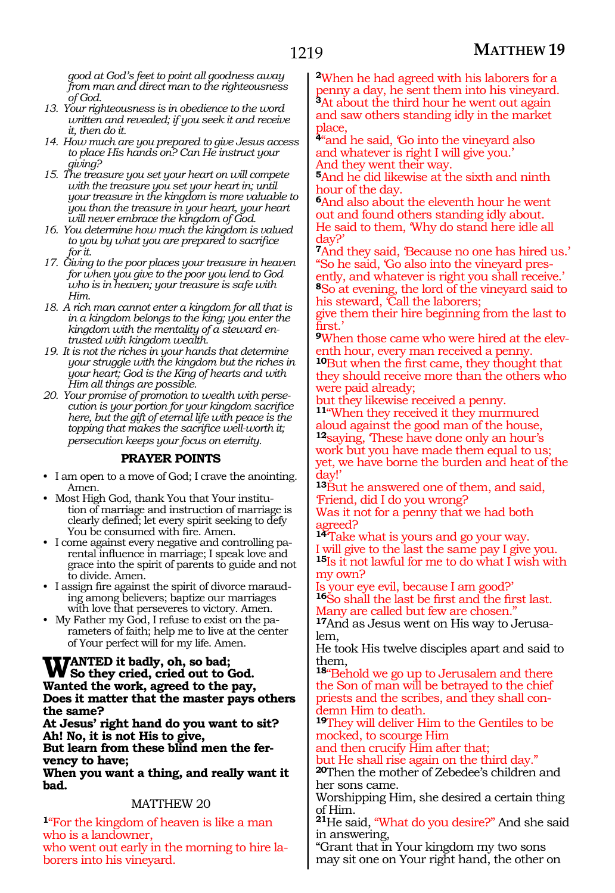*good at God's feet to point all goodness away from man and direct man to the righteousness of God.*

13. *Your righteousness is in obedience to the word written and revealed; if you seek it and receive it, then do it.*
14. *How much are you prepared to give Jesus access to place His hands on? Can He instruct your giving?*
15. *The treasure you set your heart on will compete with the treasure you set your heart in; until your treasure in the kingdom is more valuable to you than the treasure in your heart, your heart will never embrace the kingdom of God.*
16. *You determine how much the kingdom is valued to you by what you are prepared to sacrifice for it.*
17. *Giving to the poor places your treasure in heaven for when you give to the poor you lend to God who is in heaven; your treasure is safe with Him.*
18. *A rich man cannot enter a kingdom for all that is in a kingdom belongs to the king; you enter the kingdom with the mentality of a steward entrusted with kingdom wealth.*
19. *It is not the riches in your hands that determine your struggle with the kingdom but the riches in your heart; God is the King of hearts and with Him all things are possible.*
20. *Your promise of promotion to wealth with persecution is your portion for your kingdom sacrifice here, but the gift of eternal life with peace is the topping that makes the sacrifice well-worth it; persecution keeps your focus on eternity.*

### PRAYER POINTS

- I am open to a move of God; I crave the anointing. Amen.
- Most High God, thank You that Your institution of marriage and instruction of marriage is clearly defined; let every spirit seeking to defy You be consumed with fire. Amen.
- I come against every negative and controlling parental influence in marriage; I speak love and grace into the spirit of parents to guide and not to divide. Amen.
- I assign fire against the spirit of divorce marauding among believers; baptize our marriages with love that perseveres to victory. Amen.
- My Father my God, I refuse to exist on the parameters of faith; help me to live at the center of Your perfect will for my life. Amen.

**WANTED it badly, oh, so bad;**
**So they cried, cried out to God.**
**Wanted the work, agreed to the pay,**
**Does it matter that the master pays others the same?**
**At Jesus' right hand do you want to sit?**
**Ah! No, it is not His to give,**
**But learn from these blind men the fervency to have;**
**When you want a thing, and really want it bad.**

MATTHEW 20

1"For the kingdom of heaven is like a man who is a landowner,
who went out early in the morning to hire laborers into his vineyard.
2When he had agreed with his laborers for a penny a day, he sent them into his vineyard.
3At about the third hour he went out again and saw others standing idly in the market place,
4"and he said, 'Go into the vineyard also and whatever is right I will give you.'
And they went their way.
5And he did likewise at the sixth and ninth hour of the day.
6And also about the eleventh hour he went out and found others standing idly about.
He said to them, 'Why do stand here idle all day?'
7And they said, 'Because no one has hired us.'
"So he said, 'Go also into the vineyard presently, and whatever is right you shall receive.'
8So at evening, the lord of the vineyard said to his steward, 'Call the laborers;
give them their hire beginning from the last to first.'
9When those came who were hired at the eleventh hour, every man received a penny.
10But when the first came, they thought that they should receive more than the others who were paid already;
but they likewise received a penny.
11"When they received it they murmured aloud against the good man of the house,
12saying, 'These have done only an hour's work but you have made them equal to us;
yet, we have borne the burden and heat of the day!'
13But he answered one of them, and said,
'Friend, did I do you wrong?
Was it not for a penny that we had both agreed?
14Take what is yours and go your way.
I will give to the last the same pay I give you.
15Is it not lawful for me to do what I wish with my own?
Is your eye evil, because I am good?'
16So shall the last be first and the first last.
Many are called but few are chosen."
17And as Jesus went on His way to Jerusalem,
He took His twelve disciples apart and said to them,
18"Behold we go up to Jerusalem and there the Son of man will be betrayed to the chief priests and the scribes, and they shall condemn Him to death.
19They will deliver Him to the Gentiles to be mocked, to scourge Him
and then crucify Him after that;
but He shall rise again on the third day."
20Then the mother of Zebedee's children and her sons came.
Worshipping Him, she desired a certain thing of Him.
21He said, "What do you desire?" And she said in answering,
"Grant that in Your kingdom my two sons may sit one on Your right hand, the other on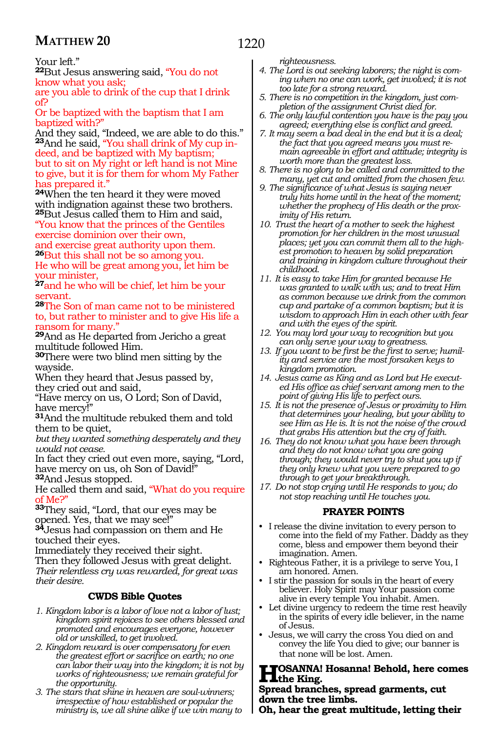Your left."

**22**But Jesus answering said, "You do not know what you ask;
are you able to drink of the cup that I drink of?
Or be baptized with the baptism that I am baptized with?"
And they said, "Indeed, we are able to do this."
**23**And he said, "You shall drink of My cup indeed, and be baptized with My baptism;
but to sit on My right or left hand is not Mine to give, but it is for them for whom My Father has prepared it."
**24**When the ten heard it they were moved with indignation against these two brothers.
**25**But Jesus called them to Him and said,
"You know that the princes of the Gentiles exercise dominion over their own,
and exercise great authority upon them.
**26**But this shall not be so among you.
He who will be great among you, let him be your minister,
**27**and he who will be chief, let him be your servant.
**28**The Son of man came not to be ministered to, but rather to minister and to give His life a ransom for many."
**29**And as He departed from Jericho a great multitude followed Him.
**30**There were two blind men sitting by the wayside.
When they heard that Jesus passed by,
they cried out and said,
"Have mercy on us, O Lord; Son of David, have mercy!"
**31**And the multitude rebuked them and told them to be quiet,
*but they wanted something desperately and they would not cease.*
In fact they cried out even more, saying, "Lord, have mercy on us, oh Son of David!"
**32**And Jesus stopped.
He called them and said, "What do you require of Me?"
**33**They said, "Lord, that our eyes may be opened. Yes, that we may see!"
**34**Jesus had compassion on them and He touched their eyes.
Immediately they received their sight.
Then they followed Jesus with great delight.
*Their relentless cry was rewarded, for great was their desire.*

### CWDS Bible Quotes

1. *Kingdom labor is a labor of love not a labor of lust; kingdom spirit rejoices to see others blessed and promoted and encourages everyone, however old or unskilled, to get involved.*
2. *Kingdom reward is over compensatory for even the greatest effort or sacrifice on earth; no one can labor their way into the kingdom; it is not by works of righteousness; we remain grateful for the opportunity.*
3. *The stars that shine in heaven are soul-winners; irrespective of how established or popular the ministry is, we all shine alike if we win many to righteousness.*
4. *The Lord is out seeking laborers; the night is coming when no one can work, get involved; it is not too late for a strong reward.*
5. *There is no competition in the kingdom, just completion of the assignment Christ died for.*
6. *The only lawful contention you have is the pay you agreed; everything else is conflict and greed.*
7. *It may seem a bad deal in the end but it is a deal; the fact that you agreed means you must remain agreeable in effort and attitude; integrity is worth more than the greatest loss.*
8. *There is no glory to be called and committed to the many, yet cut and omitted from the chosen few.*
9. *The significance of what Jesus is saying never truly hits home until in the heat of the moment; whether the prophecy of His death or the proximity of His return.*
10. *Trust the heart of a mother to seek the highest promotion for her children in the most unusual places; yet you can commit them all to the highest promotion to heaven by solid preparation and training in kingdom culture throughout their childhood.*
11. *It is easy to take Him for granted because He was granted to walk with us; and to treat Him as common because we drink from the common cup and partake of a common baptism; but it is wisdom to approach Him in each other with fear and with the eyes of the spirit.*
12. *You may lord your way to recognition but you can only serve your way to greatness.*
13. *If you want to be first be the first to serve; humility and service are the most forsaken keys to kingdom promotion.*
14. *Jesus came as King and as Lord but He executed His office as chief servant among men to the point of giving His life to perfect ours.*
15. *It is not the presence of Jesus or proximity to Him that determines your healing, but your ability to see Him as He is. It is not the noise of the crowd that grabs His attention but the cry of faith.*
16. *They do not know what you have been through and they do not know what you are going through; they would never try to shut you up if they only knew what you were prepared to go through to get your breakthrough.*
17. *Do not stop crying until He responds to you; do not stop reaching until He touches you.*

### PRAYER POINTS

- I release the divine invitation to every person to come into the field of my Father. Daddy as they come, bless and empower them beyond their imagination. Amen.
- Righteous Father, it is a privilege to serve You, I am honored. Amen.
- I stir the passion for souls in the heart of every believer. Holy Spirit may Your passion come alive in every temple You inhabit. Amen.
- Let divine urgency to redeem the time rest heavily in the spirits of every idle believer, in the name of Jesus.
- Jesus, we will carry the cross You died on and convey the life You died to give; our banner is that none will be lost. Amen.

**HOSANNA! Hosanna! Behold, here comes the King.**
**Spread branches, spread garments, cut down the tree limbs.**
**Oh, hear the great multitude, letting their**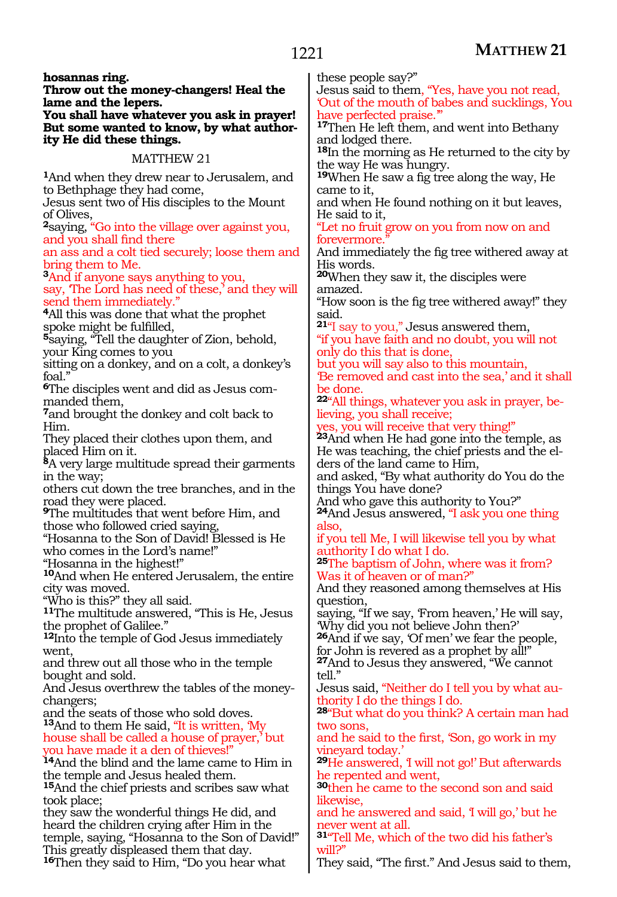**hosannas ring.**
**Throw out the money-changers! Heal the lame and the lepers.**
**You shall have whatever you ask in prayer!**
**But some wanted to know, by what authority He did these things.**

## MATTHEW 21

**1**And when they drew near to Jerusalem, and to Bethphage they had come,
Jesus sent two of His disciples to the Mount of Olives,
**2**saying, "Go into the village over against you, and you shall find there
an ass and a colt tied securely; loose them and bring them to Me.
**3**And if anyone says anything to you,
say, 'The Lord has need of these,' and they will send them immediately."
**4**All this was done that what the prophet spoke might be fulfilled,
**5**saying, "Tell the daughter of Zion, behold, your King comes to you
sitting on a donkey, and on a colt, a donkey's foal."
**6**The disciples went and did as Jesus commanded them,
**7**and brought the donkey and colt back to Him.
They placed their clothes upon them, and placed Him on it.
**8**A very large multitude spread their garments in the way;
others cut down the tree branches, and in the road they were placed.
**9**The multitudes that went before Him, and those who followed cried saying,
"Hosanna to the Son of David! Blessed is He who comes in the Lord's name!"
"Hosanna in the highest!"
**10**And when He entered Jerusalem, the entire city was moved.
"Who is this?" they all said.
**11**The multitude answered, "This is He, Jesus the prophet of Galilee."
**12**Into the temple of God Jesus immediately went,
and threw out all those who in the temple bought and sold.
And Jesus overthrew the tables of the money-changers;
and the seats of those who sold doves.
**13**And to them He said, "It is written, 'My house shall be called a house of prayer,' but you have made it a den of thieves!"
**14**And the blind and the lame came to Him in the temple and Jesus healed them.
**15**And the chief priests and scribes saw what took place;
they saw the wonderful things He did, and heard the children crying after Him in the temple, saying, "Hosanna to the Son of David!"
This greatly displeased them that day.
**16**Then they said to Him, "Do you hear what these people say?"
Jesus said to them, "Yes, have you not read, 'Out of the mouth of babes and sucklings, You have perfected praise.'"
**17**Then He left them, and went into Bethany and lodged there.
**18**In the morning as He returned to the city by the way He was hungry.
**19**When He saw a fig tree along the way, He came to it,
and when He found nothing on it but leaves, He said to it,
"Let no fruit grow on you from now on and forevermore."
And immediately the fig tree withered away at His words.
**20**When they saw it, the disciples were amazed.
"How soon is the fig tree withered away!" they said.
**21**"I say to you," Jesus answered them,
"if you have faith and no doubt, you will not only do this that is done,
but you will say also to this mountain,
'Be removed and cast into the sea,' and it shall be done.
**22**"All things, whatever you ask in prayer, believing, you shall receive;
yes, you will receive that very thing!"
**23**And when He had gone into the temple, as He was teaching, the chief priests and the elders of the land came to Him,
and asked, "By what authority do You do the things You have done?
And who gave this authority to You?"
**24**And Jesus answered, "I ask you one thing also,
if you tell Me, I will likewise tell you by what authority I do what I do.
**25**The baptism of John, where was it from?
Was it of heaven or of man?"
And they reasoned among themselves at His question,
saying, "If we say, 'From heaven,' He will say, 'Why did you not believe John then?'
**26**And if we say, 'Of men' we fear the people, for John is revered as a prophet by all!"
**27**And to Jesus they answered, "We cannot tell."
Jesus said, "Neither do I tell you by what authority I do the things I do.
**28**"But what do you think? A certain man had two sons,
and he said to the first, 'Son, go work in my vineyard today.'
**29**He answered, 'I will not go!' But afterwards he repented and went,
**30**then he came to the second son and said likewise,
and he answered and said, 'I will go,' but he never went at all.
**31**"Tell Me, which of the two did his father's will?"
They said, "The first." And Jesus said to them,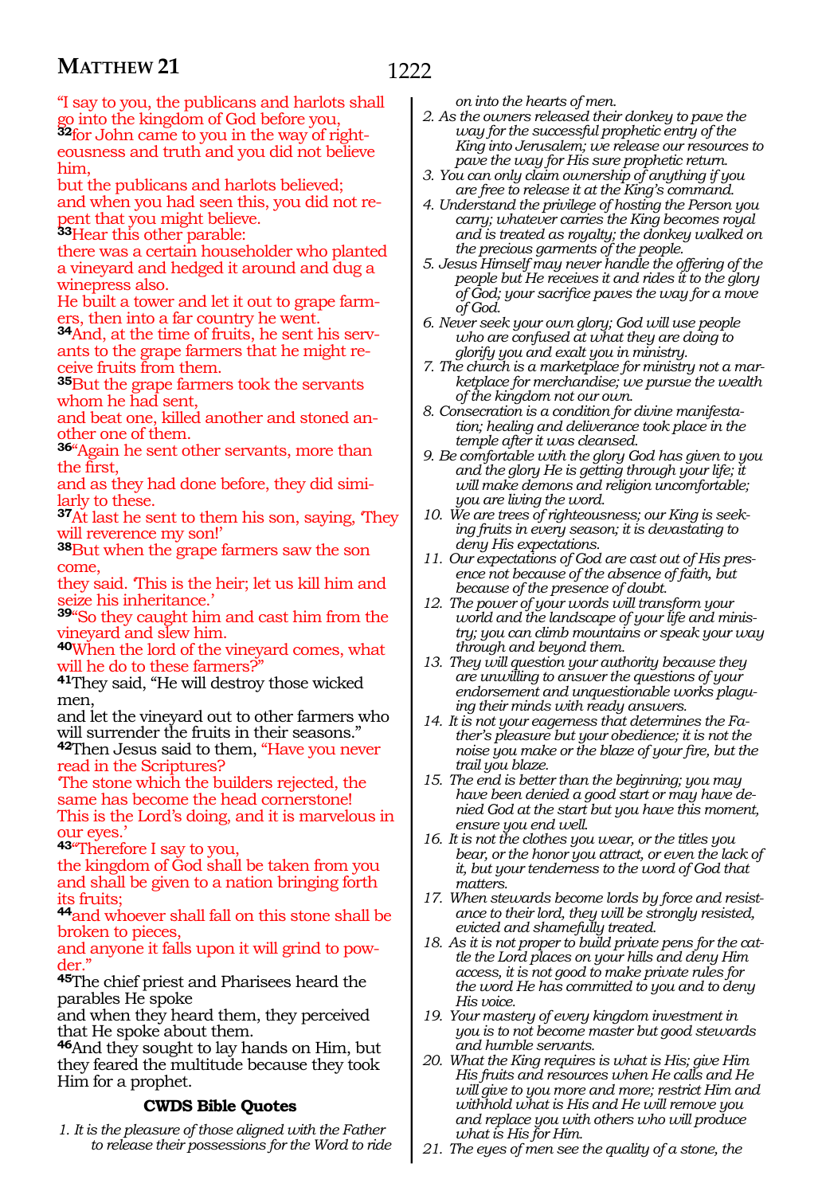"I say to you, the publicans and harlots shall go into the kingdom of God before you,
**32**for John came to you in the way of righteousness and truth and you did not believe him,
but the publicans and harlots believed;
and when you had seen this, you did not repent that you might believe.
**33**Hear this other parable:
there was a certain householder who planted a vineyard and hedged it around and dug a winepress also.
He built a tower and let it out to grape farmers, then into a far country he went.
**34**And, at the time of fruits, he sent his servants to the grape farmers that he might receive fruits from them.
**35**But the grape farmers took the servants whom he had sent,
and beat one, killed another and stoned another one of them.
**36**"Again he sent other servants, more than the first,
and as they had done before, they did similarly to these.
**37**At last he sent to them his son, saying, 'They will reverence my son!'
**38**But when the grape farmers saw the son come,
they said. 'This is the heir; let us kill him and seize his inheritance.'
**39**"So they caught him and cast him from the vineyard and slew him.
**40**When the lord of the vineyard comes, what will he do to these farmers?"
**41**They said, "He will destroy those wicked men,
and let the vineyard out to other farmers who will surrender the fruits in their seasons."
**42**Then Jesus said to them, "Have you never read in the Scriptures?
'The stone which the builders rejected, the same has become the head cornerstone!
This is the Lord's doing, and it is marvelous in our eyes.'
**43**"Therefore I say to you,
the kingdom of God shall be taken from you and shall be given to a nation bringing forth its fruits;
**44**and whoever shall fall on this stone shall be broken to pieces,
and anyone it falls upon it will grind to powder."
**45**The chief priest and Pharisees heard the parables He spoke
and when they heard them, they perceived that He spoke about them.
**46**And they sought to lay hands on Him, but they feared the multitude because they took Him for a prophet.

### CWDS Bible Quotes

1. *It is the pleasure of those aligned with the Father to release their possessions for the Word to ride on into the hearts of men.*
2. *As the owners released their donkey to pave the way for the successful prophetic entry of the King into Jerusalem; we release our resources to pave the way for His sure prophetic return.*
3. *You can only claim ownership of anything if you are free to release it at the King's command.*
4. *Understand the privilege of hosting the Person you carry; whatever carries the King becomes royal and is treated as royalty; the donkey walked on the precious garments of the people.*
5. *Jesus Himself may never handle the offering of the people but He receives it and rides it to the glory of God; your sacrifice paves the way for a move of God.*
6. *Never seek your own glory; God will use people who are confused at what they are doing to glorify you and exalt you in ministry.*
7. *The church is a marketplace for ministry not a marketplace for merchandise; we pursue the wealth of the kingdom not our own.*
8. *Consecration is a condition for divine manifestation; healing and deliverance took place in the temple after it was cleansed.*
9. *Be comfortable with the glory God has given to you and the glory He is getting through your life; it will make demons and religion uncomfortable; you are living the word.*
10. *We are trees of righteousness; our King is seeking fruits in every season; it is devastating to deny His expectations.*
11. *Our expectations of God are cast out of His presence not because of the absence of faith, but because of the presence of doubt.*
12. *The power of your words will transform your world and the landscape of your life and ministry; you can climb mountains or speak your way through and beyond them.*
13. *They will question your authority because they are unwilling to answer the questions of your endorsement and unquestionable works plaguing their minds with ready answers.*
14. *It is not your eagerness that determines the Father's pleasure but your obedience; it is not the noise you make or the blaze of your fire, but the trail you blaze.*
15. *The end is better than the beginning; you may have been denied a good start or may have denied God at the start but you have this moment, ensure you end well.*
16. *It is not the clothes you wear, or the titles you bear, or the honor you attract, or even the lack of it, but your tenderness to the word of God that matters.*
17. *When stewards become lords by force and resistance to their lord, they will be strongly resisted, evicted and shamefully treated.*
18. *As it is not proper to build private pens for the cattle the Lord places on your hills and deny Him access, it is not good to make private rules for the word He has committed to you and to deny His voice.*
19. *Your mastery of every kingdom investment in you is to not become master but good stewards and humble servants.*
20. *What the King requires is what is His; give Him His fruits and resources when He calls and He will give to you more and more; restrict Him and withhold what is His and He will remove you and replace you with others who will produce what is His for Him.*
21. *The eyes of men see the quality of a stone, the*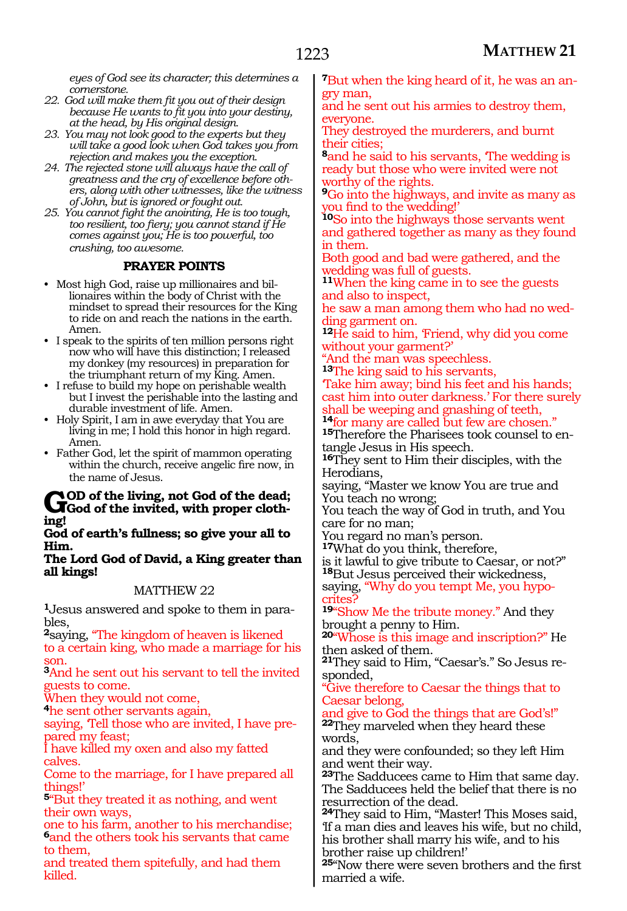*eyes of God see its character; this determines a cornerstone.*

22. *God will make them fit you out of their design because He wants to fit you into your destiny, at the head, by His original design.*
23. *You may not look good to the experts but they will take a good look when God takes you from rejection and makes you the exception.*
24. *The rejected stone will always have the call of greatness and the cry of excellence before others, along with other witnesses, like the witness of John, but is ignored or fought out.*
25. *You cannot fight the anointing, He is too tough, too resilient, too fiery; you cannot stand if He comes against you; He is too powerful, too crushing, too awesome.*

### PRAYER POINTS

- Most high God, raise up millionaires and billionaires within the body of Christ with the mindset to spread their resources for the King to ride on and reach the nations in the earth. Amen.
- I speak to the spirits of ten million persons right now who will have this distinction; I released my donkey (my resources) in preparation for the triumphant return of my King. Amen.
- I refuse to build my hope on perishable wealth but I invest the perishable into the lasting and durable investment of life. Amen.
- Holy Spirit, I am in awe everyday that You are living in me; I hold this honor in high regard. Amen.
- Father God, let the spirit of mammon operating within the church, receive angelic fire now, in the name of Jesus.

**GOD of the living, not God of the dead; God of the invited, with proper clothing!**
**God of earth's fullness; so give your all to Him.**
**The Lord God of David, a King greater than all kings!**

## MATTHEW 22

**1**Jesus answered and spoke to them in parables,
**2**saying, "The kingdom of heaven is likened to a certain king, who made a marriage for his son.
**3**And he sent out his servant to tell the invited guests to come.
When they would not come,
**4**he sent other servants again,
saying, 'Tell those who are invited, I have prepared my feast;
I have killed my oxen and also my fatted calves.
Come to the marriage, for I have prepared all things!'
**5**"But they treated it as nothing, and went their own ways,
one to his farm, another to his merchandise;
**6**and the others took his servants that came to them,
and treated them spitefully, and had them killed.
**7**But when the king heard of it, he was an angry man,
and he sent out his armies to destroy them, everyone.
They destroyed the murderers, and burnt their cities;
**8**and he said to his servants, 'The wedding is ready but those who were invited were not worthy of the rights.
**9**Go into the highways, and invite as many as you find to the wedding!'
**10**So into the highways those servants went and gathered together as many as they found in them.
Both good and bad were gathered, and the wedding was full of guests.
**11**When the king came in to see the guests and also to inspect,
he saw a man among them who had no wedding garment on.
**12**He said to him, 'Friend, why did you come without your garment?'
"And the man was speechless.
**13**The king said to his servants,
'Take him away; bind his feet and his hands; cast him into outer darkness.' For there surely shall be weeping and gnashing of teeth,
**14**for many are called but few are chosen."
**15**Therefore the Pharisees took counsel to entangle Jesus in His speech.
**16**They sent to Him their disciples, with the Herodians,
saying, "Master we know You are true and You teach no wrong;
You teach the way of God in truth, and You care for no man;
You regard no man's person.
**17**What do you think, therefore,
is it lawful to give tribute to Caesar, or not?"
**18**But Jesus perceived their wickedness,
saying, "Why do you tempt Me, you hypocrites?
**19**"Show Me the tribute money." And they brought a penny to Him.
**20**"Whose is this image and inscription?" He then asked of them.
**21**They said to Him, "Caesar's." So Jesus responded,
"Give therefore to Caesar the things that to Caesar belong,
and give to God the things that are God's!"
**22**They marveled when they heard these words,
and they were confounded; so they left Him and went their way.
**23**The Sadducees came to Him that same day.
The Sadducees held the belief that there is no resurrection of the dead.
**24**They said to Him, "Master! This Moses said,
'If a man dies and leaves his wife, but no child, his brother shall marry his wife, and to his brother raise up children!'
**25**"Now there were seven brothers and the first married a wife.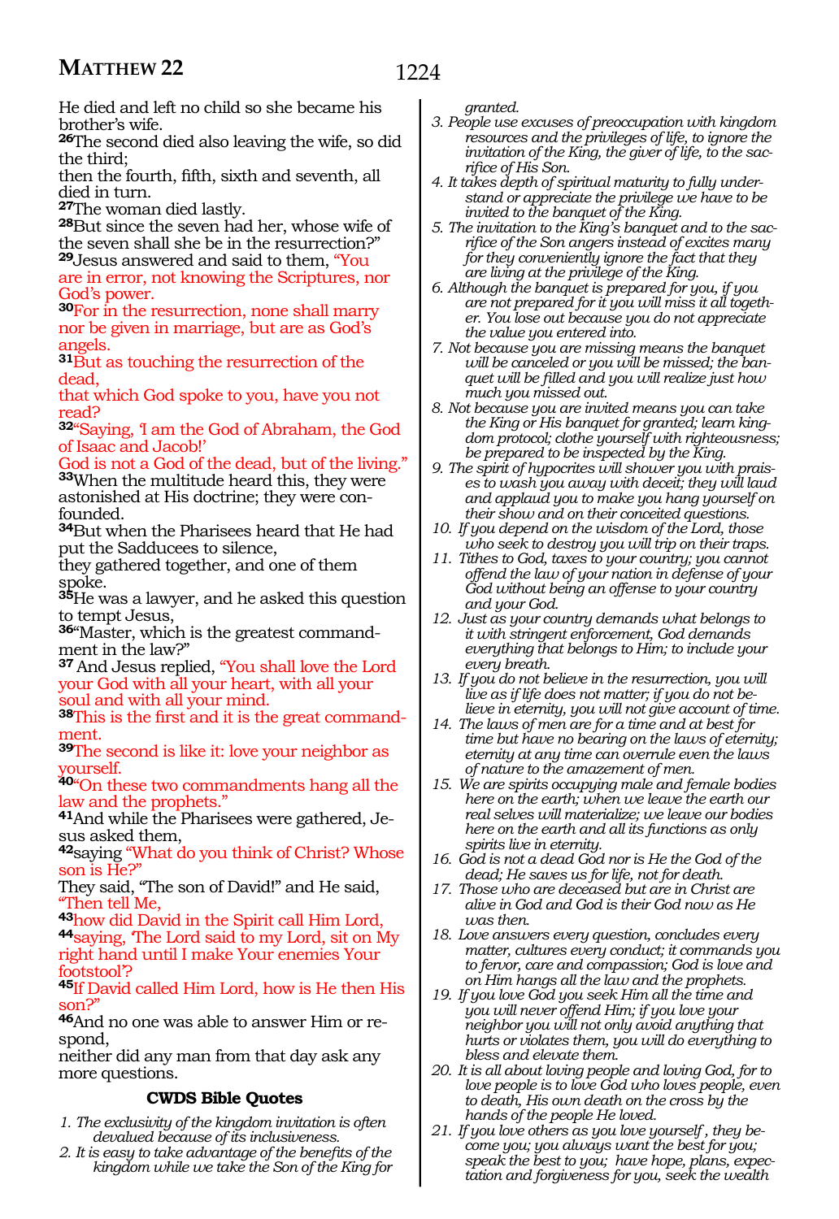He died and left no child so she became his brother's wife.

**26**The second died also leaving the wife, so did the third;
then the fourth, fifth, sixth and seventh, all died in turn.

**27**The woman died lastly.

**28**But since the seven had her, whose wife of the seven shall she be in the resurrection?"

**29**Jesus answered and said to them, "You are in error, not knowing the Scriptures, nor God's power.

**30**For in the resurrection, none shall marry nor be given in marriage, but are as God's angels.

**31**But as touching the resurrection of the dead,
that which God spoke to you, have you not read?

**32**"Saying, 'I am the God of Abraham, the God of Isaac and Jacob!'
God is not a God of the dead, but of the living."

**33**When the multitude heard this, they were astonished at His doctrine; they were confounded.

**34**But when the Pharisees heard that He had put the Sadducees to silence,
they gathered together, and one of them spoke.

**35**He was a lawyer, and he asked this question to tempt Jesus,

**36**"Master, which is the greatest commandment in the law?"

**37** And Jesus replied, "You shall love the Lord your God with all your heart, with all your soul and with all your mind.

**38**This is the first and it is the great commandment.

**39**The second is like it: love your neighbor as yourself.

**40**"On these two commandments hang all the law and the prophets."

**41**And while the Pharisees were gathered, Jesus asked them,

**42**saying "What do you think of Christ? Whose son is He?"
They said, "The son of David!" and He said, "Then tell Me,

**43**how did David in the Spirit call Him Lord,

**44**saying, 'The Lord said to my Lord, sit on My right hand until I make Your enemies Your footstool'?

**45**If David called Him Lord, how is He then His son?"

**46**And no one was able to answer Him or respond,
neither did any man from that day ask any more questions.

### CWDS Bible Quotes

1. *The exclusivity of the kingdom invitation is often devalued because of its inclusiveness.*
2. *It is easy to take advantage of the benefits of the kingdom while we take the Son of the King for granted.*
3. *People use excuses of preoccupation with kingdom resources and the privileges of life, to ignore the invitation of the King, the giver of life, to the sacrifice of His Son.*
4. *It takes depth of spiritual maturity to fully understand or appreciate the privilege we have to be invited to the banquet of the King.*
5. *The invitation to the King's banquet and to the sacrifice of the Son angers instead of excites many for they conveniently ignore the fact that they are living at the privilege of the King.*
6. *Although the banquet is prepared for you, if you are not prepared for it you will miss it all together. You lose out because you do not appreciate the value you entered into.*
7. *Not because you are missing means the banquet will be canceled or you will be missed; the banquet will be filled and you will realize just how much you missed out.*
8. *Not because you are invited means you can take the King or His banquet for granted; learn kingdom protocol; clothe yourself with righteousness; be prepared to be inspected by the King.*
9. *The spirit of hypocrites will shower you with praises to wash you away with deceit; they will laud and applaud you to make you hang yourself on their show and on their conceited questions.*
10. *If you depend on the wisdom of the Lord, those who seek to destroy you will trip on their traps.*
11. *Tithes to God, taxes to your country; you cannot offend the law of your nation in defense of your God without being an offense to your country and your God.*
12. *Just as your country demands what belongs to it with stringent enforcement, God demands everything that belongs to Him; to include your every breath.*
13. *If you do not believe in the resurrection, you will live as if life does not matter; if you do not believe in eternity, you will not give account of time.*
14. *The laws of men are for a time and at best for time but have no bearing on the laws of eternity; eternity at any time can overrule even the laws of nature to the amazement of men.*
15. *We are spirits occupying male and female bodies here on the earth; when we leave the earth our real selves will materialize; we leave our bodies here on the earth and all its functions as only spirits live in eternity.*
16. *God is not a dead God nor is He the God of the dead; He saves us for life, not for death.*
17. *Those who are deceased but are in Christ are alive in God and God is their God now as He was then.*
18. *Love answers every question, concludes every matter, cultures every conduct; it commands you to fervor, care and compassion; God is love and on Him hangs all the law and the prophets.*
19. *If you love God you seek Him all the time and you will never offend Him; if you love your neighbor you will not only avoid anything that hurts or violates them, you will do everything to bless and elevate them.*
20. *It is all about loving people and loving God, for to love people is to love God who loves people, even to death, His own death on the cross by the hands of the people He loved.*
21. *If you love others as you love yourself , they become you; you always want the best for you; speak the best to you; have hope, plans, expectation and forgiveness for you, seek the wealth*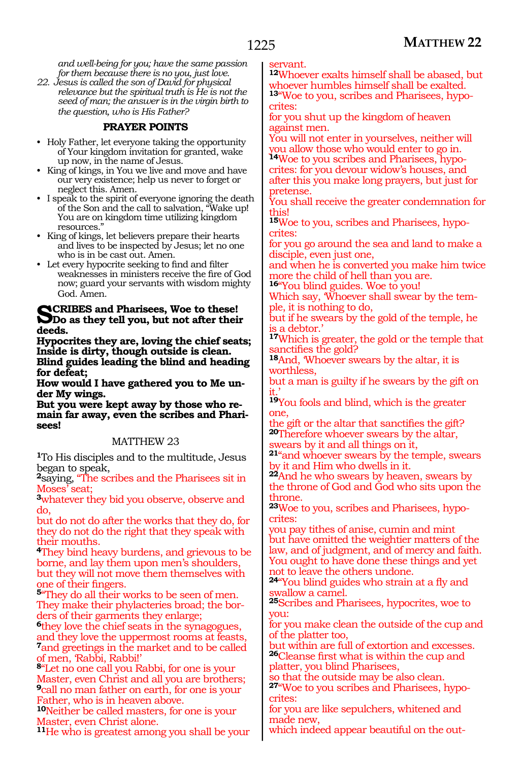*and well-being for you; have the same passion for them because there is no you, just love.*

22. *Jesus is called the son of David for physical relevance but the spiritual truth is He is not the seed of man; the answer is in the virgin birth to the question, who is His Father?*

**PRAYER POINTS**

- Holy Father, let everyone taking the opportunity of Your kingdom invitation for granted, wake up now, in the name of Jesus.
- King of kings, in You we live and move and have our very existence; help us never to forget or neglect this. Amen.
- I speak to the spirit of everyone ignoring the death of the Son and the call to salvation, "Wake up! You are on kingdom time utilizing kingdom resources."
- King of kings, let believers prepare their hearts and lives to be inspected by Jesus; let no one who is in be cast out. Amen.
- Let every hypocrite seeking to find and filter weaknesses in ministers receive the fire of God now; guard your servants with wisdom mighty God. Amen.

**SCRIBES and Pharisees, Woe to these!**
**Do as they tell you, but not after their deeds.**
**Hypocrites they are, loving the chief seats;**
**Inside is dirty, though outside is clean.**
**Blind guides leading the blind and heading for defeat;**
**How would I have gathered you to Me under My wings.**
**But you were kept away by those who remain far away, even the scribes and Pharisees!**

MATTHEW 23

**1**To His disciples and to the multitude, Jesus began to speak,
**2**saying, "The scribes and the Pharisees sit in Moses' seat;
**3**whatever they bid you observe, observe and do,
but do not do after the works that they do, for they do not do the right that they speak with their mouths.
**4**They bind heavy burdens, and grievous to be borne, and lay them upon men's shoulders, but they will not move them themselves with one of their fingers.
**5**"They do all their works to be seen of men. They make their phylacteries broad; the borders of their garments they enlarge;
**6**they love the chief seats in the synagogues, and they love the uppermost rooms at feasts,
**7**and greetings in the market and to be called of men, 'Rabbi, Rabbi!'
**8**"Let no one call you Rabbi, for one is your Master, even Christ and all you are brothers;
**9**call no man father on earth, for one is your Father, who is in heaven above.
**10**Neither be called masters, for one is your Master, even Christ alone.
**11**He who is greatest among you shall be your servant.
**12**Whoever exalts himself shall be abased, but whoever humbles himself shall be exalted.
**13**"Woe to you, scribes and Pharisees, hypocrites:
for you shut up the kingdom of heaven against men.
You will not enter in yourselves, neither will you allow those who would enter to go in.
**14**Woe to you scribes and Pharisees, hypocrites: for you devour widow's houses, and after this you make long prayers, but just for pretense.
You shall receive the greater condemnation for this!
**15**Woe to you, scribes and Pharisees, hypocrites:
for you go around the sea and land to make a disciple, even just one,
and when he is converted you make him twice more the child of hell than you are.
**16**"You blind guides. Woe to you!
Which say, 'Whoever shall swear by the temple, it is nothing to do,
but if he swears by the gold of the temple, he is a debtor.'
**17**Which is greater, the gold or the temple that sanctifies the gold?
**18**And, 'Whoever swears by the altar, it is worthless,
but a man is guilty if he swears by the gift on it.'
**19**You fools and blind, which is the greater one,
the gift or the altar that sanctifies the gift?
**20**Therefore whoever swears by the altar, swears by it and all things on it,
**21**"and whoever swears by the temple, swears by it and Him who dwells in it.
**22**And he who swears by heaven, swears by the throne of God and God who sits upon the throne.
**23**Woe to you, scribes and Pharisees, hypocrites:
you pay tithes of anise, cumin and mint
but have omitted the weightier matters of the law, and of judgment, and of mercy and faith.
You ought to have done these things and yet not to leave the others undone.
**24**"You blind guides who strain at a fly and swallow a camel.
**25**Scribes and Pharisees, hypocrites, woe to you:
for you make clean the outside of the cup and of the platter too,
but within are full of extortion and excesses.
**26**Cleanse first what is within the cup and platter, you blind Pharisees,
so that the outside may be also clean.
**27**"Woe to you scribes and Pharisees, hypocrites:
for you are like sepulchers, whitened and made new,
which indeed appear beautiful on the out-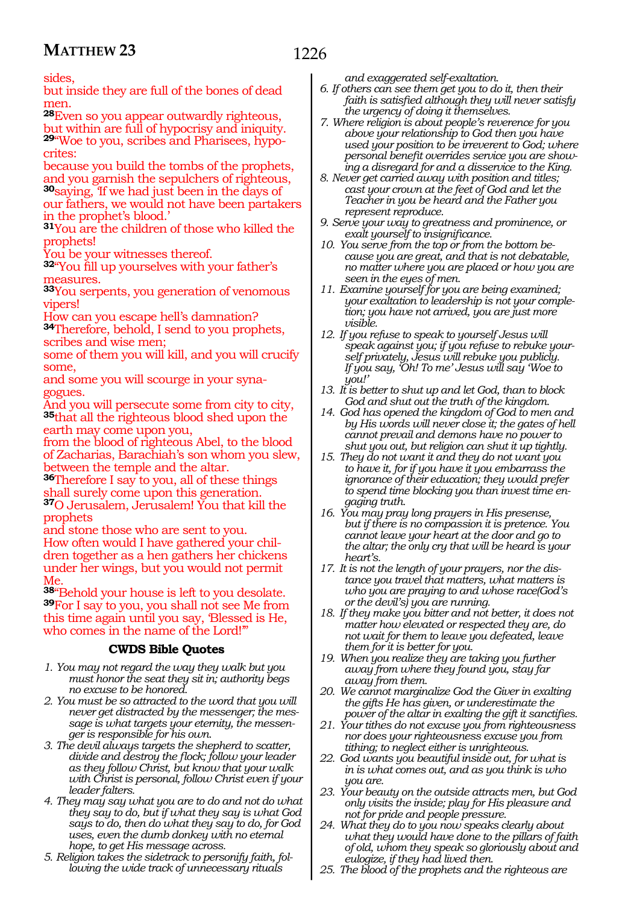sides,
but inside they are full of the bones of dead men.
**28**Even so you appear outwardly righteous,
but within are full of hypocrisy and iniquity.
**29**"Woe to you, scribes and Pharisees, hypocrites:
because you build the tombs of the prophets,
and you garnish the sepulchers of righteous,
**30**saying, 'If we had just been in the days of our fathers, we would not have been partakers in the prophet's blood.'
**31**You are the children of those who killed the prophets!
You be your witnesses thereof.
**32**"You fill up yourselves with your father's measures.
**33**You serpents, you generation of venomous vipers!
How can you escape hell's damnation?
**34**Therefore, behold, I send to you prophets, scribes and wise men;
some of them you will kill, and you will crucify some,
and some you will scourge in your synagogues.
And you will persecute some from city to city,
**35**that all the righteous blood shed upon the earth may come upon you,
from the blood of righteous Abel, to the blood of Zacharias, Barachiah's son whom you slew, between the temple and the altar.
**36**Therefore I say to you, all of these things shall surely come upon this generation.
**37**O Jerusalem, Jerusalem! You that kill the prophets
and stone those who are sent to you.
How often would I have gathered your children together as a hen gathers her chickens under her wings, but you would not permit Me.
**38**"Behold your house is left to you desolate.
**39**For I say to you, you shall not see Me from this time again until you say, 'Blessed is He, who comes in the name of the Lord!'"

### CWDS Bible Quotes

1. *You may not regard the way they walk but you must honor the seat they sit in; authority begs no excuse to be honored.*
2. *You must be so attracted to the word that you will never get distracted by the messenger; the message is what targets your eternity, the messenger is responsible for his own.*
3. *The devil always targets the shepherd to scatter, divide and destroy the flock; follow your leader as they follow Christ, but know that your walk with Christ is personal, follow Christ even if your leader falters.*
4. *They may say what you are to do and not do what they say to do, but if what they say is what God says to do, then do what they say to do, for God uses, even the dumb donkey with no eternal hope, to get His message across.*
5. *Religion takes the sidetrack to personify faith, following the wide track of unnecessary rituals and exaggerated self-exaltation.*
6. *If others can see them get you to do it, then their faith is satisfied although they will never satisfy the urgency of doing it themselves.*
7. *Where religion is about people's reverence for you above your relationship to God then you have used your position to be irreverent to God; where personal benefit overrides service you are showing a disregard for and a disservice to the King.*
8. *Never get carried away with position and titles; cast your crown at the feet of God and let the Teacher in you be heard and the Father you represent reproduce.*
9. *Serve your way to greatness and prominence, or exalt yourself to insignificance.*
10. *You serve from the top or from the bottom because you are great, and that is not debatable, no matter where you are placed or how you are seen in the eyes of men.*
11. *Examine yourself for you are being examined; your exaltation to leadership is not your completion; you have not arrived, you are just more visible.*
12. *If you refuse to speak to yourself Jesus will speak against you; if you refuse to rebuke yourself privately, Jesus will rebuke you publicly. If you say, 'Oh! To me' Jesus will say 'Woe to you!'*
13. *It is better to shut up and let God, than to block God and shut out the truth of the kingdom.*
14. *God has opened the kingdom of God to men and by His words will never close it; the gates of hell cannot prevail and demons have no power to shut you out, but religion can shut it up tightly.*
15. *They do not want it and they do not want you to have it, for if you have it you embarrass the ignorance of their education; they would prefer to spend time blocking you than invest time engaging truth.*
16. *You may pray long prayers in His presense, but if there is no compassion it is pretence. You cannot leave your heart at the door and go to the altar; the only cry that will be heard is your heart's.*
17. *It is not the length of your prayers, nor the distance you travel that matters, what matters is who you are praying to and whose race(God's or the devil's) you are running.*
18. *If they make you bitter and not better, it does not matter how elevated or respected they are, do not wait for them to leave you defeated, leave them for it is better for you.*
19. *When you realize they are taking you further away from where they found you, stay far away from them.*
20. *We cannot marginalize God the Giver in exalting the gifts He has given, or underestimate the power of the altar in exalting the gift it sanctifies.*
21. *Your tithes do not excuse you from righteousness nor does your righteousness excuse you from tithing; to neglect either is unrighteous.*
22. *God wants you beautiful inside out, for what is in is what comes out, and as you think is who you are.*
23. *Your beauty on the outside attracts men, but God only visits the inside; play for His pleasure and not for pride and people pressure.*
24. *What they do to you now speaks clearly about what they would have done to the pillars of faith of old, whom they speak so gloriously about and eulogize, if they had lived then.*
25. *The blood of the prophets and the righteous are*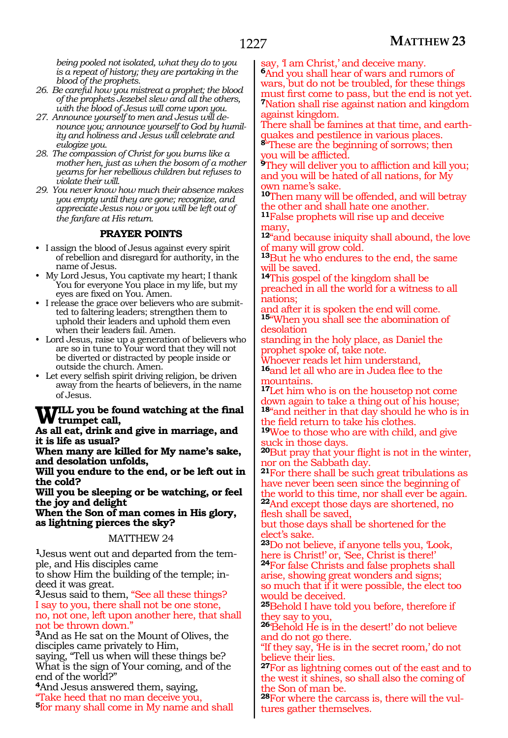*being pooled not isolated, what they do to you is a repeat of history; they are partaking in the blood of the prophets.*

26. *Be careful how you mistreat a prophet; the blood of the prophets Jezebel slew and all the others, with the blood of Jesus will come upon you.*
27. *Announce yourself to men and Jesus will denounce you; announce yourself to God by humility and holiness and Jesus will celebrate and eulogize you.*
28. *The compassion of Christ for you burns like a mother hen, just as when the bosom of a mother yearns for her rebellious children but refuses to violate their will.*
29. *You never know how much their absence makes you empty until they are gone; recognize, and appreciate Jesus now or you will be left out of the fanfare at His return.*

### PRAYER POINTS

- I assign the blood of Jesus against every spirit of rebellion and disregard for authority, in the name of Jesus.
- My Lord Jesus, You captivate my heart; I thank You for everyone You place in my life, but my eyes are fixed on You. Amen.
- I release the grace over believers who are submitted to faltering leaders; strengthen them to uphold their leaders and uphold them even when their leaders fail. Amen.
- Lord Jesus, raise up a generation of believers who are so in tune to Your word that they will not be diverted or distracted by people inside or outside the church. Amen.
- Let every selfish spirit driving religion, be driven away from the hearts of believers, in the name of Jesus.

**WILL you be found watching at the final trumpet call,**
**As all eat, drink and give in marriage, and it is life as usual?**
**When many are killed for My name's sake, and desolation unfolds,**
**Will you endure to the end, or be left out in the cold?**
**Will you be sleeping or be watching, or feel the joy and delight**
**When the Son of man comes in His glory, as lightning pierces the sky?**

## MATTHEW 24

**1**Jesus went out and departed from the temple, and His disciples came
to show Him the building of the temple; indeed it was great.
**2**Jesus said to them, "See all these things?
I say to you, there shall not be one stone, no, not one, left upon another here, that shall not be thrown down."
**3**And as He sat on the Mount of Olives, the disciples came privately to Him,
saying, "Tell us when will these things be?
What is the sign of Your coming, and of the end of the world?"
**4**And Jesus answered them, saying,
"Take heed that no man deceive you,
**5**for many shall come in My name and shall say, 'I am Christ,' and deceive many.
**6**And you shall hear of wars and rumors of wars, but do not be troubled, for these things must first come to pass, but the end is not yet.
**7**Nation shall rise against nation and kingdom against kingdom.
There shall be famines at that time, and earthquakes and pestilence in various places.
**8**"These are the beginning of sorrows; then you will be afflicted.
**9**They will deliver you to affliction and kill you; and you will be hated of all nations, for My own name's sake.
**10**Then many will be offended, and will betray the other and shall hate one another.
**11**False prophets will rise up and deceive many,
**12**"and because iniquity shall abound, the love of many will grow cold.
**13**But he who endures to the end, the same will be saved.
**14**This gospel of the kingdom shall be preached in all the world for a witness to all nations;
and after it is spoken the end will come.
**15**"When you shall see the abomination of desolation
standing in the holy place, as Daniel the prophet spoke of, take note.
Whoever reads let him understand,
**16**and let all who are in Judea flee to the mountains.
**17**Let him who is on the housetop not come down again to take a thing out of his house;
**18**"and neither in that day should he who is in the field return to take his clothes.
**19**Woe to those who are with child, and give suck in those days.
**20**But pray that your flight is not in the winter, nor on the Sabbath day.
**21**For there shall be such great tribulations as have never been seen since the beginning of the world to this time, nor shall ever be again.
**22**And except those days are shortened, no flesh shall be saved,
but those days shall be shortened for the elect's sake.
**23**Do not believe, if anyone tells you, 'Look, here is Christ!' or, 'See, Christ is there!'
**24**For false Christs and false prophets shall arise, showing great wonders and signs;
so much that if it were possible, the elect too would be deceived.
**25**Behold I have told you before, therefore if they say to you,
**26**'Behold He is in the desert!' do not believe and do not go there.
"If they say, 'He is in the secret room,' do not believe their lies.
**27**For as lightning comes out of the east and to the west it shines, so shall also the coming of the Son of man be.
**28**For where the carcass is, there will the vultures gather themselves.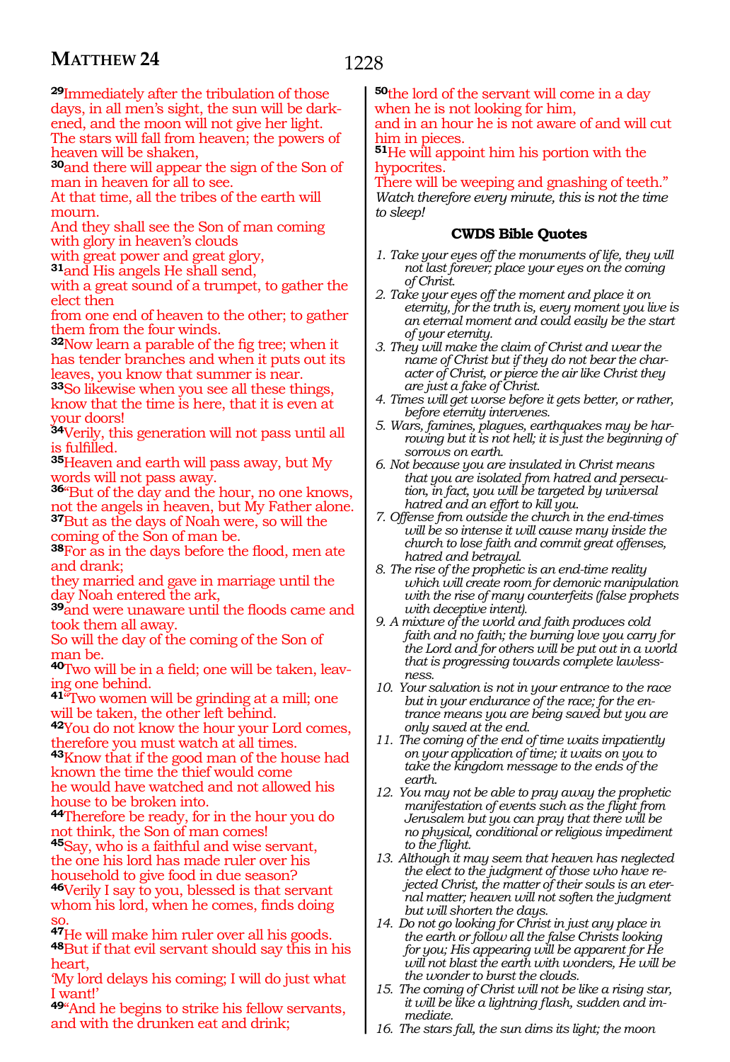**29**Immediately after the tribulation of those days, in all men's sight, the sun will be darkened, and the moon will not give her light.
The stars will fall from heaven; the powers of heaven will be shaken,
**30**and there will appear the sign of the Son of man in heaven for all to see.
At that time, all the tribes of the earth will mourn.
And they shall see the Son of man coming with glory in heaven's clouds
with great power and great glory,
**31**and His angels He shall send,
with a great sound of a trumpet, to gather the elect then
from one end of heaven to the other; to gather them from the four winds.
**32**Now learn a parable of the fig tree; when it has tender branches and when it puts out its leaves, you know that summer is near.
**33**So likewise when you see all these things, know that the time is here, that it is even at your doors!
**34**Verily, this generation will not pass until all is fulfilled.
**35**Heaven and earth will pass away, but My words will not pass away.
**36**"But of the day and the hour, no one knows, not the angels in heaven, but My Father alone.
**37**But as the days of Noah were, so will the coming of the Son of man be.
**38**For as in the days before the flood, men ate and drank;
they married and gave in marriage until the day Noah entered the ark,
**39**and were unaware until the floods came and took them all away.
So will the day of the coming of the Son of man be.
**40**Two will be in a field; one will be taken, leaving one behind.
**41**"Two women will be grinding at a mill; one will be taken, the other left behind.
**42**You do not know the hour your Lord comes, therefore you must watch at all times.
**43**Know that if the good man of the house had known the time the thief would come
he would have watched and not allowed his house to be broken into.
**44**Therefore be ready, for in the hour you do not think, the Son of man comes!
**45**Say, who is a faithful and wise servant, the one his lord has made ruler over his household to give food in due season?
**46**Verily I say to you, blessed is that servant whom his lord, when he comes, finds doing so.
**47**He will make him ruler over all his goods.
**48**But if that evil servant should say this in his heart,
'My lord delays his coming; I will do just what I want!'
**49**"And he begins to strike his fellow servants, and with the drunken eat and drink;
**50**the lord of the servant will come in a day when he is not looking for him,
and in an hour he is not aware of and will cut him in pieces.
**51**He will appoint him his portion with the hypocrites.
There will be weeping and gnashing of teeth."
*Watch therefore every minute, this is not the time to sleep!*

### CWDS Bible Quotes

1. *Take your eyes off the monuments of life, they will not last forever; place your eyes on the coming of Christ.*
2. *Take your eyes off the moment and place it on eternity, for the truth is, every moment you live is an eternal moment and could easily be the start of your eternity.*
3. *They will make the claim of Christ and wear the name of Christ but if they do not bear the character of Christ, or pierce the air like Christ they are just a fake of Christ.*
4. *Times will get worse before it gets better, or rather, before eternity intervenes.*
5. *Wars, famines, plagues, earthquakes may be harrowing but it is not hell; it is just the beginning of sorrows on earth.*
6. *Not because you are insulated in Christ means that you are isolated from hatred and persecution, in fact, you will be targeted by universal hatred and an effort to kill you.*
7. *Offense from outside the church in the end-times will be so intense it will cause many inside the church to lose faith and commit great offenses, hatred and betrayal.*
8. *The rise of the prophetic is an end-time reality which will create room for demonic manipulation with the rise of many counterfeits (false prophets with deceptive intent).*
9. *A mixture of the world and faith produces cold faith and no faith; the burning love you carry for the Lord and for others will be put out in a world that is progressing towards complete lawlessness.*
10. *Your salvation is not in your entrance to the race but in your endurance of the race; for the entrance means you are being saved but you are only saved at the end.*
11. *The coming of the end of time waits impatiently on your application of time; it waits on you to take the kingdom message to the ends of the earth.*
12. *You may not be able to pray away the prophetic manifestation of events such as the flight from Jerusalem but you can pray that there will be no physical, conditional or religious impediment to the flight.*
13. *Although it may seem that heaven has neglected the elect to the judgment of those who have rejected Christ, the matter of their souls is an eternal matter; heaven will not soften the judgment but will shorten the days.*
14. *Do not go looking for Christ in just any place in the earth or follow all the false Christs looking for you; His appearing will be apparent for He will not blast the earth with wonders, He will be the wonder to burst the clouds.*
15. *The coming of Christ will not be like a rising star, it will be like a lightning flash, sudden and immediate.*
16. *The stars fall, the sun dims its light; the moon*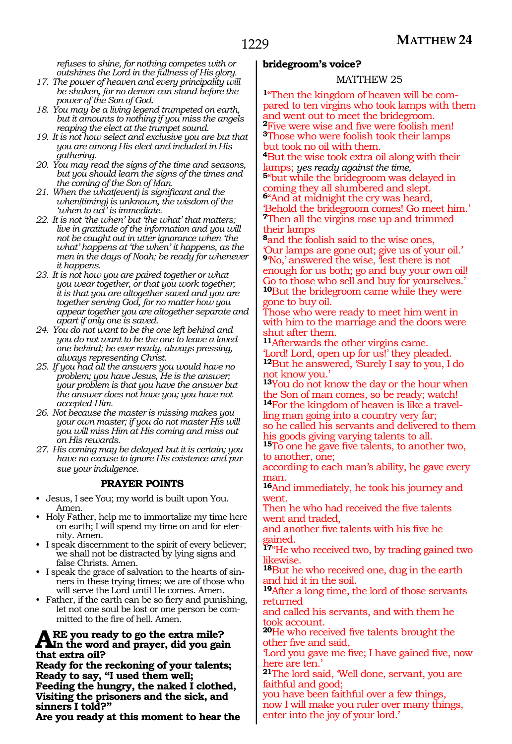*refuses to shine, for nothing competes with or outshines the Lord in the fullness of His glory.*

17. *The power of heaven and every principality will be shaken, for no demon can stand before the power of the Son of God.*
18. *You may be a living legend trumpeted on earth, but it amounts to nothing if you miss the angels reaping the elect at the trumpet sound.*
19. *It is not how select and exclusive you are but that you are among His elect and included in His gathering.*
20. *You may read the signs of the time and seasons, but you should learn the signs of the times and the coming of the Son of Man.*
21. *When the what(event) is significant and the when(timing) is unknown, the wisdom of the 'when to act' is immediate.*
22. *It is not 'the when' but 'the what' that matters; live in gratitude of the information and you will not be caught out in utter ignorance when 'the what' happens at 'the when' it happens, as the men in the days of Noah; be ready for whenever it happens.*
23. *It is not how you are paired together or what you wear together, or that you work together; it is that you are altogether saved and you are together serving God, for no matter how you appear together you are altogether separate and apart if only one is saved.*
24. *You do not want to be the one left behind and you do not want to be the one to leave a loved-one behind; be ever ready, always pressing, always representing Christ.*
25. *If you had all the answers you would have no problem; you have Jesus, He is the answer; your problem is that you have the answer but the answer does not have you; you have not accepted Him.*
26. *Not because the master is missing makes you your own master; if you do not master His will you will miss Him at His coming and miss out on His rewards.*
27. *His coming may be delayed but it is certain; you have no excuse to ignore His existence and pursue your indulgence.*

### PRAYER POINTS

- Jesus, I see You; my world is built upon You. Amen.
- Holy Father, help me to immortalize my time here on earth; I will spend my time on and for eternity. Amen.
- I speak discernment to the spirit of every believer; we shall not be distracted by lying signs and false Christs. Amen.
- I speak the grace of salvation to the hearts of sinners in these trying times; we are of those who will serve the Lord until He comes. Amen.
- Father, if the earth can be so fiery and punishing, let not one soul be lost or one person be committed to the fire of hell. Amen.

**ARE you ready to go the extra mile?**
**In the word and prayer, did you gain that extra oil?**
**Ready for the reckoning of your talents;**
**Ready to say, "I used them well;**
**Feeding the hungry, the naked I clothed,**
**Visiting the prisoners and the sick, and sinners I told?"**
**Are you ready at this moment to hear the bridegroom's voice?**

## MATTHEW 25

[1]"Then the kingdom of heaven will be compared to ten virgins who took lamps with them and went out to meet the bridegroom.
[2]Five were wise and five were foolish men!
[3]Those who were foolish took their lamps but took no oil with them.
[4]But the wise took extra oil along with their lamps; *yes ready against the time,*
[5]"but while the bridegroom was delayed in coming they all slumbered and slept.
[6]"And at midnight the cry was heard, 'Behold the bridegroom comes! Go meet him.'
[7]Then all the virgins rose up and trimmed their lamps
[8]and the foolish said to the wise ones, 'Our lamps are gone out; give us of your oil.'
[9]'No,' answered the wise, 'lest there is not enough for us both; go and buy your own oil! Go to those who sell and buy for yourselves.'
[10]But the bridegroom came while they were gone to buy oil.
Those who were ready to meet him went in with him to the marriage and the doors were shut after them.
[11]Afterwards the other virgins came.
'Lord! Lord, open up for us!' they pleaded.
[12]But he answered, 'Surely I say to you, I do not know you.'
[13]You do not know the day or the hour when the Son of man comes, so be ready; watch!
[14]For the kingdom of heaven is like a travelling man going into a country very far;
so he called his servants and delivered to them his goods giving varying talents to all.
[15]To one he gave five talents, to another two, to another, one;
according to each man's ability, he gave every man.
[16]And immediately, he took his journey and went.
Then he who had received the five talents went and traded,
and another five talents with his five he gained.
[17]"He who received two, by trading gained two likewise.
[18]But he who received one, dug in the earth and hid it in the soil.
[19]After a long time, the lord of those servants returned
and called his servants, and with them he took account.
[20]He who received five talents brought the other five and said,
'Lord you gave me five; I have gained five, now here are ten.'
[21]The lord said, 'Well done, servant, you are faithful and good;
you have been faithful over a few things,
now I will make you ruler over many things,
enter into the joy of your lord.'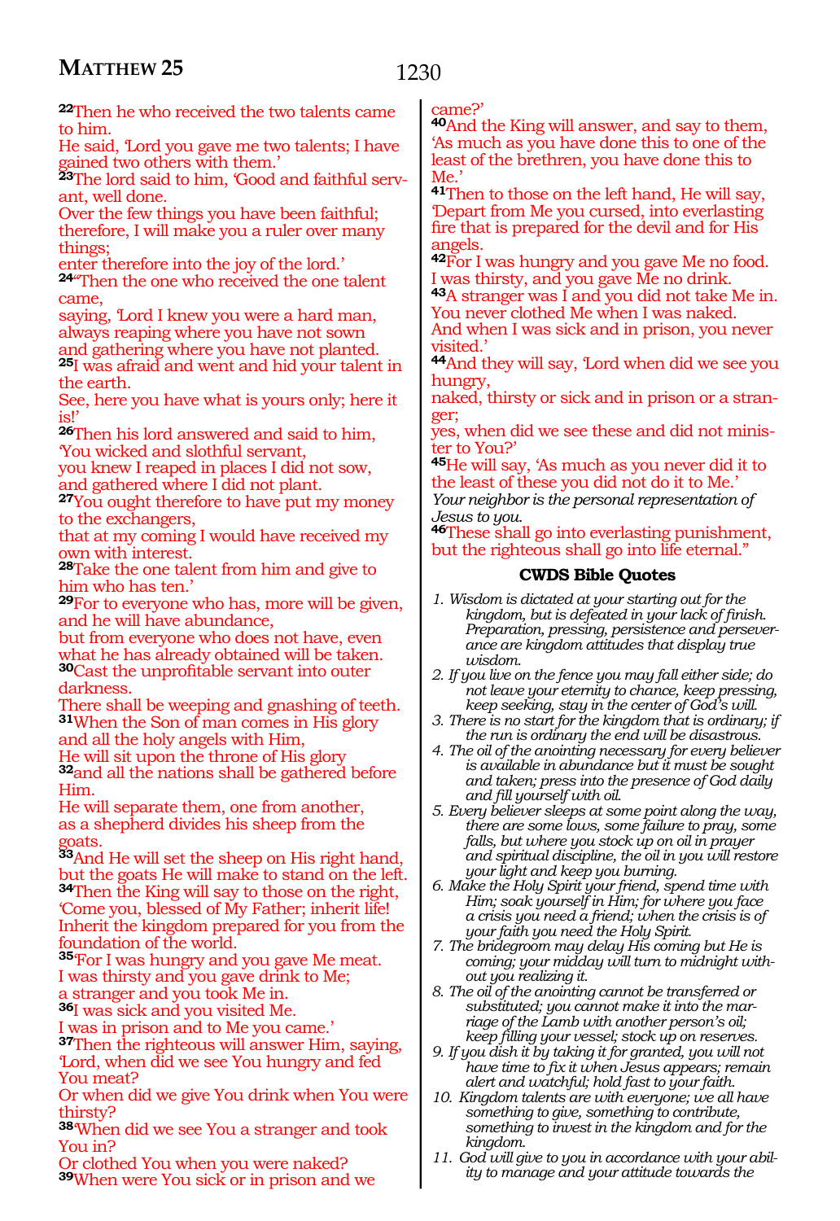[22]Then he who received the two talents came to him.
He said, 'Lord you gave me two talents; I have gained two others with them.'
[23]The lord said to him, 'Good and faithful servant, well done.
Over the few things you have been faithful; therefore, I will make you a ruler over many things;
enter therefore into the joy of the lord.'
[24]"Then the one who received the one talent came,
saying, 'Lord I knew you were a hard man, always reaping where you have not sown and gathering where you have not planted.
[25]I was afraid and went and hid your talent in the earth.
See, here you have what is yours only; here it is!'
[26]Then his lord answered and said to him, 'You wicked and slothful servant,
you knew I reaped in places I did not sow, and gathered where I did not plant.
[27]You ought therefore to have put my money to the exchangers,
that at my coming I would have received my own with interest.
[28]Take the one talent from him and give to him who has ten.'
[29]For to everyone who has, more will be given, and he will have abundance,
but from everyone who does not have, even what he has already obtained will be taken.
[30]Cast the unprofitable servant into outer darkness.
There shall be weeping and gnashing of teeth.
[31]When the Son of man comes in His glory and all the holy angels with Him,
He will sit upon the throne of His glory
[32]and all the nations shall be gathered before Him.
He will separate them, one from another, as a shepherd divides his sheep from the goats.
[33]And He will set the sheep on His right hand, but the goats He will make to stand on the left.
[34]Then the King will say to those on the right, 'Come you, blessed of My Father; inherit life!
Inherit the kingdom prepared for you from the foundation of the world.
[35]'For I was hungry and you gave Me meat.
I was thirsty and you gave drink to Me;
a stranger and you took Me in.
[36]I was sick and you visited Me.
I was in prison and to Me you came.'
[37]Then the righteous will answer Him, saying, 'Lord, when did we see You hungry and fed You meat?
Or when did we give You drink when You were thirsty?
[38]'When did we see You a stranger and took You in?
Or clothed You when you were naked?
[39]When were You sick or in prison and we came?'
[40]And the King will answer, and say to them, 'As much as you have done this to one of the least of the brethren, you have done this to Me.'
[41]Then to those on the left hand, He will say, 'Depart from Me you cursed, into everlasting fire that is prepared for the devil and for His angels.
[42]For I was hungry and you gave Me no food.
I was thirsty, and you gave Me no drink.
[43]A stranger was I and you did not take Me in.
You never clothed Me when I was naked.
And when I was sick and in prison, you never visited.'
[44]And they will say, 'Lord when did we see you hungry,
naked, thirsty or sick and in prison or a stranger;
yes, when did we see these and did not minister to You?'
[45]He will say, 'As much as you never did it to the least of these you did not do it to Me.'
*Your neighbor is the personal representation of Jesus to you.*
[46]These shall go into everlasting punishment, but the righteous shall go into life eternal."

## CWDS Bible Quotes

1. *Wisdom is dictated at your starting out for the kingdom, but is defeated in your lack of finish. Preparation, pressing, persistence and perseverance are kingdom attitudes that display true wisdom.*
2. *If you live on the fence you may fall either side; do not leave your eternity to chance, keep pressing, keep seeking, stay in the center of God's will.*
3. *There is no start for the kingdom that is ordinary; if the run is ordinary the end will be disastrous.*
4. *The oil of the anointing necessary for every believer is available in abundance but it must be sought and taken; press into the presence of God daily and fill yourself with oil.*
5. *Every believer sleeps at some point along the way, there are some lows, some failure to pray, some falls, but where you stock up on oil in prayer and spiritual discipline, the oil in you will restore your light and keep you burning.*
6. *Make the Holy Spirit your friend, spend time with Him; soak yourself in Him; for where you face a crisis you need a friend; when the crisis is of your faith you need the Holy Spirit.*
7. *The bridegroom may delay His coming but He is coming; your midday will turn to midnight without you realizing it.*
8. *The oil of the anointing cannot be transferred or substituted; you cannot make it into the marriage of the Lamb with another person's oil; keep filling your vessel; stock up on reserves.*
9. *If you dish it by taking it for granted, you will not have time to fix it when Jesus appears; remain alert and watchful; hold fast to your faith.*
10. *Kingdom talents are with everyone; we all have something to give, something to contribute, something to invest in the kingdom and for the kingdom.*
11. *God will give to you in accordance with your ability to manage and your attitude towards the*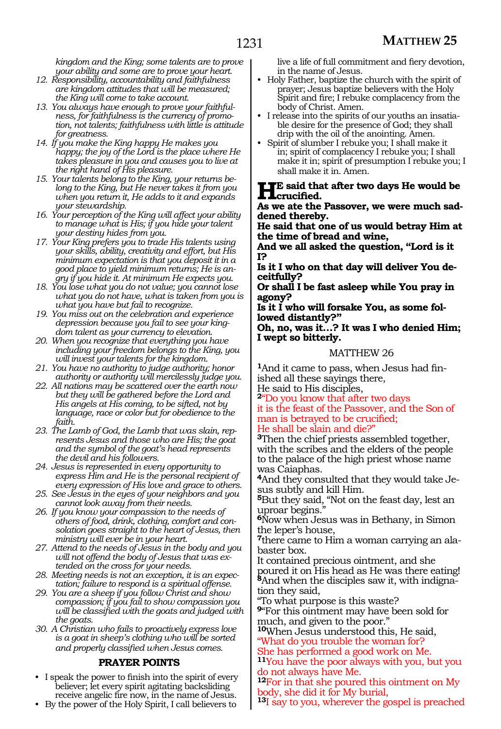*kingdom and the King; some talents are to prove your ability and some are to prove your heart.*

12. *Responsibility, accountability and faithfulness are kingdom attitudes that will be measured; the King will come to take account.*
13. *You always have enough to prove your faithfulness, for faithfulness is the currency of promotion, not talents; faithfulness with little is attitude for greatness.*
14. *If you make the King happy He makes you happy; the joy of the Lord is the place where He takes pleasure in you and causes you to live at the right hand of His pleasure.*
15. *Your talents belong to the King, your returns belong to the King, but He never takes it from you when you return it, He adds to it and expands your stewardship.*
16. *Your perception of the King will affect your ability to manage what is His; if you hide your talent your destiny hides from you.*
17. *Your King prefers you to trade His talents using your skills, ability, creativity and effort, but His minimum expectation is that you deposit it in a good place to yield minimum returns; He is angry if you hide it. At minimum He expects you.*
18. *You lose what you do not value; you cannot lose what you do not have, what is taken from you is what you have but fail to recognize.*
19. *You miss out on the celebration and experience depression because you fail to see your kingdom talent as your currency to elevation.*
20. *When you recognize that everything you have including your freedom belongs to the King, you will invest your talents for the kingdom.*
21. *You have no authority to judge authority; honor authority or authority will mercilessly judge you.*
22. *All nations may be scattered over the earth now but they will be gathered before the Lord and His angels at His coming, to be sifted, not by language, race or color but for obedience to the faith.*
23. *The Lamb of God, the Lamb that was slain, represents Jesus and those who are His; the goat and the symbol of the goat's head represents the devil and his followers.*
24. *Jesus is represented in every opportunity to express Him and He is the personal recipient of every expression of His love and grace to others.*
25. *See Jesus in the eyes of your neighbors and you cannot look away from their needs.*
26. *If you know your compassion to the needs of others of food, drink, clothing, comfort and consolation goes straight to the heart of Jesus, then ministry will ever be in your heart.*
27. *Attend to the needs of Jesus in the body and you will not offend the body of Jesus that was extended on the cross for your needs.*
28. *Meeting needs is not an exception, it is an expectation; failure to respond is a spiritual offense.*
29. *You are a sheep if you follow Christ and show compassion; if you fail to show compassion you will be classified with the goats and judged with the goats.*
30. *A Christian who fails to proactively express love is a goat in sheep's clothing who will be sorted and properly classified when Jesus comes.*

**PRAYER POINTS**

- I speak the power to finish into the spirit of every believer; let every spirit agitating backsliding receive angelic fire now, in the name of Jesus.
- By the power of the Holy Spirit, I call believers to live a life of full commitment and fiery devotion, in the name of Jesus.
- Holy Father, baptize the church with the spirit of prayer; Jesus baptize believers with the Holy Spirit and fire; I rebuke complacency from the body of Christ. Amen.
- I release into the spirits of our youths an insatiable desire for the presence of God; they shall drip with the oil of the anointing. Amen.
- Spirit of slumber I rebuke you; I shall make it in; spirit of complacency I rebuke you; I shall make it in; spirit of presumption I rebuke you; I shall make it in. Amen.

**He said that after two days He would be crucified.**
**As we ate the Passover, we were much saddened thereby.**
**He said that one of us would betray Him at the time of bread and wine,**
**And we all asked the question, "Lord is it I?**
**Is it I who on that day will deliver You deceitfully?**
**Or shall I be fast asleep while You pray in agony?**
**Is it I who will forsake You, as some followed distantly?"**
**Oh, no, was it…? It was I who denied Him; I wept so bitterly.**

## MATTHEW 26

[1]And it came to pass, when Jesus had finished all these sayings there,
He said to His disciples,
[2]"Do you know that after two days
it is the feast of the Passover, and the Son of man is betrayed to be crucified;
He shall be slain and die?"
[3]Then the chief priests assembled together, with the scribes and the elders of the people to the palace of the high priest whose name was Caiaphas.
[4]And they consulted that they would take Jesus subtly and kill Him.
[5]But they said, "Not on the feast day, lest an uproar begins."
[6]Now when Jesus was in Bethany, in Simon the leper's house,
[7]there came to Him a woman carrying an alabaster box.
It contained precious ointment, and she poured it on His head as He was there eating!
[8]And when the disciples saw it, with indignation they said,
"To what purpose is this waste?
[9]"For this ointment may have been sold for much, and given to the poor."
[10]When Jesus understood this, He said,
"What do you trouble the woman for?
She has performed a good work on Me.
[11]You have the poor always with you, but you do not always have Me.
[12]For in that she poured this ointment on My body, she did it for My burial,
[13]I say to you, wherever the gospel is preached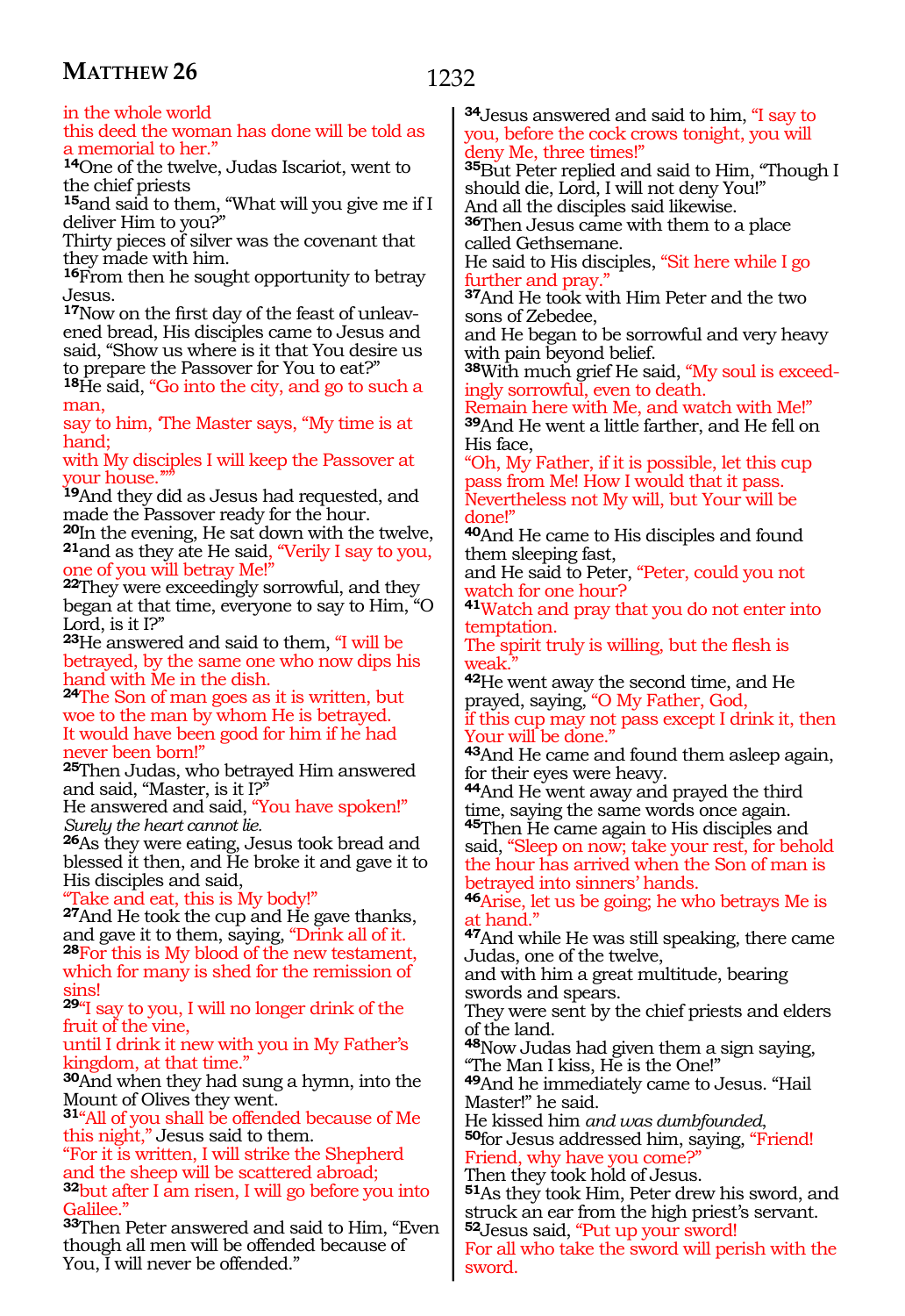in the whole world
this deed the woman has done will be told as a memorial to her."

**14**One of the twelve, Judas Iscariot, went to the chief priests
**15**and said to them, "What will you give me if I deliver Him to you?"
Thirty pieces of silver was the covenant that they made with him.
**16**From then he sought opportunity to betray Jesus.
**17**Now on the first day of the feast of unleavened bread, His disciples came to Jesus and said, "Show us where is it that You desire us to prepare the Passover for You to eat?"
**18**He said, "Go into the city, and go to such a man,
say to him, 'The Master says, "My time is at hand;
with My disciples I will keep the Passover at your house."'"
**19**And they did as Jesus had requested, and made the Passover ready for the hour.
**20**In the evening, He sat down with the twelve,
**21**and as they ate He said, "Verily I say to you, one of you will betray Me!"
**22**They were exceedingly sorrowful, and they began at that time, everyone to say to Him, "O Lord, is it I?"
**23**He answered and said to them, "I will be betrayed, by the same one who now dips his hand with Me in the dish.
**24**The Son of man goes as it is written, but woe to the man by whom He is betrayed.
It would have been good for him if he had never been born!"
**25**Then Judas, who betrayed Him answered and said, "Master, is it I?"
He answered and said, "You have spoken!"
*Surely the heart cannot lie.*
**26**As they were eating, Jesus took bread and blessed it then, and He broke it and gave it to His disciples and said,
"Take and eat, this is My body!"
**27**And He took the cup and He gave thanks, and gave it to them, saying, "Drink all of it.
**28**For this is My blood of the new testament, which for many is shed for the remission of sins!
**29**"I say to you, I will no longer drink of the fruit of the vine,
until I drink it new with you in My Father's kingdom, at that time."
**30**And when they had sung a hymn, into the Mount of Olives they went.
**31**"All of you shall be offended because of Me this night," Jesus said to them.
"For it is written, I will strike the Shepherd and the sheep will be scattered abroad;
**32**but after I am risen, I will go before you into Galilee."
**33**Then Peter answered and said to Him, "Even though all men will be offended because of You, I will never be offended."

**34**Jesus answered and said to him, "I say to you, before the cock crows tonight, you will deny Me, three times!"
**35**But Peter replied and said to Him, "Though I should die, Lord, I will not deny You!"
And all the disciples said likewise.
**36**Then Jesus came with them to a place called Gethsemane.
He said to His disciples, "Sit here while I go further and pray."
**37**And He took with Him Peter and the two sons of Zebedee,
and He began to be sorrowful and very heavy with pain beyond belief.
**38**With much grief He said, "My soul is exceedingly sorrowful, even to death.
Remain here with Me, and watch with Me!"
**39**And He went a little farther, and He fell on His face,
"Oh, My Father, if it is possible, let this cup pass from Me! How I would that it pass.
Nevertheless not My will, but Your will be done!"
**40**And He came to His disciples and found them sleeping fast,
and He said to Peter, "Peter, could you not watch for one hour?
**41**Watch and pray that you do not enter into temptation.
The spirit truly is willing, but the flesh is weak."
**42**He went away the second time, and He prayed, saying, "O My Father, God,
if this cup may not pass except I drink it, then Your will be done."
**43**And He came and found them asleep again, for their eyes were heavy.
**44**And He went away and prayed the third time, saying the same words once again.
**45**Then He came again to His disciples and said, "Sleep on now; take your rest, for behold the hour has arrived when the Son of man is betrayed into sinners' hands.
**46**Arise, let us be going; he who betrays Me is at hand."
**47**And while He was still speaking, there came Judas, one of the twelve,
and with him a great multitude, bearing swords and spears.
They were sent by the chief priests and elders of the land.
**48**Now Judas had given them a sign saying, "The Man I kiss, He is the One!"
**49**And he immediately came to Jesus. "Hail Master!" he said.
He kissed him *and was dumbfounded*,
**50**for Jesus addressed him, saying, "Friend! Friend, why have you come?"
Then they took hold of Jesus.
**51**As they took Him, Peter drew his sword, and struck an ear from the high priest's servant.
**52**Jesus said, "Put up your sword!
For all who take the sword will perish with the sword.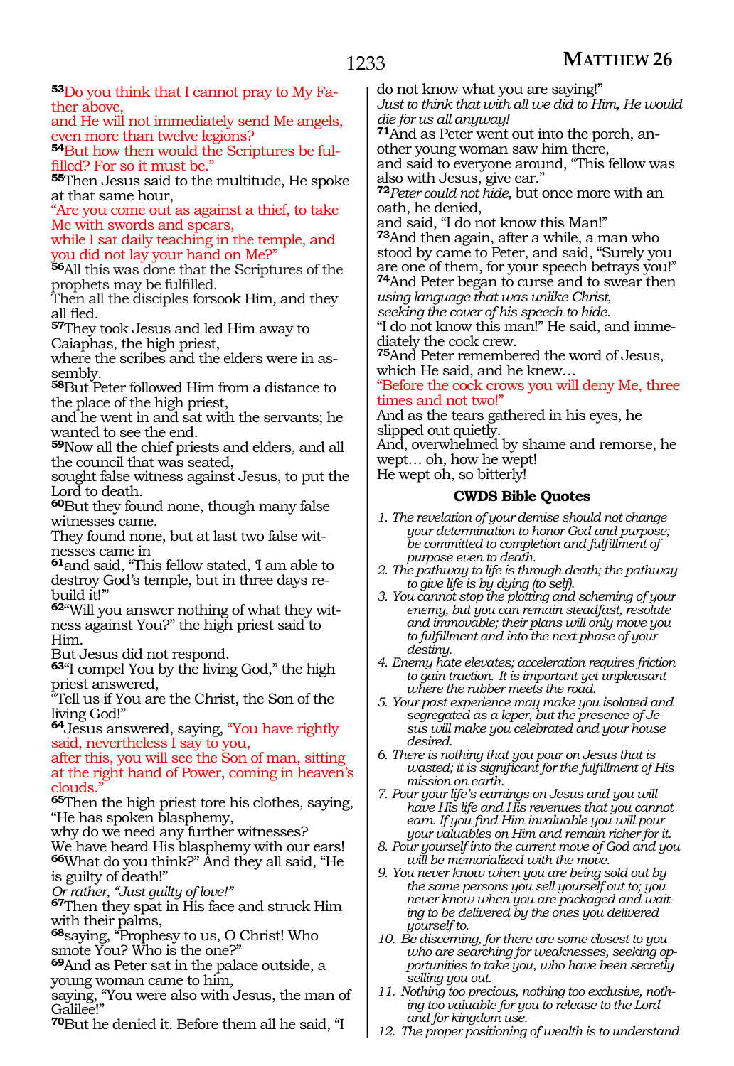[53]Do you think that I cannot pray to My Father above,
and He will not immediately send Me angels, even more than twelve legions?
[54]But how then would the Scriptures be fulfilled? For so it must be."
[55]Then Jesus said to the multitude, He spoke at that same hour,
"Are you come out as against a thief, to take Me with swords and spears,
while I sat daily teaching in the temple, and you did not lay your hand on Me?"
[56]All this was done that the Scriptures of the prophets may be fulfilled.
Then all the disciples forsook Him, and they all fled.
[57]They took Jesus and led Him away to Caiaphas, the high priest,
where the scribes and the elders were in assembly.
[58]But Peter followed Him from a distance to the place of the high priest,
and he went in and sat with the servants; he wanted to see the end.
[59]Now all the chief priests and elders, and all the council that was seated,
sought false witness against Jesus, to put the Lord to death.
[60]But they found none, though many false witnesses came.
They found none, but at last two false witnesses came in
[61]and said, "This fellow stated, 'I am able to destroy God's temple, but in three days rebuild it!'"
[62]"Will you answer nothing of what they witness against You?" the high priest said to Him.
But Jesus did not respond.
[63]"I compel You by the living God," the high priest answered,
"Tell us if You are the Christ, the Son of the living God!"
[64]Jesus answered, saying, "You have rightly said, nevertheless I say to you,
after this, you will see the Son of man, sitting at the right hand of Power, coming in heaven's clouds."
[65]Then the high priest tore his clothes, saying, "He has spoken blasphemy,
why do we need any further witnesses?
We have heard His blasphemy with our ears!
[66]What do you think?" And they all said, "He is guilty of death!"
*Or rather, "Just guilty of love!"*
[67]Then they spat in His face and struck Him with their palms,
[68]saying, "Prophesy to us, O Christ! Who smote You? Who is the one?"
[69]And as Peter sat in the palace outside, a young woman came to him,
saying, "You were also with Jesus, the man of Galilee!"
[70]But he denied it. Before them all he said, "I do not know what you are saying!"
*Just to think that with all we did to Him, He would die for us all anyway!*
[71]And as Peter went out into the porch, another young woman saw him there,
and said to everyone around, "This fellow was also with Jesus, give ear."
[72]*Peter could not hide,* but once more with an oath, he denied,
and said, "I do not know this Man!"
[73]And then again, after a while, a man who stood by came to Peter, and said, "Surely you are one of them, for your speech betrays you!"
[74]And Peter began to curse and to swear then
*using language that was unlike Christ,*
*seeking the cover of his speech to hide.*
"I do not know this man!" He said, and immediately the cock crew.
[75]And Peter remembered the word of Jesus, which He said, and he knew…
"Before the cock crows you will deny Me, three times and not two!"
And as the tears gathered in his eyes, he slipped out quietly.
And, overwhelmed by shame and remorse, he wept… oh, how he wept!
He wept oh, so bitterly!

### CWDS Bible Quotes

1. *The revelation of your demise should not change your determination to honor God and purpose; be committed to completion and fulfillment of purpose even to death.*
2. *The pathway to life is through death; the pathway to give life is by dying (to self).*
3. *You cannot stop the plotting and scheming of your enemy, but you can remain steadfast, resolute and immovable; their plans will only move you to fulfillment and into the next phase of your destiny.*
4. *Enemy hate elevates; acceleration requires friction to gain traction. It is important yet unpleasant where the rubber meets the road.*
5. *Your past experience may make you isolated and segregated as a leper, but the presence of Jesus will make you celebrated and your house desired.*
6. *There is nothing that you pour on Jesus that is wasted; it is significant for the fulfillment of His mission on earth.*
7. *Pour your life's earnings on Jesus and you will have His life and His revenues that you cannot earn. If you find Him invaluable you will pour your valuables on Him and remain richer for it.*
8. *Pour yourself into the current move of God and you will be memorialized with the move.*
9. *You never know when you are being sold out by the same persons you sell yourself out to; you never know when you are packaged and waiting to be delivered by the ones you delivered yourself to.*
10. *Be discerning, for there are some closest to you who are searching for weaknesses, seeking opportunities to take you, who have been secretly selling you out.*
11. *Nothing too precious, nothing too exclusive, nothing too valuable for you to release to the Lord and for kingdom use.*
12. *The proper positioning of wealth is to understand*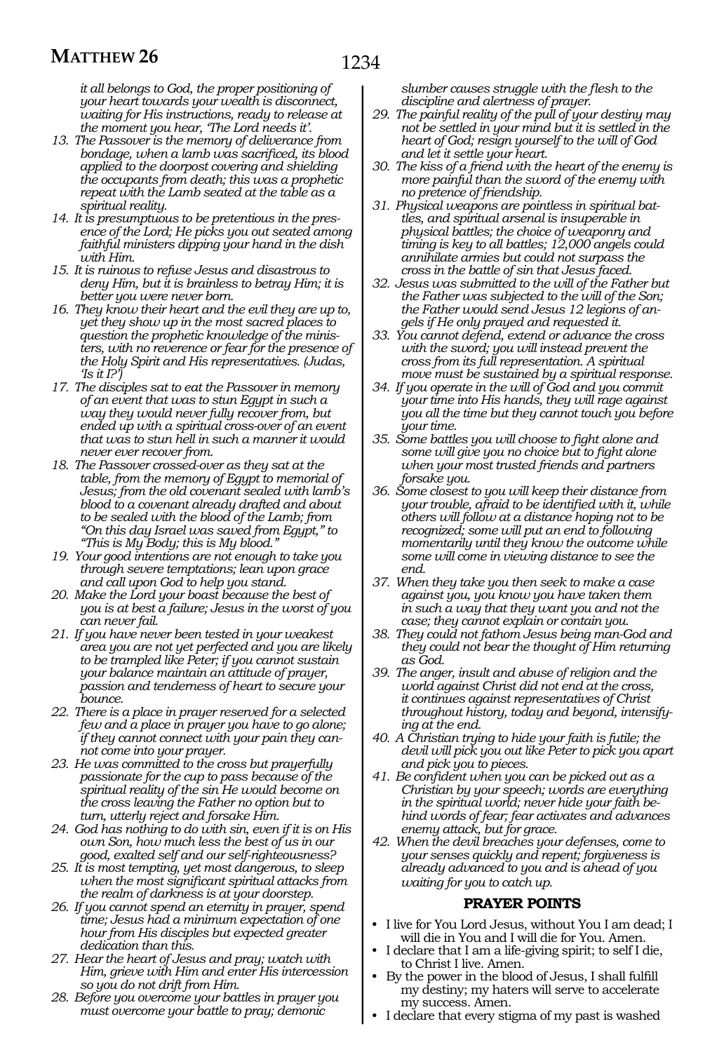*it all belongs to God, the proper positioning of your heart towards your wealth is disconnect, waiting for His instructions, ready to release at the moment you hear, 'The Lord needs it'.*

13. *The Passover is the memory of deliverance from bondage, when a lamb was sacrificed, its blood applied to the doorpost covering and shielding the occupants from death; this was a prophetic repeat with the Lamb seated at the table as a spiritual reality.*
14. *It is presumptuous to be pretentious in the presence of the Lord; He picks you out seated among faithful ministers dipping your hand in the dish with Him.*
15. *It is ruinous to refuse Jesus and disastrous to deny Him, but it is brainless to betray Him; it is better you were never born.*
16. *They know their heart and the evil they are up to, yet they show up in the most sacred places to question the prophetic knowledge of the ministers, with no reverence or fear for the presence of the Holy Spirit and His representatives. (Judas, 'Is it I?')*
17. *The disciples sat to eat the Passover in memory of an event that was to stun Egypt in such a way they would never fully recover from, but ended up with a spiritual cross-over of an event that was to stun hell in such a manner it would never ever recover from.*
18. *The Passover crossed-over as they sat at the table, from the memory of Egypt to memorial of Jesus; from the old covenant sealed with lamb's blood to a covenant already drafted and about to be sealed with the blood of the Lamb; from "On this day Israel was saved from Egypt," to "This is My Body; this is My blood."*
19. *Your good intentions are not enough to take you through severe temptations; lean upon grace and call upon God to help you stand.*
20. *Make the Lord your boast because the best of you is at best a failure; Jesus in the worst of you can never fail.*
21. *If you have never been tested in your weakest area you are not yet perfected and you are likely to be trampled like Peter; if you cannot sustain your balance maintain an attitude of prayer, passion and tenderness of heart to secure your bounce.*
22. *There is a place in prayer reserved for a selected few and a place in prayer you have to go alone; if they cannot connect with your pain they cannot come into your prayer.*
23. *He was committed to the cross but prayerfully passionate for the cup to pass because of the spiritual reality of the sin He would become on the cross leaving the Father no option but to turn, utterly reject and forsake Him.*
24. *God has nothing to do with sin, even if it is on His own Son, how much less the best of us in our good, exalted self and our self-righteousness?*
25. *It is most tempting, yet most dangerous, to sleep when the most significant spiritual attacks from the realm of darkness is at your doorstep.*
26. *If you cannot spend an eternity in prayer, spend time; Jesus had a minimum expectation of one hour from His disciples but expected greater dedication than this.*
27. *Hear the heart of Jesus and pray; watch with Him, grieve with Him and enter His intercession so you do not drift from Him.*
28. *Before you overcome your battles in prayer you must overcome your battle to pray; demonic slumber causes struggle with the flesh to the discipline and alertness of prayer.*
29. *The painful reality of the pull of your destiny may not be settled in your mind but it is settled in the heart of God; resign yourself to the will of God and let it settle your heart.*
30. *The kiss of a friend with the heart of the enemy is more painful than the sword of the enemy with no pretence of friendship.*
31. *Physical weapons are pointless in spiritual battles, and spiritual arsenal is insuperable in physical battles; the choice of weaponry and timing is key to all battles; 12,000 angels could annihilate armies but could not surpass the cross in the battle of sin that Jesus faced.*
32. *Jesus was submitted to the will of the Father but the Father was subjected to the will of the Son; the Father would send Jesus 12 legions of angels if He only prayed and requested it.*
33. *You cannot defend, extend or advance the cross with the sword; you will instead prevent the cross from its full representation. A spiritual move must be sustained by a spiritual response.*
34. *If you operate in the will of God and you commit your time into His hands, they will rage against you all the time but they cannot touch you before your time.*
35. *Some battles you will choose to fight alone and some will give you no choice but to fight alone when your most trusted friends and partners forsake you.*
36. *Some closest to you will keep their distance from your trouble, afraid to be identified with it, while others will follow at a distance hoping not to be recognized; some will put an end to following momentarily until they know the outcome while some will come in viewing distance to see the end.*
37. *When they take you then seek to make a case against you, you know you have taken them in such a way that they want you and not the case; they cannot explain or contain you.*
38. *They could not fathom Jesus being man-God and they could not bear the thought of Him returning as God.*
39. *The anger, insult and abuse of religion and the world against Christ did not end at the cross, it continues against representatives of Christ throughout history, today and beyond, intensifying at the end.*
40. *A Christian trying to hide your faith is futile; the devil will pick you out like Peter to pick you apart and pick you to pieces.*
41. *Be confident when you can be picked out as a Christian by your speech; words are everything in the spiritual world; never hide your faith behind words of fear; fear activates and advances enemy attack, but for grace.*
42. *When the devil breaches your defenses, come to your senses quickly and repent; forgiveness is already advanced to you and is ahead of you waiting for you to catch up.*

## PRAYER POINTS

- I live for You Lord Jesus, without You I am dead; I will die in You and I will die for You. Amen.
- I declare that I am a life-giving spirit; to self I die, to Christ I live. Amen.
- By the power in the blood of Jesus, I shall fulfill my destiny; my haters will serve to accelerate my success. Amen.
- I declare that every stigma of my past is washed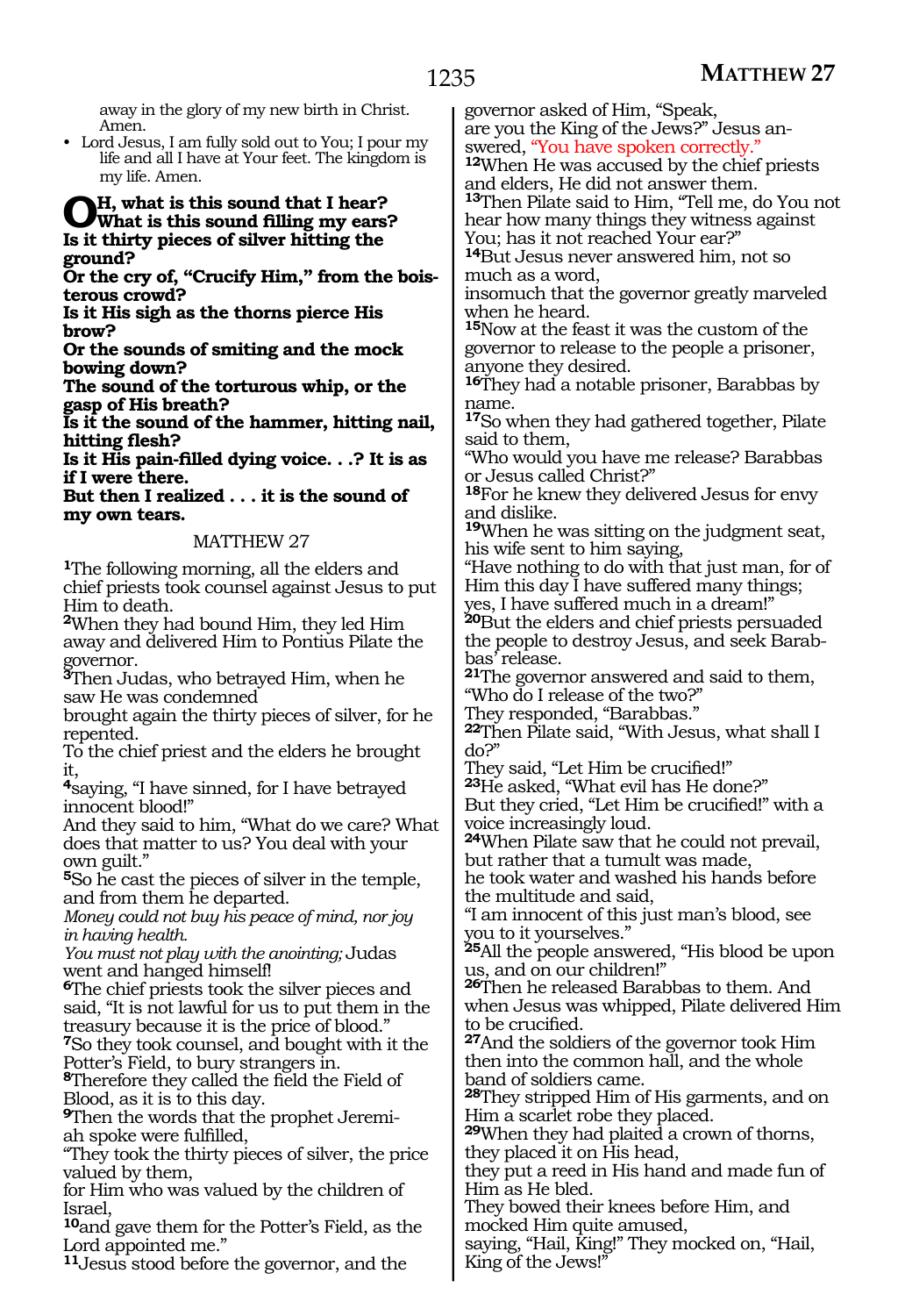away in the glory of my new birth in Christ. Amen.

- Lord Jesus, I am fully sold out to You; I pour my life and all I have at Your feet. The kingdom is my life. Amen.

**OH, what is this sound that I hear?**
**What is this sound filling my ears?**
**Is it thirty pieces of silver hitting the ground?**
**Or the cry of, "Crucify Him," from the boisterous crowd?**
**Is it His sigh as the thorns pierce His brow?**
**Or the sounds of smiting and the mock bowing down?**
**The sound of the torturous whip, or the gasp of His breath?**
**Is it the sound of the hammer, hitting nail, hitting flesh?**
**Is it His pain-filled dying voice. . .? It is as if I were there.**
**But then I realized . . . it is the sound of my own tears.**

## MATTHEW 27

**1**The following morning, all the elders and chief priests took counsel against Jesus to put Him to death.
**2**When they had bound Him, they led Him away and delivered Him to Pontius Pilate the governor.
**3**Then Judas, who betrayed Him, when he saw He was condemned
brought again the thirty pieces of silver, for he repented.
To the chief priest and the elders he brought it,
**4**saying, "I have sinned, for I have betrayed innocent blood!"
And they said to him, "What do we care? What does that matter to us? You deal with your own guilt."
**5**So he cast the pieces of silver in the temple, and from them he departed.
*Money could not buy his peace of mind, nor joy in having health.*
*You must not play with the anointing;* Judas went and hanged himself!
**6**The chief priests took the silver pieces and said, "It is not lawful for us to put them in the treasury because it is the price of blood."
**7**So they took counsel, and bought with it the Potter's Field, to bury strangers in.
**8**Therefore they called the field the Field of Blood, as it is to this day.
**9**Then the words that the prophet Jeremiah spoke were fulfilled,
"They took the thirty pieces of silver, the price valued by them,
for Him who was valued by the children of Israel,
**10**and gave them for the Potter's Field, as the Lord appointed me."
**11**Jesus stood before the governor, and the governor asked of Him, "Speak,
are you the King of the Jews?" Jesus answered, "You have spoken correctly."
**12**When He was accused by the chief priests and elders, He did not answer them.
**13**Then Pilate said to Him, "Tell me, do You not hear how many things they witness against You; has it not reached Your ear?"
**14**But Jesus never answered him, not so much as a word,
insomuch that the governor greatly marveled when he heard.
**15**Now at the feast it was the custom of the governor to release to the people a prisoner, anyone they desired.
**16**They had a notable prisoner, Barabbas by name.
**17**So when they had gathered together, Pilate said to them,
"Who would you have me release? Barabbas or Jesus called Christ?"
**18**For he knew they delivered Jesus for envy and dislike.
**19**When he was sitting on the judgment seat, his wife sent to him saying,
"Have nothing to do with that just man, for of Him this day I have suffered many things;
yes, I have suffered much in a dream!"
**20**But the elders and chief priests persuaded the people to destroy Jesus, and seek Barabbas' release.
**21**The governor answered and said to them, "Who do I release of the two?"
They responded, "Barabbas."
**22**Then Pilate said, "With Jesus, what shall I do?"
They said, "Let Him be crucified!"
**23**He asked, "What evil has He done?"
But they cried, "Let Him be crucified!" with a voice increasingly loud.
**24**When Pilate saw that he could not prevail, but rather that a tumult was made,
he took water and washed his hands before the multitude and said,
"I am innocent of this just man's blood, see you to it yourselves."
**25**All the people answered, "His blood be upon us, and on our children!"
**26**Then he released Barabbas to them. And when Jesus was whipped, Pilate delivered Him to be crucified.
**27**And the soldiers of the governor took Him then into the common hall, and the whole band of soldiers came.
**28**They stripped Him of His garments, and on Him a scarlet robe they placed.
**29**When they had plaited a crown of thorns, they placed it on His head,
they put a reed in His hand and made fun of Him as He bled.
They bowed their knees before Him, and mocked Him quite amused,
saying, "Hail, King!" They mocked on, "Hail, King of the Jews!"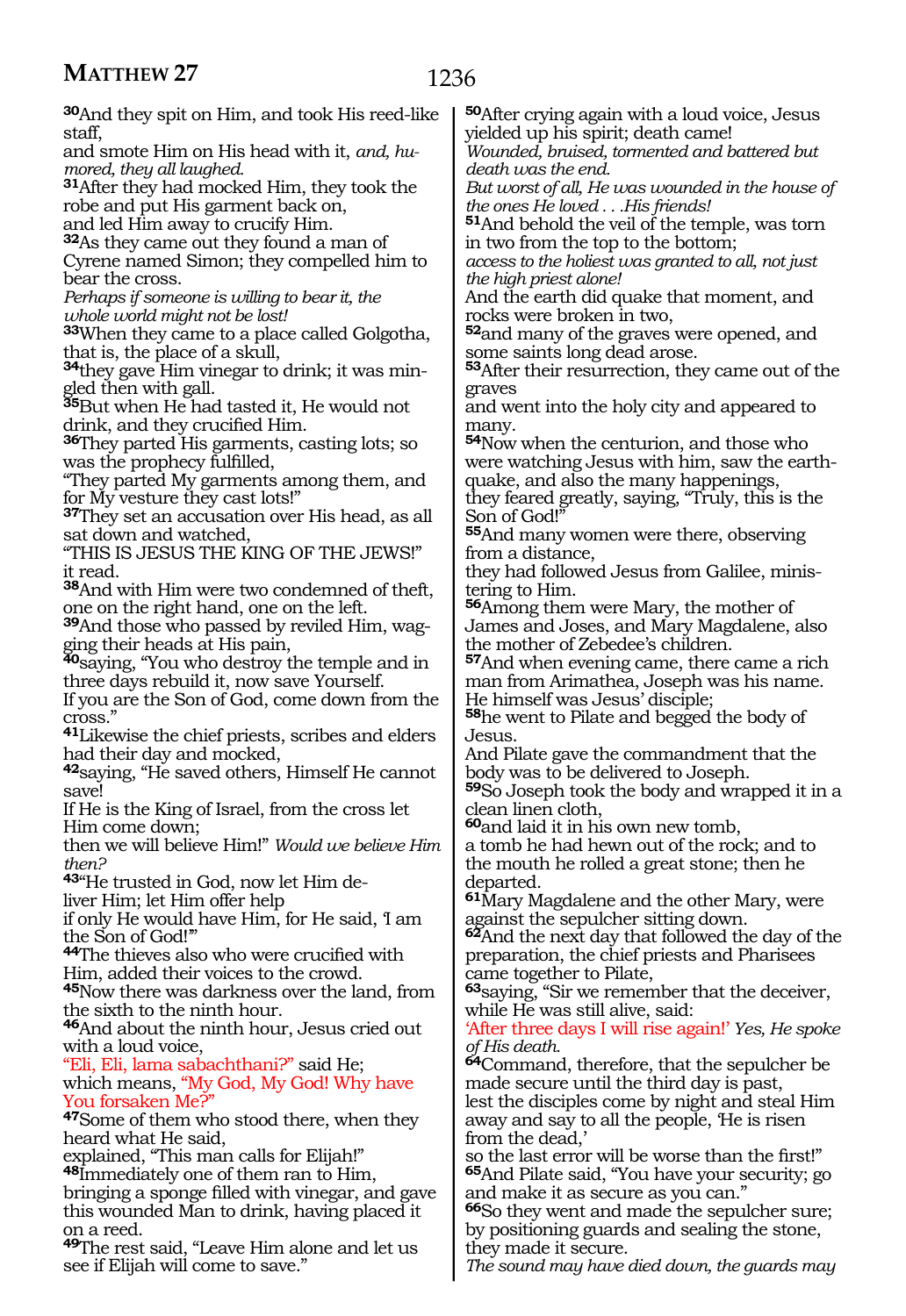**30**And they spit on Him, and took His reed-like staff,
and smote Him on His head with it, *and, humored, they all laughed.*
**31**After they had mocked Him, they took the robe and put His garment back on,
and led Him away to crucify Him.
**32**As they came out they found a man of Cyrene named Simon; they compelled him to bear the cross.
*Perhaps if someone is willing to bear it, the whole world might not be lost!*
**33**When they came to a place called Golgotha, that is, the place of a skull,
**34**they gave Him vinegar to drink; it was mingled then with gall.
**35**But when He had tasted it, He would not drink, and they crucified Him.
**36**They parted His garments, casting lots; so was the prophecy fulfilled,
"They parted My garments among them, and for My vesture they cast lots!"
**37**They set an accusation over His head, as all sat down and watched,
"THIS IS JESUS THE KING OF THE JEWS!" it read.
**38**And with Him were two condemned of theft, one on the right hand, one on the left.
**39**And those who passed by reviled Him, wagging their heads at His pain,
**40**saying, "You who destroy the temple and in three days rebuild it, now save Yourself.
If you are the Son of God, come down from the cross."
**41**Likewise the chief priests, scribes and elders had their day and mocked,
**42**saying, "He saved others, Himself He cannot save!
If He is the King of Israel, from the cross let Him come down;
then we will believe Him!" *Would we believe Him then?*
**43**"He trusted in God, now let Him deliver Him; let Him offer help
if only He would have Him, for He said, 'I am the Son of God!'"
**44**The thieves also who were crucified with Him, added their voices to the crowd.
**45**Now there was darkness over the land, from the sixth to the ninth hour.
**46**And about the ninth hour, Jesus cried out with a loud voice,
"Eli, Eli, lama sabachthani?" said He;
which means, "My God, My God! Why have You forsaken Me?"
**47**Some of them who stood there, when they heard what He said,
explained, "This man calls for Elijah!"
**48**Immediately one of them ran to Him, bringing a sponge filled with vinegar, and gave this wounded Man to drink, having placed it on a reed.
**49**The rest said, "Leave Him alone and let us see if Elijah will come to save."
**50**After crying again with a loud voice, Jesus yielded up his spirit; death came!
*Wounded, bruised, tormented and battered but death was the end.*
*But worst of all, He was wounded in the house of the ones He loved . . .His friends!*
**51**And behold the veil of the temple, was torn in two from the top to the bottom;
*access to the holiest was granted to all, not just the high priest alone!*
And the earth did quake that moment, and rocks were broken in two,
**52**and many of the graves were opened, and some saints long dead arose.
**53**After their resurrection, they came out of the graves
and went into the holy city and appeared to many.
**54**Now when the centurion, and those who were watching Jesus with him, saw the earthquake, and also the many happenings,
they feared greatly, saying, "Truly, this is the Son of God!"
**55**And many women were there, observing from a distance,
they had followed Jesus from Galilee, ministering to Him.
**56**Among them were Mary, the mother of James and Joses, and Mary Magdalene, also the mother of Zebedee's children.
**57**And when evening came, there came a rich man from Arimathea, Joseph was his name.
He himself was Jesus' disciple;
**58**he went to Pilate and begged the body of Jesus.
And Pilate gave the commandment that the body was to be delivered to Joseph.
**59**So Joseph took the body and wrapped it in a clean linen cloth,
**60**and laid it in his own new tomb,
a tomb he had hewn out of the rock; and to the mouth he rolled a great stone; then he departed.
**61**Mary Magdalene and the other Mary, were against the sepulcher sitting down.
**62**And the next day that followed the day of the preparation, the chief priests and Pharisees came together to Pilate,
**63**saying, "Sir we remember that the deceiver, while He was still alive, said:
'After three days I will rise again!' *Yes, He spoke of His death.*
**64**Command, therefore, that the sepulcher be made secure until the third day is past,
lest the disciples come by night and steal Him away and say to all the people, 'He is risen from the dead,'
so the last error will be worse than the first!"
**65**And Pilate said, "You have your security; go and make it as secure as you can."
**66**So they went and made the sepulcher sure; by positioning guards and sealing the stone, they made it secure.
*The sound may have died down, the guards may*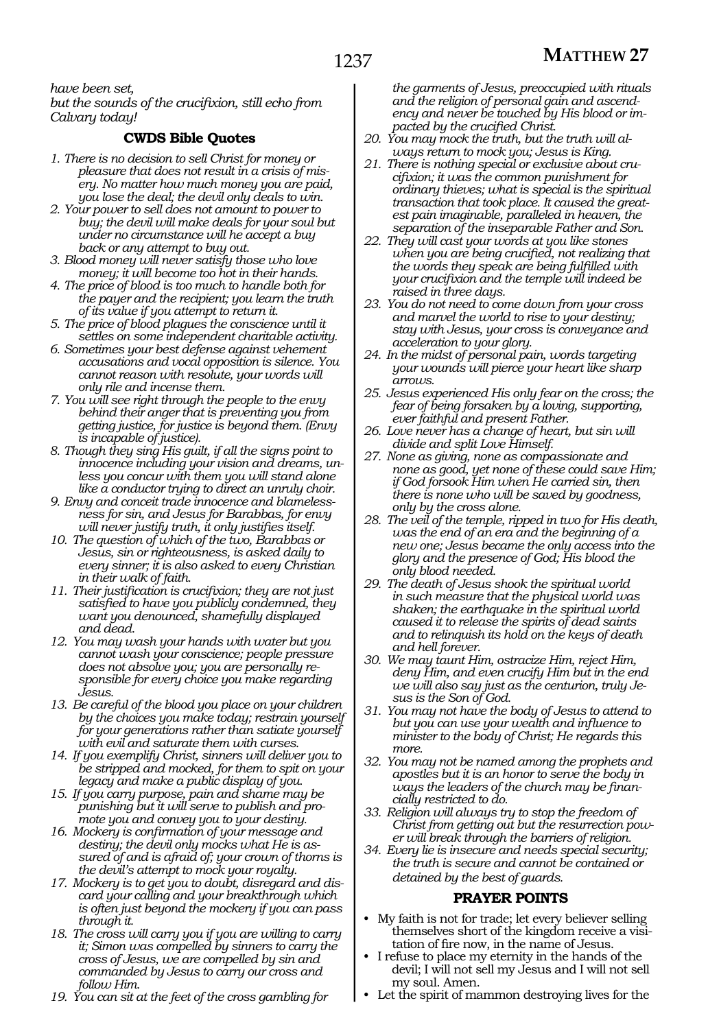*have been set,*
*but the sounds of the crucifixion, still echo from Calvary today!*

### CWDS Bible Quotes

1. *There is no decision to sell Christ for money or pleasure that does not result in a crisis of misery. No matter how much money you are paid, you lose the deal; the devil only deals to win.*
2. *Your power to sell does not amount to power to buy; the devil will make deals for your soul but under no circumstance will he accept a buy back or any attempt to buy out.*
3. *Blood money will never satisfy those who love money; it will become too hot in their hands.*
4. *The price of blood is too much to handle both for the payer and the recipient; you learn the truth of its value if you attempt to return it.*
5. *The price of blood plagues the conscience until it settles on some independent charitable activity.*
6. *Sometimes your best defense against vehement accusations and vocal opposition is silence. You cannot reason with resolute, your words will only rile and incense them.*
7. *You will see right through the people to the envy behind their anger that is preventing you from getting justice, for justice is beyond them. (Envy is incapable of justice).*
8. *Though they sing His guilt, if all the signs point to innocence including your vision and dreams, unless you concur with them you will stand alone like a conductor trying to direct an unruly choir.*
9. *Envy and conceit trade innocence and blamelessness for sin, and Jesus for Barabbas, for envy will never justify truth, it only justifies itself.*
10. *The question of which of the two, Barabbas or Jesus, sin or righteousness, is asked daily to every sinner; it is also asked to every Christian in their walk of faith.*
11. *Their justification is crucifixion; they are not just satisfied to have you publicly condemned, they want you denounced, shamefully displayed and dead.*
12. *You may wash your hands with water but you cannot wash your conscience; people pressure does not absolve you; you are personally responsible for every choice you make regarding Jesus.*
13. *Be careful of the blood you place on your children by the choices you make today; restrain yourself for your generations rather than satiate yourself with evil and saturate them with curses.*
14. *If you exemplify Christ, sinners will deliver you to be stripped and mocked, for them to spit on your legacy and make a public display of you.*
15. *If you carry purpose, pain and shame may be punishing but it will serve to publish and promote you and convey you to your destiny.*
16. *Mockery is confirmation of your message and destiny; the devil only mocks what He is assured of and is afraid of; your crown of thorns is the devil's attempt to mock your royalty.*
17. *Mockery is to get you to doubt, disregard and discard your calling and your breakthrough which is often just beyond the mockery if you can pass through it.*
18. *The cross will carry you if you are willing to carry it; Simon was compelled by sinners to carry the cross of Jesus, we are compelled by sin and commanded by Jesus to carry our cross and follow Him.*
19. *You can sit at the feet of the cross gambling for the garments of Jesus, preoccupied with rituals and the religion of personal gain and ascendency and never be touched by His blood or impacted by the crucified Christ.*
20. *You may mock the truth, but the truth will always return to mock you; Jesus is King.*
21. *There is nothing special or exclusive about crucifixion; it was the common punishment for ordinary thieves; what is special is the spiritual transaction that took place. It caused the greatest pain imaginable, paralleled in heaven, the separation of the inseparable Father and Son.*
22. *They will cast your words at you like stones when you are being crucified, not realizing that the words they speak are being fulfilled with your crucifixion and the temple will indeed be raised in three days.*
23. *You do not need to come down from your cross and marvel the world to rise to your destiny; stay with Jesus, your cross is conveyance and acceleration to your glory.*
24. *In the midst of personal pain, words targeting your wounds will pierce your heart like sharp arrows.*
25. *Jesus experienced His only fear on the cross; the fear of being forsaken by a loving, supporting, ever faithful and present Father.*
26. *Love never has a change of heart, but sin will divide and split Love Himself.*
27. *None as giving, none as compassionate and none as good, yet none of these could save Him; if God forsook Him when He carried sin, then there is none who will be saved by goodness, only by the cross alone.*
28. *The veil of the temple, ripped in two for His death, was the end of an era and the beginning of a new one; Jesus became the only access into the glory and the presence of God; His blood the only blood needed.*
29. *The death of Jesus shook the spiritual world in such measure that the physical world was shaken; the earthquake in the spiritual world caused it to release the spirits of dead saints and to relinquish its hold on the keys of death and hell forever.*
30. *We may taunt Him, ostracize Him, reject Him, deny Him, and even crucify Him but in the end we will also say just as the centurion, truly Jesus is the Son of God.*
31. *You may not have the body of Jesus to attend to but you can use your wealth and influence to minister to the body of Christ; He regards this more.*
32. *You may not be named among the prophets and apostles but it is an honor to serve the body in ways the leaders of the church may be financially restricted to do.*
33. *Religion will always try to stop the freedom of Christ from getting out but the resurrection power will break through the barriers of religion.*
34. *Every lie is insecure and needs special security; the truth is secure and cannot be contained or detained by the best of guards.*

### PRAYER POINTS

- My faith is not for trade; let every believer selling themselves short of the kingdom receive a visitation of fire now, in the name of Jesus.
- I refuse to place my eternity in the hands of the devil; I will not sell my Jesus and I will not sell my soul. Amen.
- Let the spirit of mammon destroying lives for the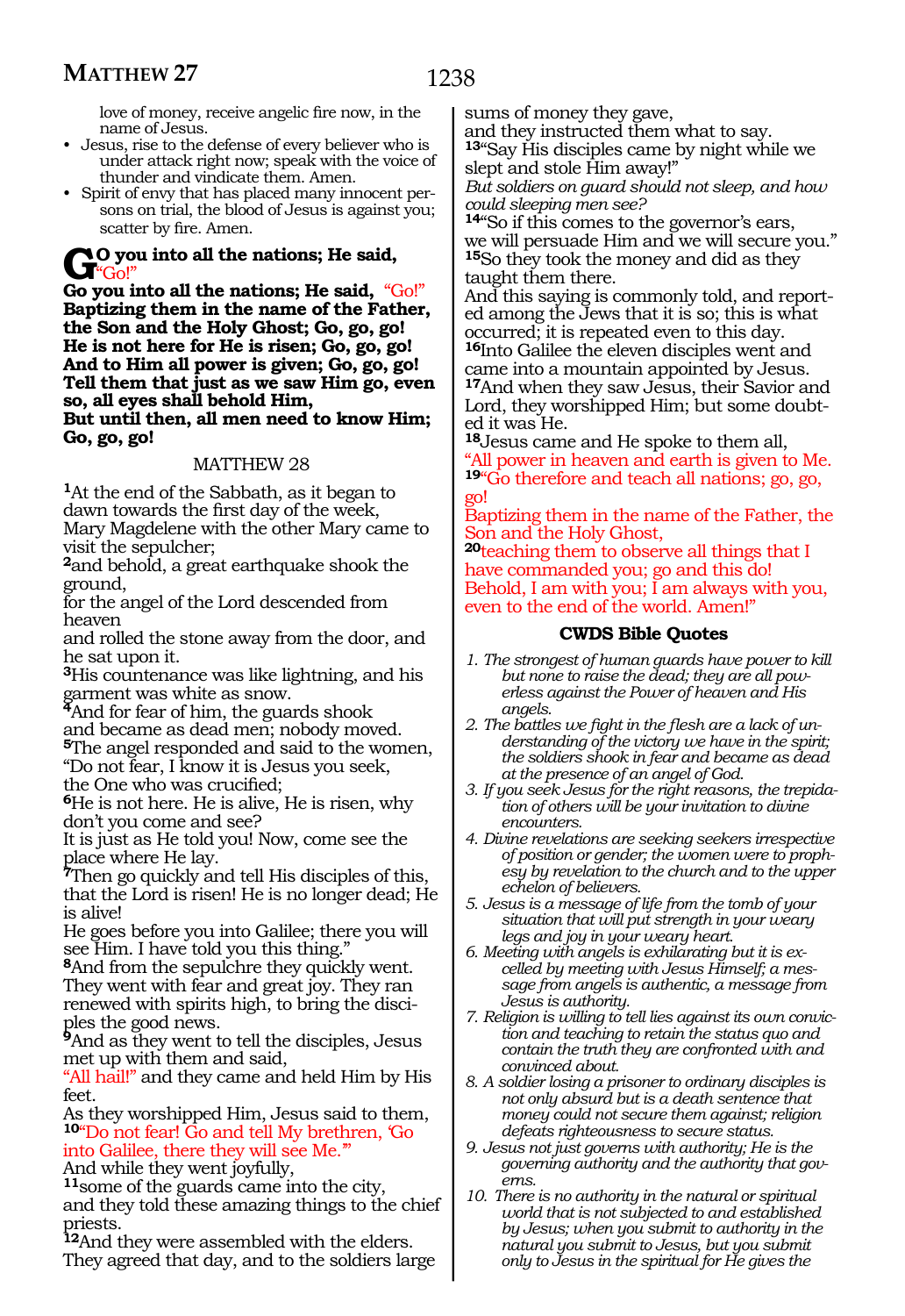love of money, receive angelic fire now, in the name of Jesus.

- Jesus, rise to the defense of every believer who is under attack right now; speak with the voice of thunder and vindicate them. Amen.
- Spirit of envy that has placed many innocent persons on trial, the blood of Jesus is against you; scatter by fire. Amen.

**GO you into all the nations; He said, "Go!"**
**Go you into all the nations; He said, "Go!"**
**Baptizing them in the name of the Father, the Son and the Holy Ghost; Go, go, go!**
**He is not here for He is risen; Go, go, go!**
**And to Him all power is given; Go, go, go!**
**Tell them that just as we saw Him go, even so, all eyes shall behold Him,**
**But until then, all men need to know Him; Go, go, go!**

## MATTHEW 28

[1]At the end of the Sabbath, as it began to dawn towards the first day of the week,
Mary Magdelene with the other Mary came to visit the sepulcher;
[2]and behold, a great earthquake shook the ground,
for the angel of the Lord descended from heaven
and rolled the stone away from the door, and he sat upon it.
[3]His countenance was like lightning, and his garment was white as snow.
[4]And for fear of him, the guards shook
and became as dead men; nobody moved.
[5]The angel responded and said to the women,
"Do not fear, I know it is Jesus you seek,
the One who was crucified;
[6]He is not here. He is alive, He is risen, why don't you come and see?
It is just as He told you! Now, come see the place where He lay.
[7]Then go quickly and tell His disciples of this, that the Lord is risen! He is no longer dead; He is alive!
He goes before you into Galilee; there you will see Him. I have told you this thing."
[8]And from the sepulchre they quickly went.
They went with fear and great joy. They ran renewed with spirits high, to bring the disciples the good news.
[9]And as they went to tell the disciples, Jesus met up with them and said,
"All hail!" and they came and held Him by His feet.
As they worshipped Him, Jesus said to them,
[10]"Do not fear! Go and tell My brethren, 'Go into Galilee, there they will see Me.'"
And while they went joyfully,
[11]some of the guards came into the city,
and they told these amazing things to the chief priests.
[12]And they were assembled with the elders.
They agreed that day, and to the soldiers large sums of money they gave,
and they instructed them what to say.
[13]"Say His disciples came by night while we slept and stole Him away!"
*But soldiers on guard should not sleep, and how could sleeping men see?*
[14]"So if this comes to the governor's ears,
we will persuade Him and we will secure you."
[15]So they took the money and did as they taught them there.
And this saying is commonly told, and reported among the Jews that it is so; this is what occurred; it is repeated even to this day.
[16]Into Galilee the eleven disciples went and came into a mountain appointed by Jesus.
[17]And when they saw Jesus, their Savior and Lord, they worshipped Him; but some doubted it was He.
[18]Jesus came and He spoke to them all,
"All power in heaven and earth is given to Me.
[19]"Go therefore and teach all nations; go, go, go!
Baptizing them in the name of the Father, the Son and the Holy Ghost,
[20]teaching them to observe all things that I have commanded you; go and this do!
Behold, I am with you; I am always with you, even to the end of the world. Amen!"

### CWDS Bible Quotes

1. *The strongest of human guards have power to kill but none to raise the dead; they are all powerless against the Power of heaven and His angels.*
2. *The battles we fight in the flesh are a lack of understanding of the victory we have in the spirit; the soldiers shook in fear and became as dead at the presence of an angel of God.*
3. *If you seek Jesus for the right reasons, the trepidation of others will be your invitation to divine encounters.*
4. *Divine revelations are seeking seekers irrespective of position or gender; the women were to prophesy by revelation to the church and to the upper echelon of believers.*
5. *Jesus is a message of life from the tomb of your situation that will put strength in your weary legs and joy in your weary heart.*
6. *Meeting with angels is exhilarating but it is excelled by meeting with Jesus Himself; a message from angels is authentic, a message from Jesus is authority.*
7. *Religion is willing to tell lies against its own conviction and teaching to retain the status quo and contain the truth they are confronted with and convinced about.*
8. *A soldier losing a prisoner to ordinary disciples is not only absurd but is a death sentence that money could not secure them against; religion defeats righteousness to secure status.*
9. *Jesus not just governs with authority; He is the governing authority and the authority that governs.*
10. *There is no authority in the natural or spiritual world that is not subjected to and established by Jesus; when you submit to authority in the natural you submit to Jesus, but you submit only to Jesus in the spiritual for He gives the*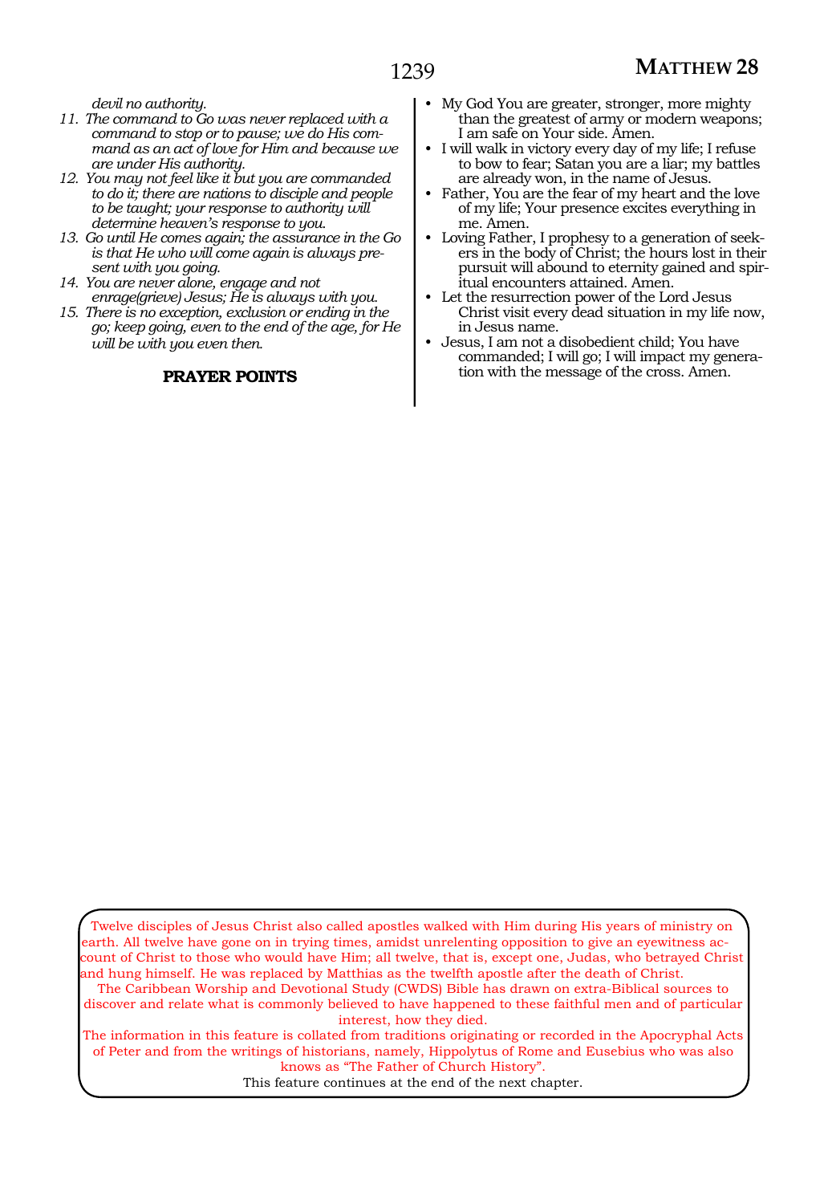*devil no authority.*

11. *The command to Go was never replaced with a command to stop or to pause; we do His command as an act of love for Him and because we are under His authority.*
12. *You may not feel like it but you are commanded to do it; there are nations to disciple and people to be taught; your response to authority will determine heaven's response to you.*
13. *Go until He comes again; the assurance in the Go is that He who will come again is always present with you going.*
14. *You are never alone, engage and not enrage(grieve) Jesus; He is always with you.*
15. *There is no exception, exclusion or ending in the go; keep going, even to the end of the age, for He will be with you even then.*

**PRAYER POINTS**

- My God You are greater, stronger, more mighty than the greatest of army or modern weapons; I am safe on Your side. Amen.
- I will walk in victory every day of my life; I refuse to bow to fear; Satan you are a liar; my battles are already won, in the name of Jesus.
- Father, You are the fear of my heart and the love of my life; Your presence excites everything in me. Amen.
- Loving Father, I prophesy to a generation of seekers in the body of Christ; the hours lost in their pursuit will abound to eternity gained and spiritual encounters attained. Amen.
- Let the resurrection power of the Lord Jesus Christ visit every dead situation in my life now, in Jesus name.
- Jesus, I am not a disobedient child; You have commanded; I will go; I will impact my generation with the message of the cross. Amen.

Twelve disciples of Jesus Christ also called apostles walked with Him during His years of ministry on earth. All twelve have gone on in trying times, amidst unrelenting opposition to give an eyewitness account of Christ to those who would have Him; all twelve, that is, except one, Judas, who betrayed Christ and hung himself. He was replaced by Matthias as the twelfth apostle after the death of Christ.

The Caribbean Worship and Devotional Study (CWDS) Bible has drawn on extra-Biblical sources to discover and relate what is commonly believed to have happened to these faithful men and of particular interest, how they died.

The information in this feature is collated from traditions originating or recorded in the Apocryphal Acts of Peter and from the writings of historians, namely, Hippolytus of Rome and Eusebius who was also knows as "The Father of Church History".

This feature continues at the end of the next chapter.